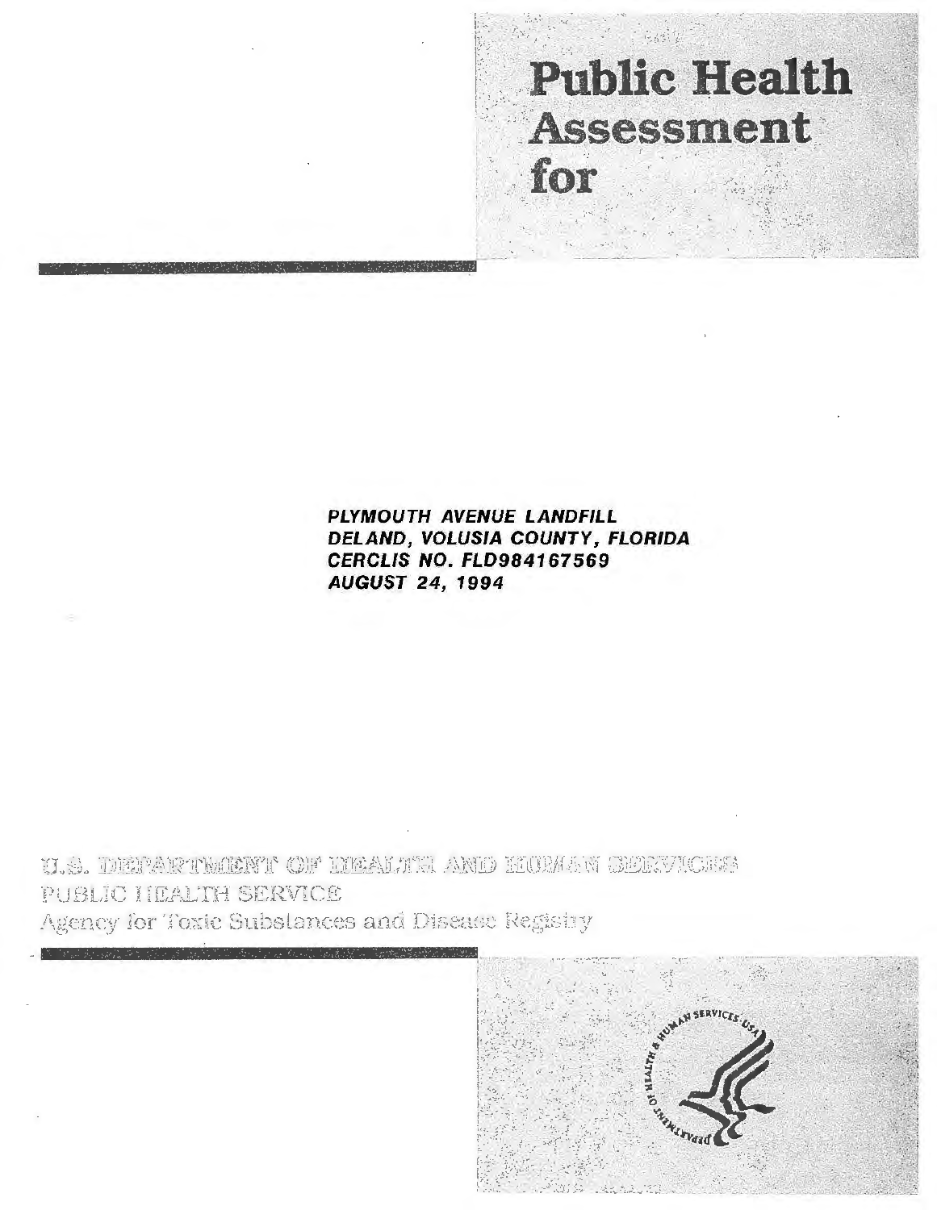# Public Health Assessment for

***PLYMOUTH AVENUE LANDFILL***
***DELAND, VOLUSIA COUNTY, FLORIDA***
***CERCLIS NO. FLD984167569***
***AUGUST 24, 1994***

U.S. DEPARTMENT OF HEALTH AND HUMAN SERVICES
PUBLIC HEALTH SERVICE
Agency for Toxic Substances and Disease Registry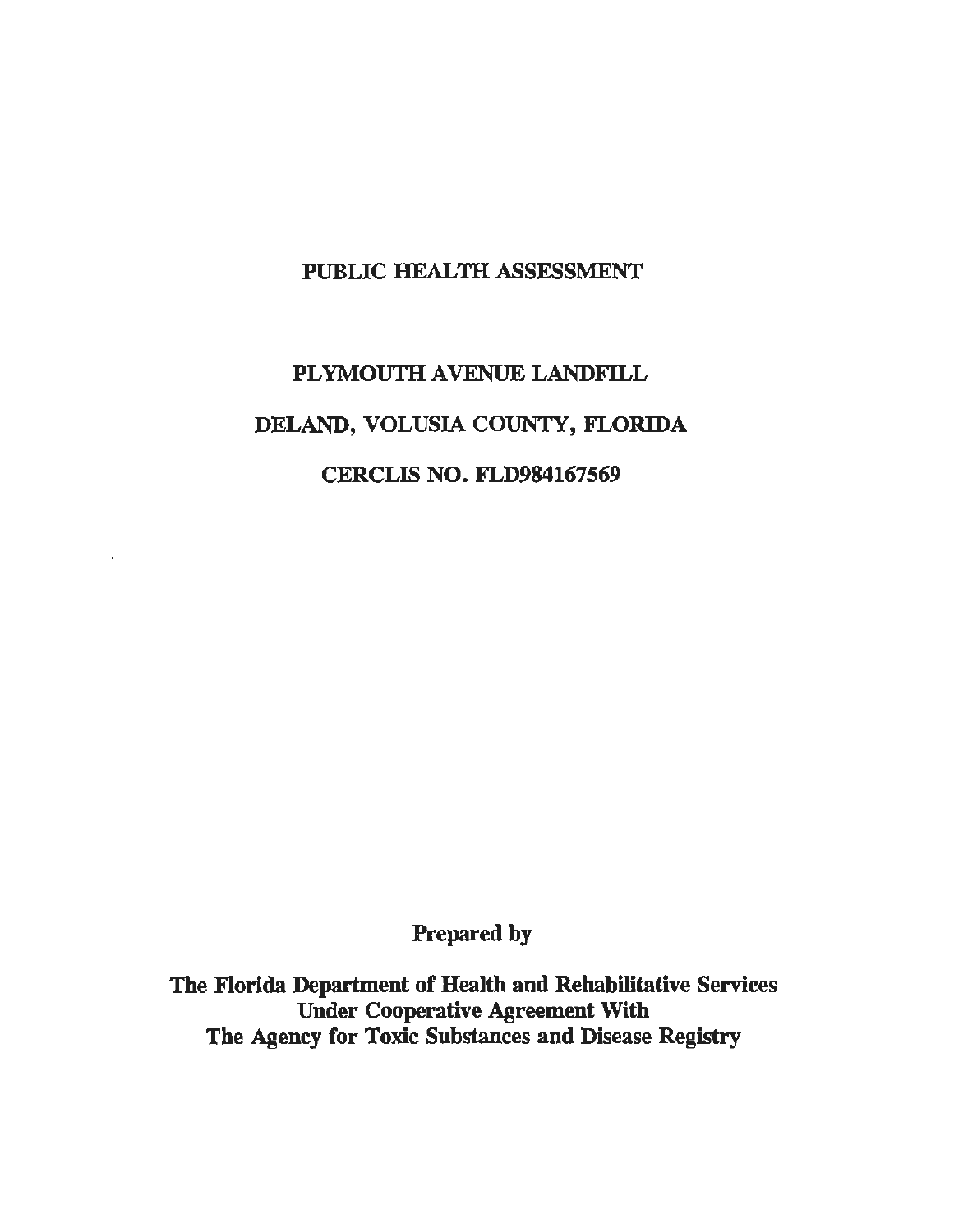# PUBLIC HEALTH ASSESSMENT

## PLYMOUTH AVENUE LANDFILL

## DELAND, VOLUSIA COUNTY, FLORIDA

## CERCLIS NO. FLD984167569

**Prepared by**

**The Florida Department of Health and Rehabilitative Services**
**Under Cooperative Agreement With**
**The Agency for Toxic Substances and Disease Registry**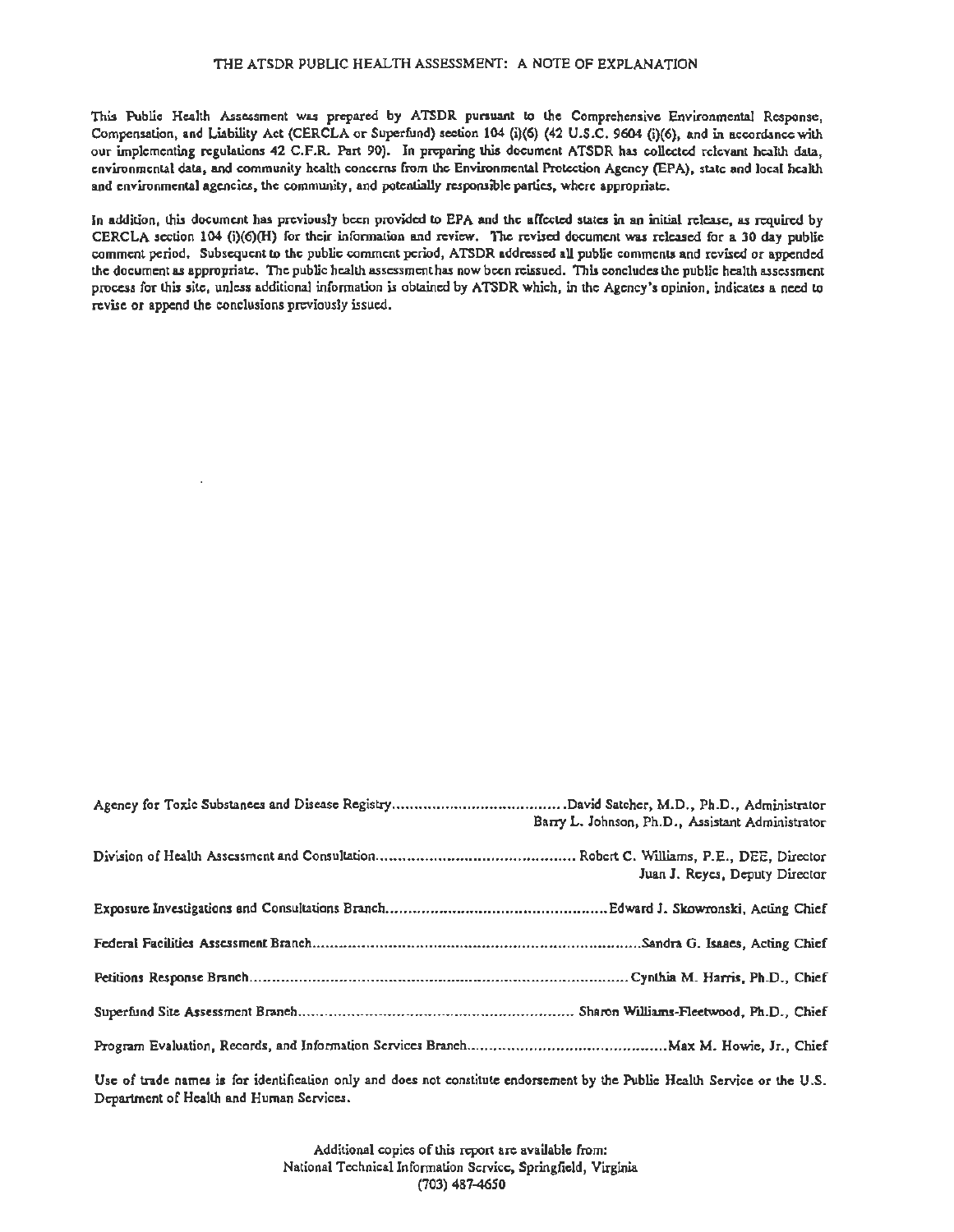# THE ATSDR PUBLIC HEALTH ASSESSMENT: A NOTE OF EXPLANATION

This Public Health Assessment was prepared by ATSDR pursuant to the Comprehensive Environmental Response, Compensation, and Liability Act (CERCLA or Superfund) section 104 (i)(6) (42 U.S.C. 9604 (i)(6), and in accordance with our implementing regulations 42 C.F.R. Part 90). In preparing this document ATSDR has collected relevant health data, environmental data, and community health concerns from the Environmental Protection Agency (EPA), state and local health and environmental agencies, the community, and potentially responsible parties, where appropriate.

In addition, this document has previously been provided to EPA and the affected states in an initial release, as required by CERCLA section 104 (i)(6)(H) for their information and review. The revised document was released for a 30 day public comment period. Subsequent to the public comment period, ATSDR addressed all public comments and revised or appended the document as appropriate. The public health assessment has now been reissued. This concludes the public health assessment process for this site, unless additional information is obtained by ATSDR which, in the Agency's opinion, indicates a need to revise or append the conclusions previously issued.

Agency for Toxic Substances and Disease Registry....................................David Satcher, M.D., Ph.D., Administrator
Barry L. Johnson, Ph.D., Assistant Administrator

Division of Health Assessment and Consultation............................................Robert C. Williams, P.E., DEE, Director
Juan J. Reyes, Deputy Director

Exposure Investigations and Consultations Branch................................................Edward J. Skowronski, Acting Chief

Federal Facilities Assessment Branch..........................................................................Sandra G. Isaacs, Acting Chief

Petitions Response Branch.....................................................................................Cynthia M. Harris, Ph.D., Chief

Superfund Site Assessment Branch.............................................................Sharon Williams-Fleetwood, Ph.D., Chief

Program Evaluation, Records, and Information Services Branch............................................Max M. Howie, Jr., Chief

Use of trade names is for identification only and does not constitute endorsement by the Public Health Service or the U.S. Department of Health and Human Services.

Additional copies of this report are available from:
National Technical Information Service, Springfield, Virginia
(703) 487-4650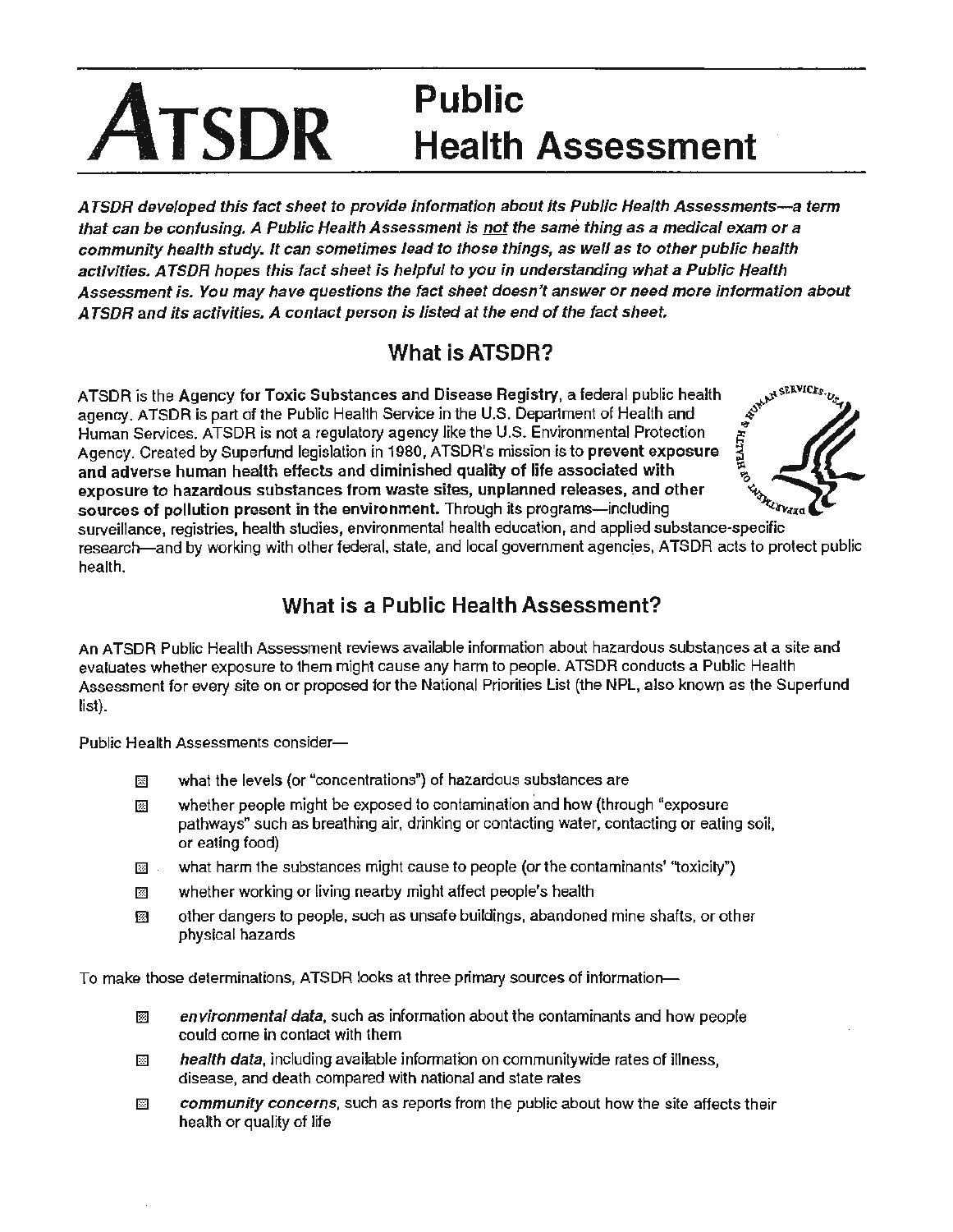# ATSDR Public Health Assessment

***ATSDR developed this fact sheet to provide information about its Public Health Assessments—a term that can be confusing. A Public Health Assessment is not the same thing as a medical exam or a community health study. It can sometimes lead to those things, as well as to other public health activities. ATSDR hopes this fact sheet is helpful to you in understanding what a Public Health Assessment is. You may have questions the fact sheet doesn't answer or need more information about ATSDR and its activities. A contact person is listed at the end of the fact sheet.***

## What is ATSDR?

ATSDR is the **Agency for Toxic Substances and Disease Registry**, a federal public health agency. ATSDR is part of the Public Health Service in the U.S. Department of Health and Human Services. ATSDR is not a regulatory agency like the U.S. Environmental Protection Agency. Created by Superfund legislation in 1980, ATSDR's mission is to **prevent exposure and adverse human health effects and diminished quality of life associated with exposure to hazardous substances from waste sites, unplanned releases, and other sources of pollution present in the environment.** Through its programs—including surveillance, registries, health studies, environmental health education, and applied substance-specific research—and by working with other federal, state, and local government agencies, ATSDR acts to protect public health.

## What is a Public Health Assessment?

An ATSDR Public Health Assessment reviews available information about hazardous substances at a site and evaluates whether exposure to them might cause any harm to people. ATSDR conducts a Public Health Assessment for every site on or proposed for the National Priorities List (the NPL, also known as the Superfund list).

Public Health Assessments consider—

- what the levels (or "concentrations") of hazardous substances are
- whether people might be exposed to contamination and how (through "exposure pathways" such as breathing air, drinking or contacting water, contacting or eating soil, or eating food)
- what harm the substances might cause to people (or the contaminants' "toxicity")
- whether working or living nearby might affect people's health
- other dangers to people, such as unsafe buildings, abandoned mine shafts, or other physical hazards

To make those determinations, ATSDR looks at three primary sources of information—

- ***environmental data***, such as information about the contaminants and how people could come in contact with them
- ***health data***, including available information on communitywide rates of illness, disease, and death compared with national and state rates
- ***community concerns***, such as reports from the public about how the site affects their health or quality of life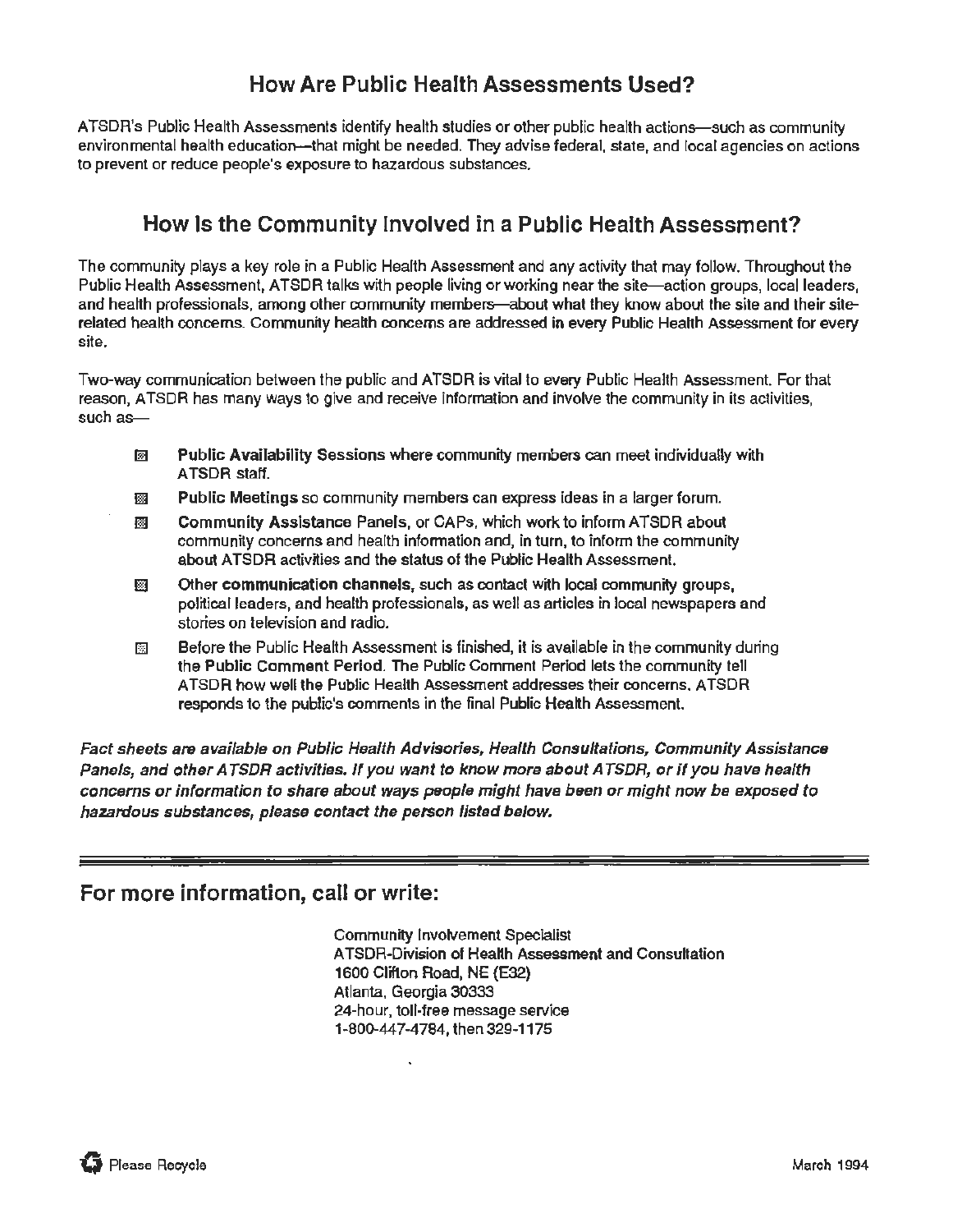## How Are Public Health Assessments Used?

ATSDR's Public Health Assessments identify health studies or other public health actions—such as community environmental health education—that might be needed. They advise federal, state, and local agencies on actions to prevent or reduce people's exposure to hazardous substances.

## How Is the Community Involved in a Public Health Assessment?

The community plays a key role in a Public Health Assessment and any activity that may follow. Throughout the Public Health Assessment, ATSDR talks with people living or working near the site—action groups, local leaders, and health professionals, among other community members—about what they know about the site and their site-related health concerns. Community health concerns are addressed in every Public Health Assessment for every site.

Two-way communication between the public and ATSDR is vital to every Public Health Assessment. For that reason, ATSDR has many ways to give and receive information and involve the community in its activities, such as—

- **Public Availability Sessions** where community members can meet individually with ATSDR staff.
- **Public Meetings** so community members can express ideas in a larger forum.
- **Community Assistance** Panels, or CAPs, which work to inform ATSDR about community concerns and health information and, in turn, to inform the community about ATSDR activities and the status of the Public Health Assessment.
- Other **communication channels**, such as contact with local community groups, political leaders, and health professionals, as well as articles in local newspapers and stories on television and radio.
- Before the Public Health Assessment is finished, it is available in the community during the **Public Comment Period**. The Public Comment Period lets the community tell ATSDR how well the Public Health Assessment addresses their concerns. ATSDR responds to the public's comments in the final Public Health Assessment.

***Fact sheets are available on Public Health Advisories, Health Consultations, Community Assistance Panels, and other ATSDR activities. If you want to know more about ATSDR, or if you have health concerns or information to share about ways people might have been or might now be exposed to hazardous substances, please contact the person listed below.***

---

## For more information, call or write:

Community Involvement Specialist
ATSDR-Division of Health Assessment and Consultation
1600 Clifton Road, NE (E32)
Atlanta, Georgia 30333
24-hour, toll-free message service
1-800-447-4784, then 329-1175

Please Recycle

March 1994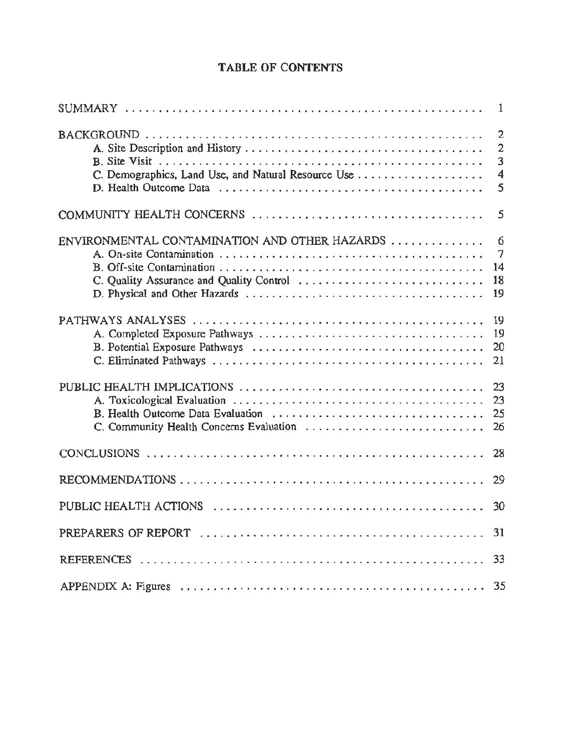# TABLE OF CONTENTS

| | |
|---|---|
| SUMMARY | 1 |
| BACKGROUND | 2 |
| A. Site Description and History | 2 |
| B. Site Visit | 3 |
| C. Demographics, Land Use, and Natural Resource Use | 4 |
| D. Health Outcome Data | 5 |
| COMMUNITY HEALTH CONCERNS | 5 |
| ENVIRONMENTAL CONTAMINATION AND OTHER HAZARDS | 6 |
| A. On-site Contamination | 7 |
| B. Off-site Contamination | 14 |
| C. Quality Assurance and Quality Control | 18 |
| D. Physical and Other Hazards | 19 |
| PATHWAYS ANALYSES | 19 |
| A. Completed Exposure Pathways | 19 |
| B. Potential Exposure Pathways | 20 |
| C. Eliminated Pathways | 21 |
| PUBLIC HEALTH IMPLICATIONS | 23 |
| A. Toxicological Evaluation | 23 |
| B. Health Outcome Data Evaluation | 25 |
| C. Community Health Concerns Evaluation | 26 |
| CONCLUSIONS | 28 |
| RECOMMENDATIONS | 29 |
| PUBLIC HEALTH ACTIONS | 30 |
| PREPARERS OF REPORT | 31 |
| REFERENCES | 33 |
| APPENDIX A: Figures | 35 |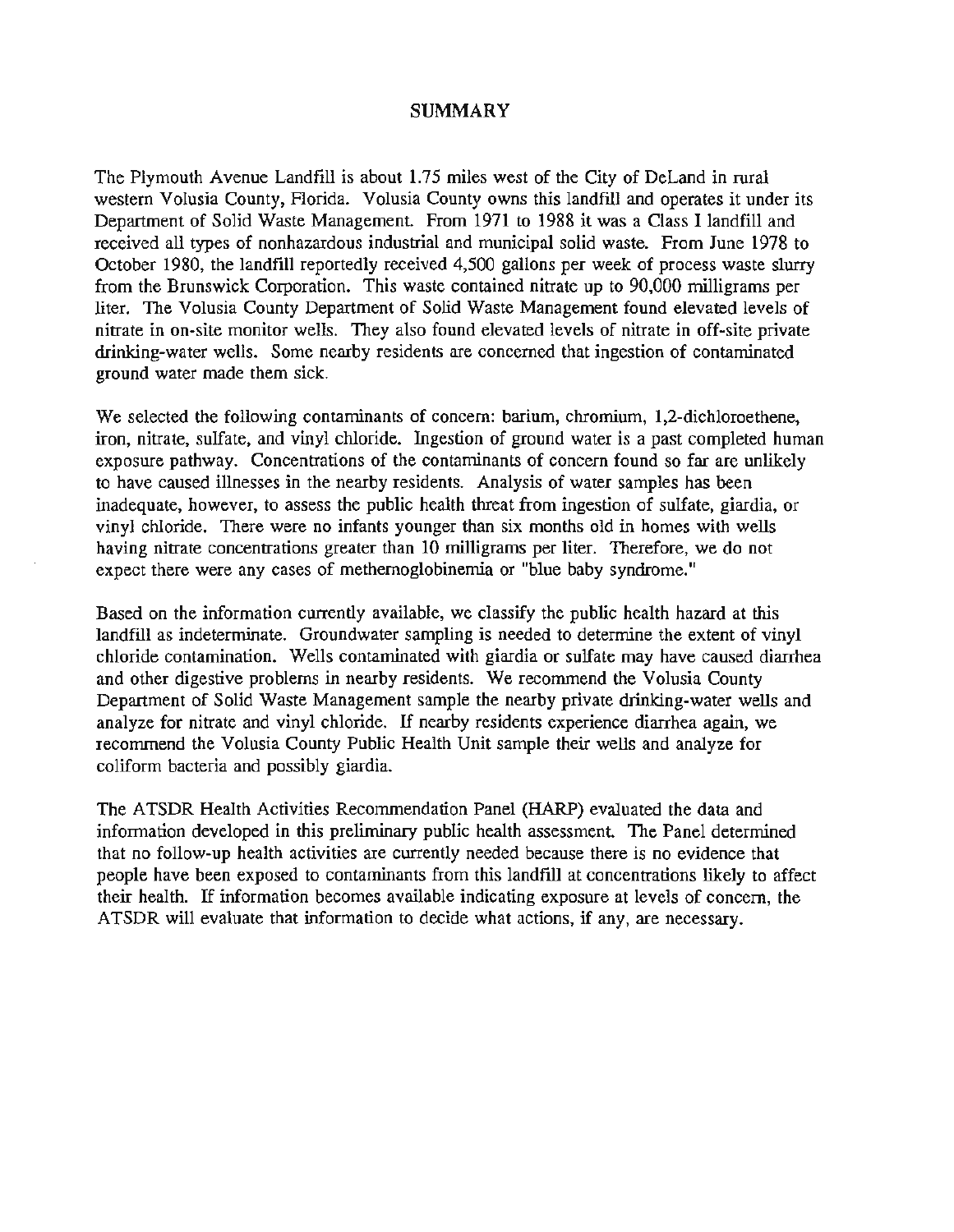# SUMMARY

The Plymouth Avenue Landfill is about 1.75 miles west of the City of DeLand in rural western Volusia County, Florida. Volusia County owns this landfill and operates it under its Department of Solid Waste Management. From 1971 to 1988 it was a Class I landfill and received all types of nonhazardous industrial and municipal solid waste. From June 1978 to October 1980, the landfill reportedly received 4,500 gallons per week of process waste slurry from the Brunswick Corporation. This waste contained nitrate up to 90,000 milligrams per liter. The Volusia County Department of Solid Waste Management found elevated levels of nitrate in on-site monitor wells. They also found elevated levels of nitrate in off-site private drinking-water wells. Some nearby residents are concerned that ingestion of contaminated ground water made them sick.

We selected the following contaminants of concern: barium, chromium, 1,2-dichloroethene, iron, nitrate, sulfate, and vinyl chloride. Ingestion of ground water is a past completed human exposure pathway. Concentrations of the contaminants of concern found so far are unlikely to have caused illnesses in the nearby residents. Analysis of water samples has been inadequate, however, to assess the public health threat from ingestion of sulfate, giardia, or vinyl chloride. There were no infants younger than six months old in homes with wells having nitrate concentrations greater than 10 milligrams per liter. Therefore, we do not expect there were any cases of methemoglobinemia or "blue baby syndrome."

Based on the information currently available, we classify the public health hazard at this landfill as indeterminate. Groundwater sampling is needed to determine the extent of vinyl chloride contamination. Wells contaminated with giardia or sulfate may have caused diarrhea and other digestive problems in nearby residents. We recommend the Volusia County Department of Solid Waste Management sample the nearby private drinking-water wells and analyze for nitrate and vinyl chloride. If nearby residents experience diarrhea again, we recommend the Volusia County Public Health Unit sample their wells and analyze for coliform bacteria and possibly giardia.

The ATSDR Health Activities Recommendation Panel (HARP) evaluated the data and information developed in this preliminary public health assessment. The Panel determined that no follow-up health activities are currently needed because there is no evidence that people have been exposed to contaminants from this landfill at concentrations likely to affect their health. If information becomes available indicating exposure at levels of concern, the ATSDR will evaluate that information to decide what actions, if any, are necessary.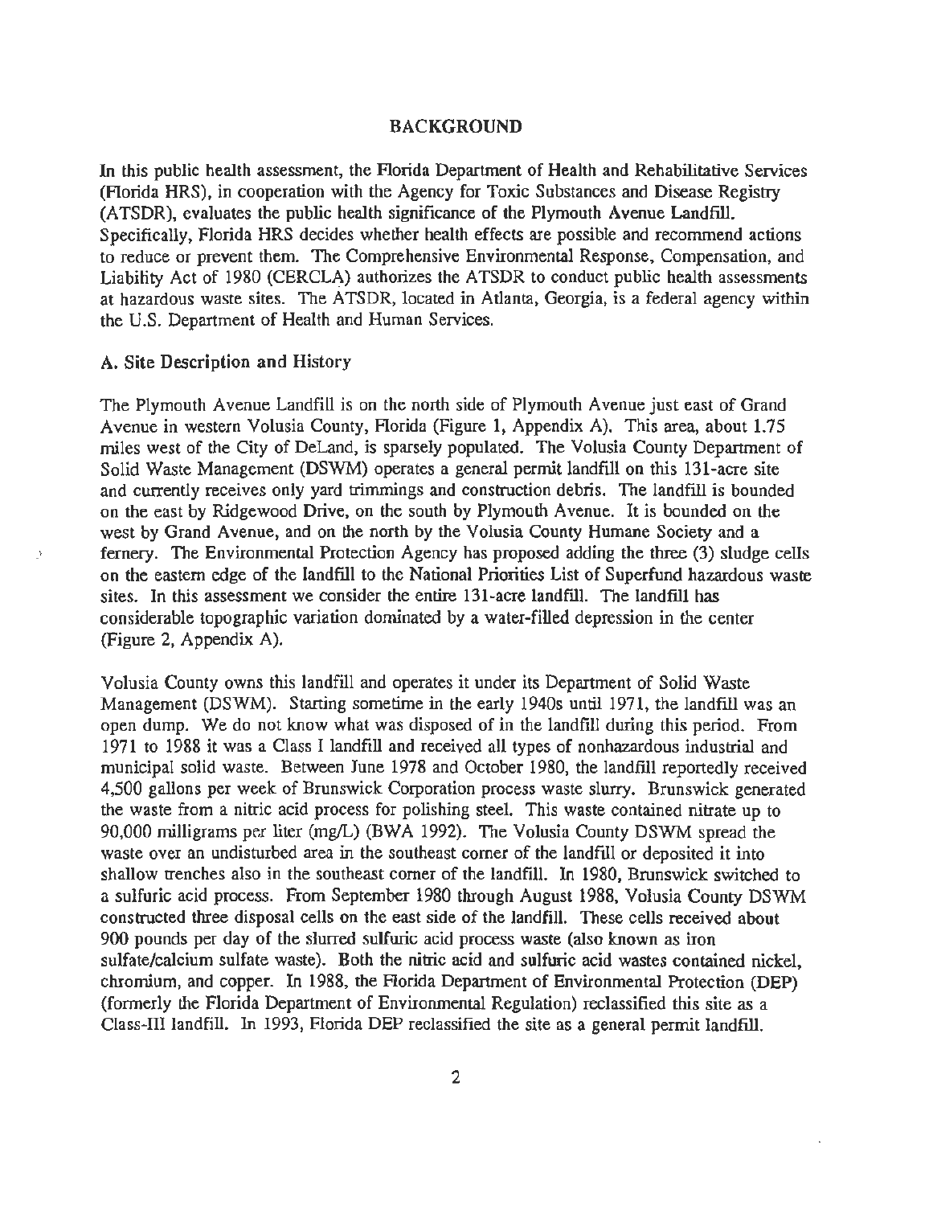## BACKGROUND

In this public health assessment, the Florida Department of Health and Rehabilitative Services (Florida HRS), in cooperation with the Agency for Toxic Substances and Disease Registry (ATSDR), evaluates the public health significance of the Plymouth Avenue Landfill. Specifically, Florida HRS decides whether health effects are possible and recommend actions to reduce or prevent them. The Comprehensive Environmental Response, Compensation, and Liability Act of 1980 (CERCLA) authorizes the ATSDR to conduct public health assessments at hazardous waste sites. The ATSDR, located in Atlanta, Georgia, is a federal agency within the U.S. Department of Health and Human Services.

### A. Site Description and History

The Plymouth Avenue Landfill is on the north side of Plymouth Avenue just east of Grand Avenue in western Volusia County, Florida (Figure 1, Appendix A). This area, about 1.75 miles west of the City of DeLand, is sparsely populated. The Volusia County Department of Solid Waste Management (DSWM) operates a general permit landfill on this 131-acre site and currently receives only yard trimmings and construction debris. The landfill is bounded on the east by Ridgewood Drive, on the south by Plymouth Avenue. It is bounded on the west by Grand Avenue, and on the north by the Volusia County Humane Society and a fernery. The Environmental Protection Agency has proposed adding the three (3) sludge cells on the eastern edge of the landfill to the National Priorities List of Superfund hazardous waste sites. In this assessment we consider the entire 131-acre landfill. The landfill has considerable topographic variation dominated by a water-filled depression in the center (Figure 2, Appendix A).

Volusia County owns this landfill and operates it under its Department of Solid Waste Management (DSWM). Starting sometime in the early 1940s until 1971, the landfill was an open dump. We do not know what was disposed of in the landfill during this period. From 1971 to 1988 it was a Class I landfill and received all types of nonhazardous industrial and municipal solid waste. Between June 1978 and October 1980, the landfill reportedly received 4,500 gallons per week of Brunswick Corporation process waste slurry. Brunswick generated the waste from a nitric acid process for polishing steel. This waste contained nitrate up to 90,000 milligrams per liter (mg/L) (BWA 1992). The Volusia County DSWM spread the waste over an undisturbed area in the southeast corner of the landfill or deposited it into shallow trenches also in the southeast corner of the landfill. In 1980, Brunswick switched to a sulfuric acid process. From September 1980 through August 1988, Volusia County DSWM constructed three disposal cells on the east side of the landfill. These cells received about 900 pounds per day of the slurred sulfuric acid process waste (also known as iron sulfate/calcium sulfate waste). Both the nitric acid and sulfuric acid wastes contained nickel, chromium, and copper. In 1988, the Florida Department of Environmental Protection (DEP) (formerly the Florida Department of Environmental Regulation) reclassified this site as a Class-III landfill. In 1993, Florida DEP reclassified the site as a general permit landfill.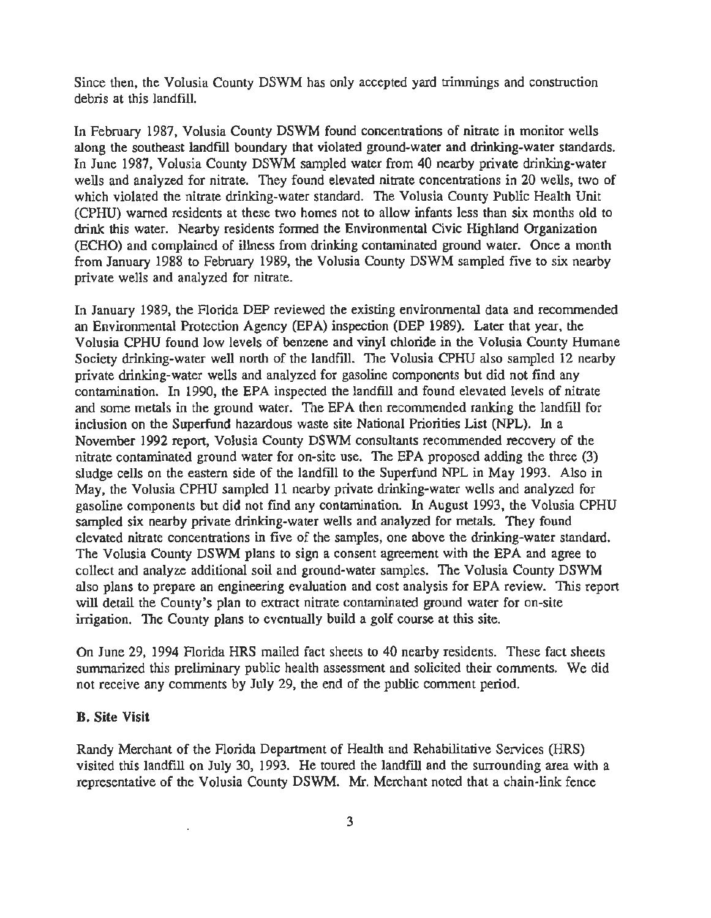Since then, the Volusia County DSWM has only accepted yard trimmings and construction debris at this landfill.

In February 1987, Volusia County DSWM found concentrations of nitrate in monitor wells along the southeast landfill boundary that violated ground-water and drinking-water standards. In June 1987, Volusia County DSWM sampled water from 40 nearby private drinking-water wells and analyzed for nitrate. They found elevated nitrate concentrations in 20 wells, two of which violated the nitrate drinking-water standard. The Volusia County Public Health Unit (CPHU) warned residents at these two homes not to allow infants less than six months old to drink this water. Nearby residents formed the Environmental Civic Highland Organization (ECHO) and complained of illness from drinking contaminated ground water. Once a month from January 1988 to February 1989, the Volusia County DSWM sampled five to six nearby private wells and analyzed for nitrate.

In January 1989, the Florida DEP reviewed the existing environmental data and recommended an Environmental Protection Agency (EPA) inspection (DEP 1989). Later that year, the Volusia CPHU found low levels of benzene and vinyl chloride in the Volusia County Humane Society drinking-water well north of the landfill. The Volusia CPHU also sampled 12 nearby private drinking-water wells and analyzed for gasoline components but did not find any contamination. In 1990, the EPA inspected the landfill and found elevated levels of nitrate and some metals in the ground water. The EPA then recommended ranking the landfill for inclusion on the Superfund hazardous waste site National Priorities List (NPL). In a November 1992 report, Volusia County DSWM consultants recommended recovery of the nitrate contaminated ground water for on-site use. The EPA proposed adding the three (3) sludge cells on the eastern side of the landfill to the Superfund NPL in May 1993. Also in May, the Volusia CPHU sampled 11 nearby private drinking-water wells and analyzed for gasoline components but did not find any contamination. In August 1993, the Volusia CPHU sampled six nearby private drinking-water wells and analyzed for metals. They found elevated nitrate concentrations in five of the samples, one above the drinking-water standard. The Volusia County DSWM plans to sign a consent agreement with the EPA and agree to collect and analyze additional soil and ground-water samples. The Volusia County DSWM also plans to prepare an engineering evaluation and cost analysis for EPA review. This report will detail the County's plan to extract nitrate contaminated ground water for on-site irrigation. The County plans to eventually build a golf course at this site.

On June 29, 1994 Florida HRS mailed fact sheets to 40 nearby residents. These fact sheets summarized this preliminary public health assessment and solicited their comments. We did not receive any comments by July 29, the end of the public comment period.

### B. Site Visit

Randy Merchant of the Florida Department of Health and Rehabilitative Services (HRS) visited this landfill on July 30, 1993. He toured the landfill and the surrounding area with a representative of the Volusia County DSWM. Mr. Merchant noted that a chain-link fence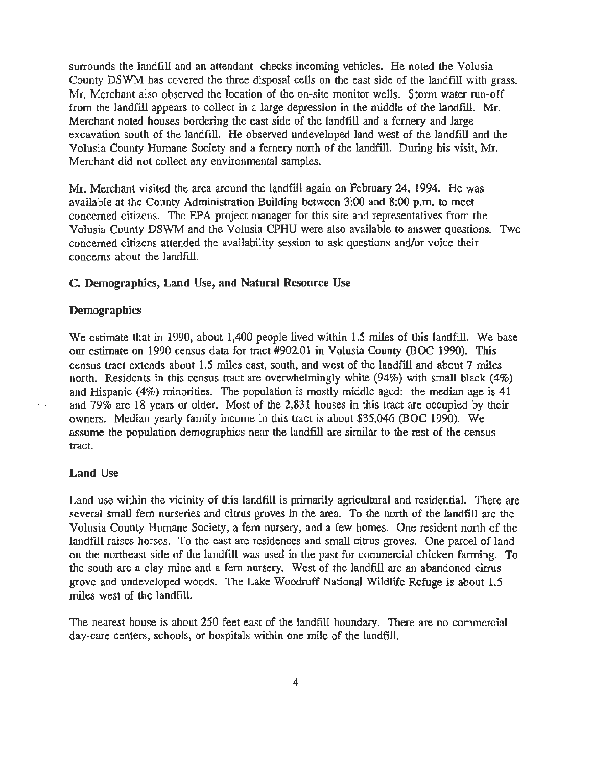surrounds the landfill and an attendant checks incoming vehicles. He noted the Volusia County DSWM has covered the three disposal cells on the east side of the landfill with grass. Mr. Merchant also observed the location of the on-site monitor wells. Storm water run-off from the landfill appears to collect in a large depression in the middle of the landfill. Mr. Merchant noted houses bordering the east side of the landfill and a fernery and large excavation south of the landfill. He observed undeveloped land west of the landfill and the Volusia County Humane Society and a fernery north of the landfill. During his visit, Mr. Merchant did not collect any environmental samples.

Mr. Merchant visited the area around the landfill again on February 24, 1994. He was available at the County Administration Building between 3:00 and 8:00 p.m. to meet concerned citizens. The EPA project manager for this site and representatives from the Volusia County DSWM and the Volusia CPHU were also available to answer questions. Two concerned citizens attended the availability session to ask questions and/or voice their concerns about the landfill.

### C. Demographics, Land Use, and Natural Resource Use

#### Demographics

We estimate that in 1990, about 1,400 people lived within 1.5 miles of this landfill. We base our estimate on 1990 census data for tract #902.01 in Volusia County (BOC 1990). This census tract extends about 1.5 miles east, south, and west of the landfill and about 7 miles north. Residents in this census tract are overwhelmingly white (94%) with small black (4%) and Hispanic (4%) minorities. The population is mostly middle aged: the median age is 41 and 79% are 18 years or older. Most of the 2,831 houses in this tract are occupied by their owners. Median yearly family income in this tract is about $35,046 (BOC 1990). We assume the population demographics near the landfill are similar to the rest of the census tract.

#### Land Use

Land use within the vicinity of this landfill is primarily agricultural and residential. There are several small fern nurseries and citrus groves in the area. To the north of the landfill are the Volusia County Humane Society, a fern nursery, and a few homes. One resident north of the landfill raises horses. To the east are residences and small citrus groves. One parcel of land on the northeast side of the landfill was used in the past for commercial chicken farming. To the south are a clay mine and a fern nursery. West of the landfill are an abandoned citrus grove and undeveloped woods. The Lake Woodruff National Wildlife Refuge is about 1.5 miles west of the landfill.

The nearest house is about 250 feet east of the landfill boundary. There are no commercial day-care centers, schools, or hospitals within one mile of the landfill.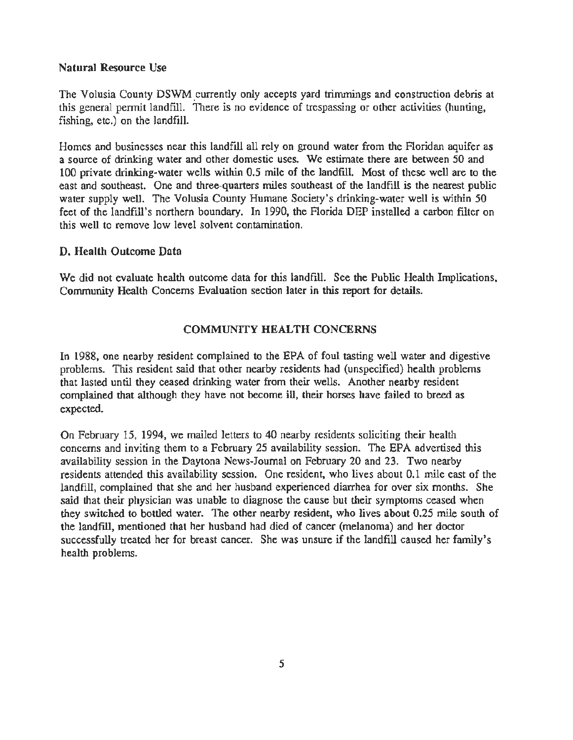### Natural Resource Use

The Volusia County DSWM currently only accepts yard trimmings and construction debris at this general permit landfill. There is no evidence of trespassing or other activities (hunting, fishing, etc.) on the landfill.

Homes and businesses near this landfill all rely on ground water from the Floridan aquifer as a source of drinking water and other domestic uses. We estimate there are between 50 and 100 private drinking-water wells within 0.5 mile of the landfill. Most of these well are to the east and southeast. One and three-quarters miles southeast of the landfill is the nearest public water supply well. The Volusia County Humane Society's drinking-water well is within 50 feet of the landfill's northern boundary. In 1990, the Florida DEP installed a carbon filter on this well to remove low level solvent contamination.

## D. Health Outcome Data

We did not evaluate health outcome data for this landfill. See the Public Health Implications, Community Health Concerns Evaluation section later in this report for details.

# COMMUNITY HEALTH CONCERNS

In 1988, one nearby resident complained to the EPA of foul tasting well water and digestive problems. This resident said that other nearby residents had (unspecified) health problems that lasted until they ceased drinking water from their wells. Another nearby resident complained that although they have not become ill, their horses have failed to breed as expected.

On February 15, 1994, we mailed letters to 40 nearby residents soliciting their health concerns and inviting them to a February 25 availability session. The EPA advertised this availability session in the Daytona News-Journal on February 20 and 23. Two nearby residents attended this availability session. One resident, who lives about 0.1 mile east of the landfill, complained that she and her husband experienced diarrhea for over six months. She said that their physician was unable to diagnose the cause but their symptoms ceased when they switched to bottled water. The other nearby resident, who lives about 0.25 mile south of the landfill, mentioned that her husband had died of cancer (melanoma) and her doctor successfully treated her for breast cancer. She was unsure if the landfill caused her family's health problems.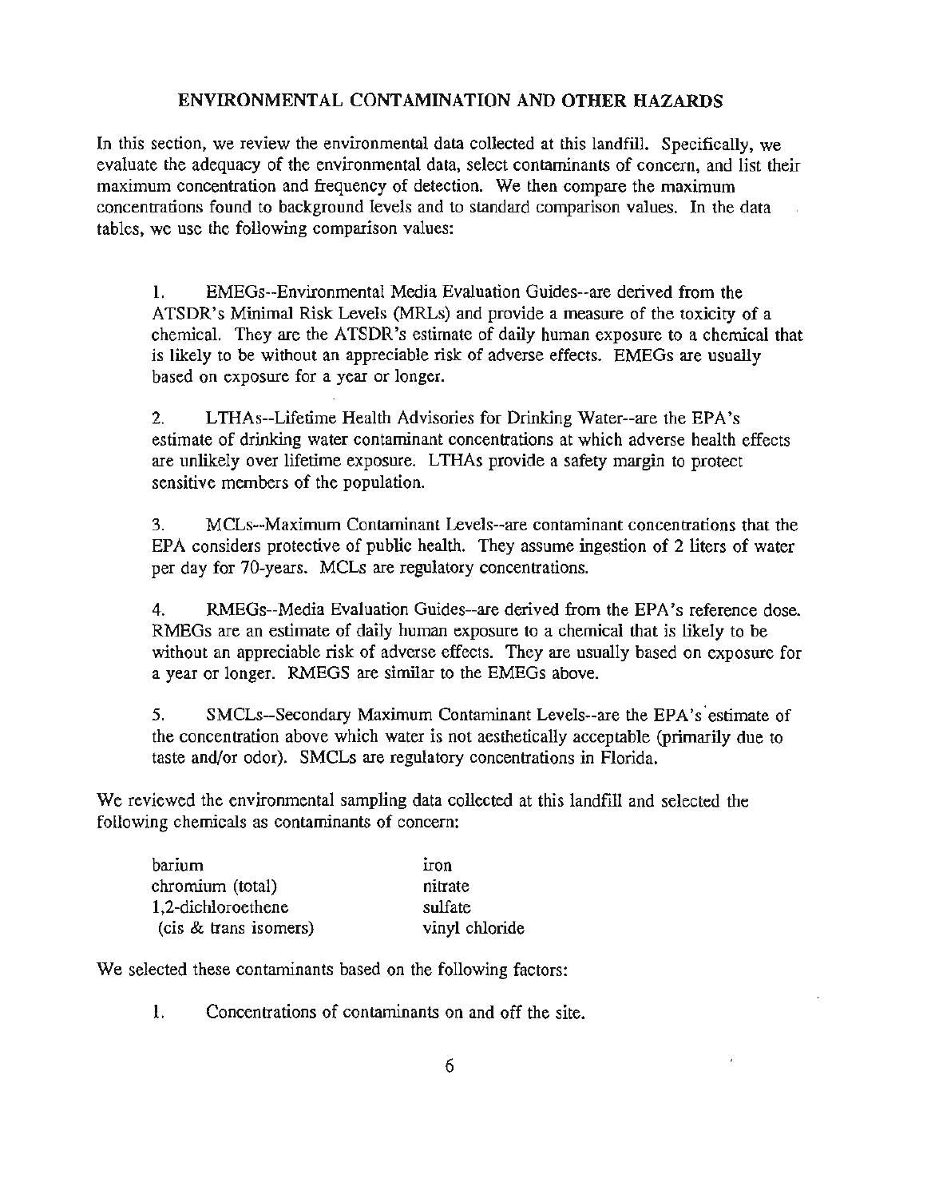## ENVIRONMENTAL CONTAMINATION AND OTHER HAZARDS

In this section, we review the environmental data collected at this landfill. Specifically, we evaluate the adequacy of the environmental data, select contaminants of concern, and list their maximum concentration and frequency of detection. We then compare the maximum concentrations found to background levels and to standard comparison values. In the data tables, we use the following comparison values:

1. EMEGs--Environmental Media Evaluation Guides--are derived from the ATSDR's Minimal Risk Levels (MRLs) and provide a measure of the toxicity of a chemical. They are the ATSDR's estimate of daily human exposure to a chemical that is likely to be without an appreciable risk of adverse effects. EMEGs are usually based on exposure for a year or longer.

2. LTHAs--Lifetime Health Advisories for Drinking Water--are the EPA's estimate of drinking water contaminant concentrations at which adverse health effects are unlikely over lifetime exposure. LTHAs provide a safety margin to protect sensitive members of the population.

3. MCLs--Maximum Contaminant Levels--are contaminant concentrations that the EPA considers protective of public health. They assume ingestion of 2 liters of water per day for 70-years. MCLs are regulatory concentrations.

4. RMEGs--Media Evaluation Guides--are derived from the EPA's reference dose. RMEGs are an estimate of daily human exposure to a chemical that is likely to be without an appreciable risk of adverse effects. They are usually based on exposure for a year or longer. RMEGS are similar to the EMEGs above.

5. SMCLs--Secondary Maximum Contaminant Levels--are the EPA's estimate of the concentration above which water is not aesthetically acceptable (primarily due to taste and/or odor). SMCLs are regulatory concentrations in Florida.

We reviewed the environmental sampling data collected at this landfill and selected the following chemicals as contaminants of concern:

| | |
|---|---|
| barium | iron |
| chromium (total) | nitrate |
| 1,2-dichloroethene | sulfate |
| (cis & trans isomers) | vinyl chloride |

We selected these contaminants based on the following factors:

1. Concentrations of contaminants on and off the site.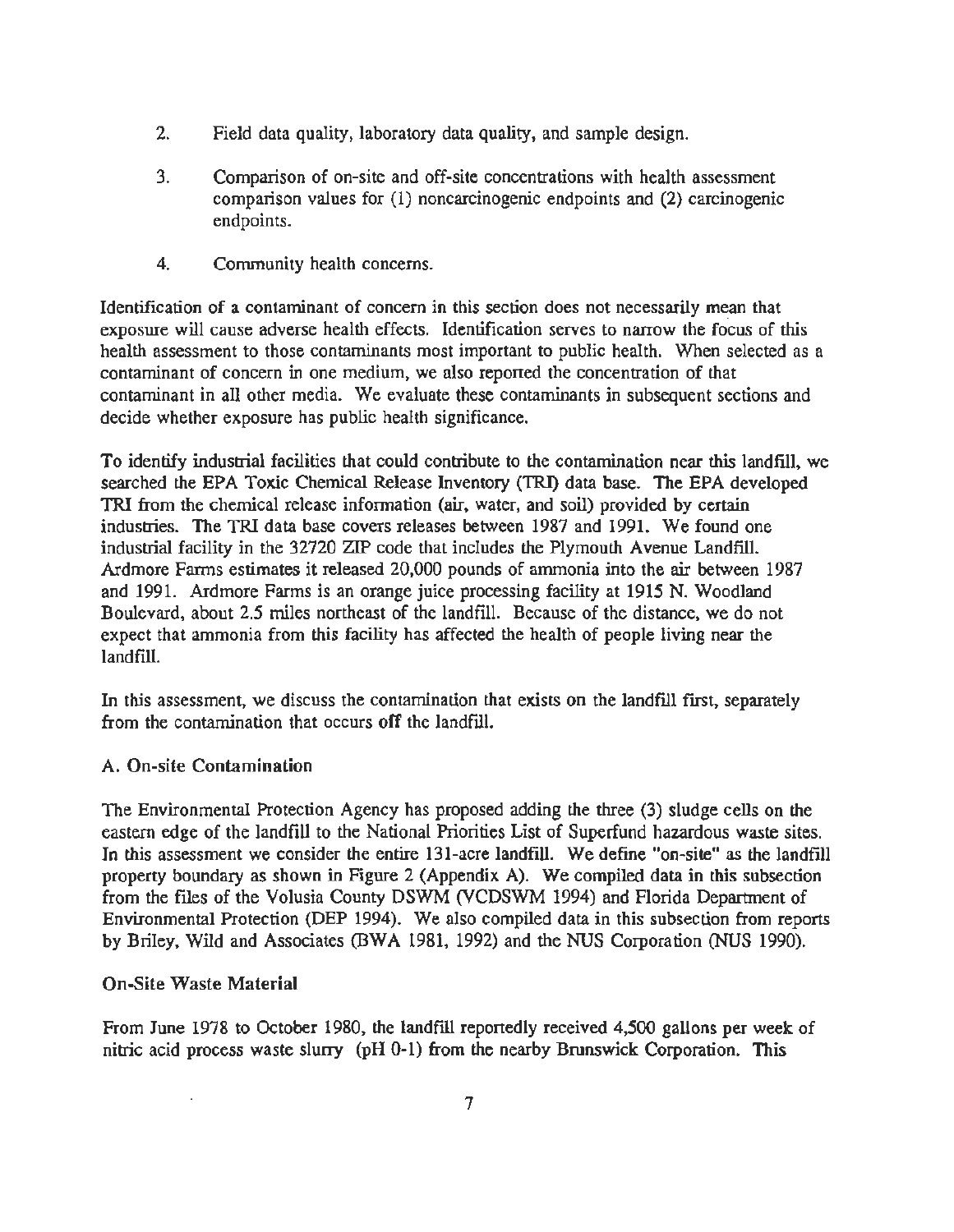2. Field data quality, laboratory data quality, and sample design.

3. Comparison of on-site and off-site concentrations with health assessment comparison values for (1) noncarcinogenic endpoints and (2) carcinogenic endpoints.

4. Community health concerns.

Identification of a contaminant of concern in this section does not necessarily mean that exposure will cause adverse health effects. Identification serves to narrow the focus of this health assessment to those contaminants most important to public health. When selected as a contaminant of concern in one medium, we also reported the concentration of that contaminant in all other media. We evaluate these contaminants in subsequent sections and decide whether exposure has public health significance.

To identify industrial facilities that could contribute to the contamination near this landfill, we searched the EPA Toxic Chemical Release Inventory (TRI) data base. The EPA developed TRI from the chemical release information (air, water, and soil) provided by certain industries. The TRI data base covers releases between 1987 and 1991. We found one industrial facility in the 32720 ZIP code that includes the Plymouth Avenue Landfill. Ardmore Farms estimates it released 20,000 pounds of ammonia into the air between 1987 and 1991. Ardmore Farms is an orange juice processing facility at 1915 N. Woodland Boulevard, about 2.5 miles northeast of the landfill. Because of the distance, we do not expect that ammonia from this facility has affected the health of people living near the landfill.

In this assessment, we discuss the contamination that exists on the landfill first, separately from the contamination that occurs off the landfill.

### A. On-site Contamination

The Environmental Protection Agency has proposed adding the three (3) sludge cells on the eastern edge of the landfill to the National Priorities List of Superfund hazardous waste sites. In this assessment we consider the entire 131-acre landfill. We define "on-site" as the landfill property boundary as shown in Figure 2 (Appendix A). We compiled data in this subsection from the files of the Volusia County DSWM (VCDSWM 1994) and Florida Department of Environmental Protection (DEP 1994). We also compiled data in this subsection from reports by Briley, Wild and Associates (BWA 1981, 1992) and the NUS Corporation (NUS 1990).

#### On-Site Waste Material

From June 1978 to October 1980, the landfill reportedly received 4,500 gallons per week of nitric acid process waste slurry (pH 0-1) from the nearby Brunswick Corporation. This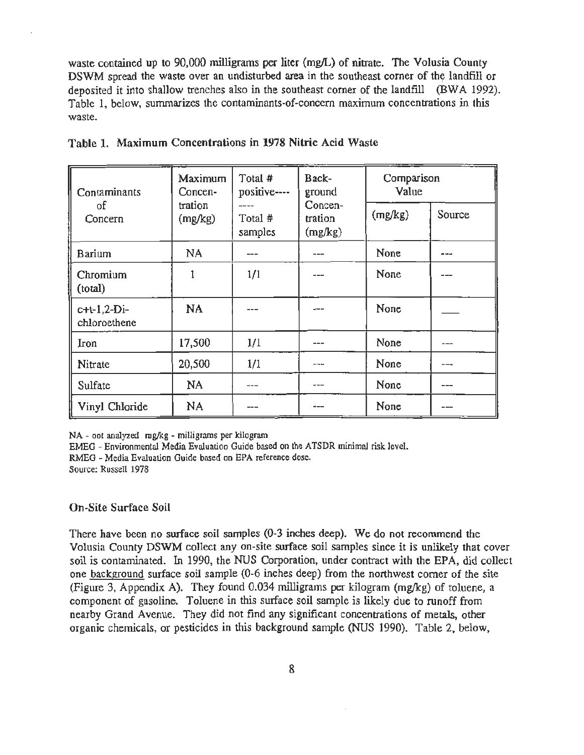waste contained up to 90,000 milligrams per liter (mg/L) of nitrate. The Volusia County DSWM spread the waste over an undisturbed area in the southeast corner of the landfill or deposited it into shallow trenches also in the southeast corner of the landfill (BWA 1992). Table 1, below, summarizes the contaminants-of-concern maximum concentrations in this waste.

Table 1. Maximum Concentrations in 1978 Nitric Acid Waste

| Contaminants of Concern | Maximum Concen-tration (mg/kg) | Total # positive---- ---- Total # samples | Back-ground Concen-tration (mg/kg) | Comparison Value | |
|---|---|---|---|---|---|
| | | | | (mg/kg) | Source |
| Barium | NA | --- | --- | None | --- |
| Chromium (total) | 1 | 1/1 | --- | None | --- |
| c+t-1,2-Di-chloroethene | NA | --- | --- | None | ___ |
| Iron | 17,500 | 1/1 | --- | None | --- |
| Nitrate | 20,500 | 1/1 | --- | None | --- |
| Sulfate | NA | --- | --- | None | --- |
| Vinyl Chloride | NA | --- | --- | None | --- |

NA - not analyzed mg/kg - milligrams per kilogram
EMEG - Environmental Media Evaluation Guide based on the ATSDR minimal risk level.
RMEG - Media Evaluation Guide based on EPA reference dose.
Source: Russell 1978

### On-Site Surface Soil

There have been no surface soil samples (0-3 inches deep). We do not recommend the Volusia County DSWM collect any on-site surface soil samples since it is unlikely that cover soil is contaminated. In 1990, the NUS Corporation, under contract with the EPA, did collect one background surface soil sample (0-6 inches deep) from the northwest corner of the site (Figure 3, Appendix A). They found 0.034 milligrams per kilogram (mg/kg) of toluene, a component of gasoline. Toluene in this surface soil sample is likely due to runoff from nearby Grand Avenue. They did not find any significant concentrations of metals, other organic chemicals, or pesticides in this background sample (NUS 1990). Table 2, below,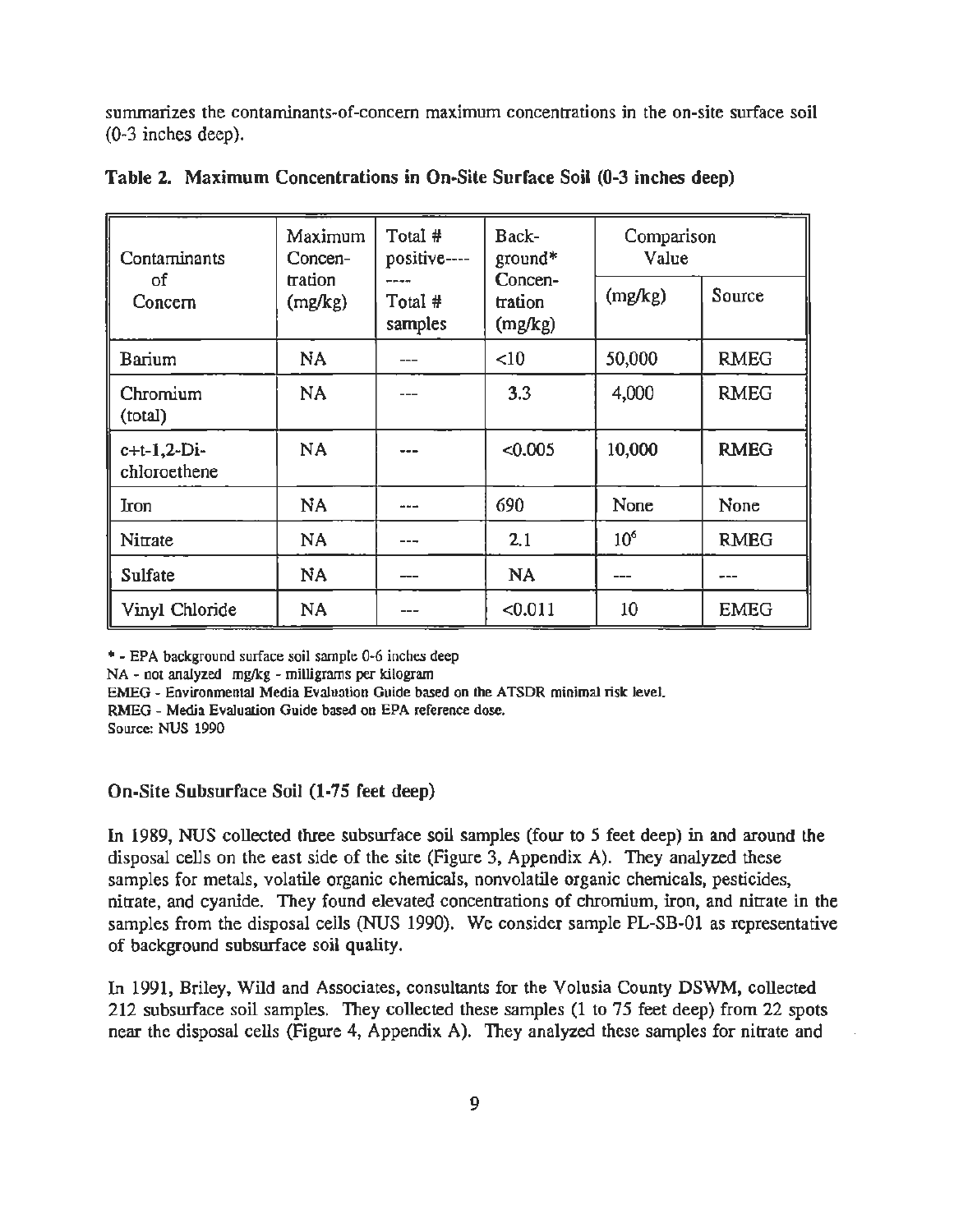summarizes the contaminants-of-concern maximum concentrations in the on-site surface soil (0-3 inches deep).

**Table 2. Maximum Concentrations in On-Site Surface Soil (0-3 inches deep)**

| Contaminants of Concern | Maximum Concentration (mg/kg) | Total # positive ---- Total # samples | Background* Concentration (mg/kg) | Comparison Value | |
|---|---|---|---|---|---|
| | | | | (mg/kg) | Source |
| Barium | NA | --- | <10 | 50,000 | RMEG |
| Chromium (total) | NA | --- | 3.3 | 4,000 | RMEG |
| c+t-1,2-Dichloroethene | NA | --- | <0.005 | 10,000 | RMEG |
| Iron | NA | --- | 690 | None | None |
| Nitrate | NA | --- | 2.1 | $10^6$ | RMEG |
| Sulfate | NA | --- | NA | --- | --- |
| Vinyl Chloride | NA | --- | <0.011 | 10 | EMEG |

* - EPA background surface soil sample 0-6 inches deep
NA - not analyzed mg/kg - milligrams per kilogram
EMEG - Environmental Media Evaluation Guide based on the ATSDR minimal risk level.
RMEG - Media Evaluation Guide based on EPA reference dose.
Source: NUS 1990

### On-Site Subsurface Soil (1-75 feet deep)

In 1989, NUS collected three subsurface soil samples (four to 5 feet deep) in and around the disposal cells on the east side of the site (Figure 3, Appendix A). They analyzed these samples for metals, volatile organic chemicals, nonvolatile organic chemicals, pesticides, nitrate, and cyanide. They found elevated concentrations of chromium, iron, and nitrate in the samples from the disposal cells (NUS 1990). We consider sample PL-SB-01 as representative of background subsurface soil quality.

In 1991, Briley, Wild and Associates, consultants for the Volusia County DSWM, collected 212 subsurface soil samples. They collected these samples (1 to 75 feet deep) from 22 spots near the disposal cells (Figure 4, Appendix A). They analyzed these samples for nitrate and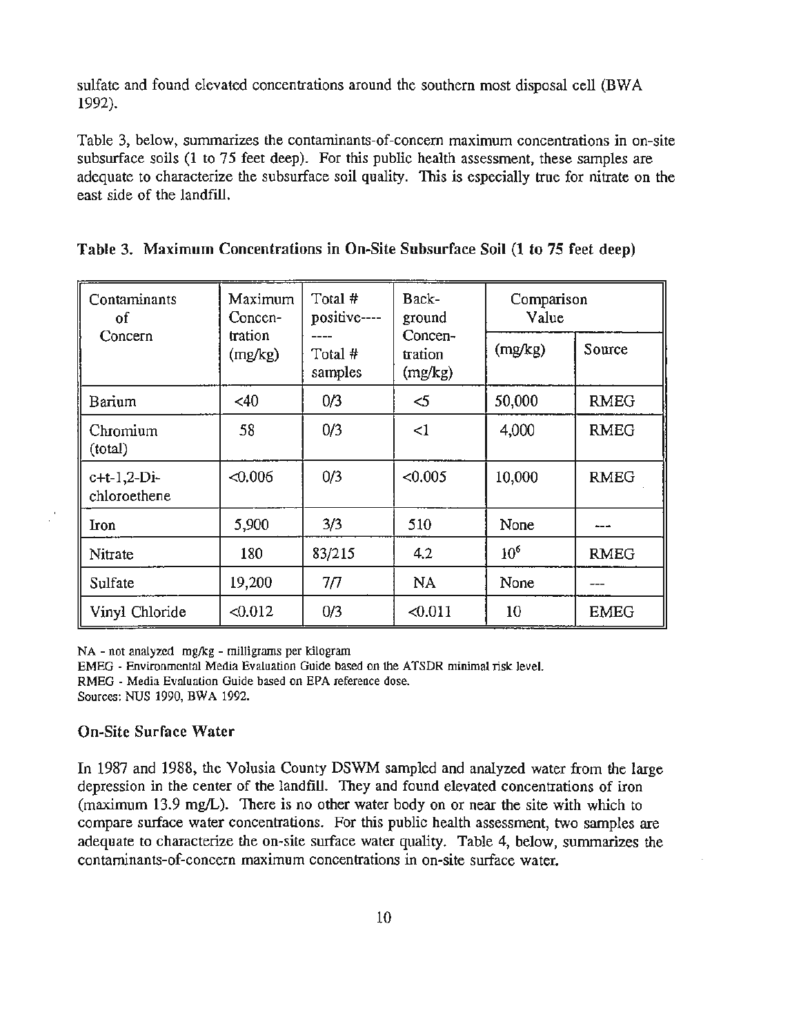sulfate and found elevated concentrations around the southern most disposal cell (BWA 1992).

Table 3, below, summarizes the contaminants-of-concern maximum concentrations in on-site subsurface soils (1 to 75 feet deep). For this public health assessment, these samples are adequate to characterize the subsurface soil quality. This is especially true for nitrate on the east side of the landfill.

**Table 3. Maximum Concentrations in On-Site Subsurface Soil (1 to 75 feet deep)**

| Contaminants of Concern | Maximum Concentration (mg/kg) | Total # positive / Total # samples | Background Concentration (mg/kg) | Comparison Value | |
|---|---|---|---|---|---|
| | | | | (mg/kg) | Source |
| Barium | <40 | 0/3 | <5 | 50,000 | RMEG |
| Chromium (total) | 58 | 0/3 | <1 | 4,000 | RMEG |
| c+t-1,2-Dichloroethene | <0.006 | 0/3 | <0.005 | 10,000 | RMEG |
| Iron | 5,900 | 3/3 | 510 | None | --- |
| Nitrate | 180 | 83/215 | 4.2 | $10^6$ | RMEG |
| Sulfate | 19,200 | 7/7 | NA | None | --- |
| Vinyl Chloride | <0.012 | 0/3 | <0.011 | 10 | EMEG |

NA - not analyzed mg/kg - milligrams per kilogram
EMEG - Environmental Media Evaluation Guide based on the ATSDR minimal risk level.
RMEG - Media Evaluation Guide based on EPA reference dose.
Sources: NUS 1990, BWA 1992.

### On-Site Surface Water

In 1987 and 1988, the Volusia County DSWM sampled and analyzed water from the large depression in the center of the landfill. They and found elevated concentrations of iron (maximum 13.9 mg/L). There is no other water body on or near the site with which to compare surface water concentrations. For this public health assessment, two samples are adequate to characterize the on-site surface water quality. Table 4, below, summarizes the contaminants-of-concern maximum concentrations in on-site surface water.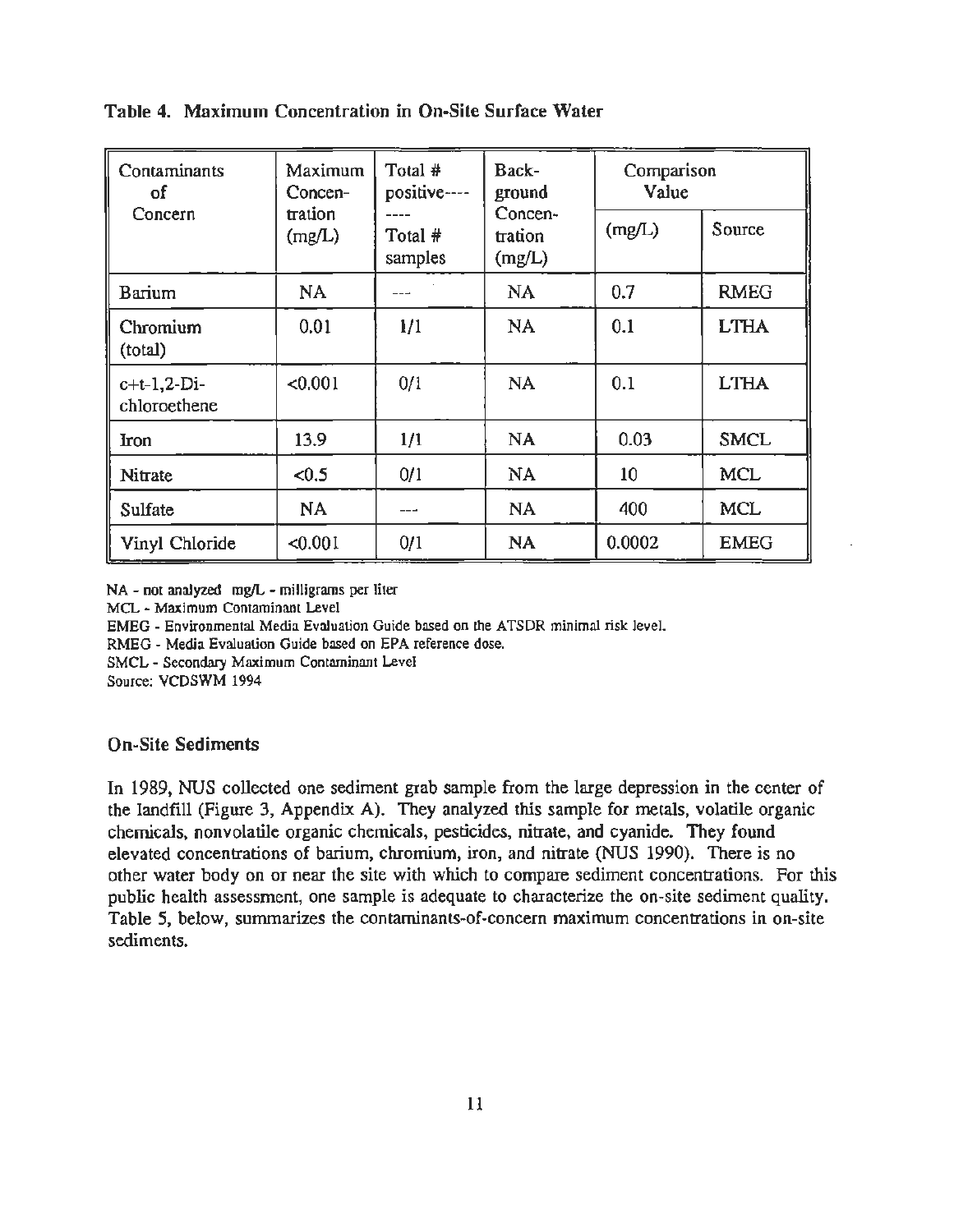**Table 4. Maximum Concentration in On-Site Surface Water**

| Contaminants of Concern | Maximum Concentration (mg/L) | Total # positive/Total # samples | Background Concentration (mg/L) | Comparison Value | |
|---|---|---|---|---|---|
| | | | | (mg/L) | Source |
| Barium | NA | --- | NA | 0.7 | RMEG |
| Chromium (total) | 0.01 | 1/1 | NA | 0.1 | LTHA |
| c+t-1,2-Dichloroethene | <0.001 | 0/1 | NA | 0.1 | LTHA |
| Iron | 13.9 | 1/1 | NA | 0.03 | SMCL |
| Nitrate | <0.5 | 0/1 | NA | 10 | MCL |
| Sulfate | NA | --- | NA | 400 | MCL |
| Vinyl Chloride | <0.001 | 0/1 | NA | 0.0002 | EMEG |

NA - not analyzed mg/L - milligrams per liter
MCL - Maximum Contaminant Level
EMEG - Environmental Media Evaluation Guide based on the ATSDR minimal risk level.
RMEG - Media Evaluation Guide based on EPA reference dose.
SMCL - Secondary Maximum Contaminant Level
Source: VCDSWM 1994

### On-Site Sediments

In 1989, NUS collected one sediment grab sample from the large depression in the center of the landfill (Figure 3, Appendix A). They analyzed this sample for metals, volatile organic chemicals, nonvolatile organic chemicals, pesticides, nitrate, and cyanide. They found elevated concentrations of barium, chromium, iron, and nitrate (NUS 1990). There is no other water body on or near the site with which to compare sediment concentrations. For this public health assessment, one sample is adequate to characterize the on-site sediment quality. Table 5, below, summarizes the contaminants-of-concern maximum concentrations in on-site sediments.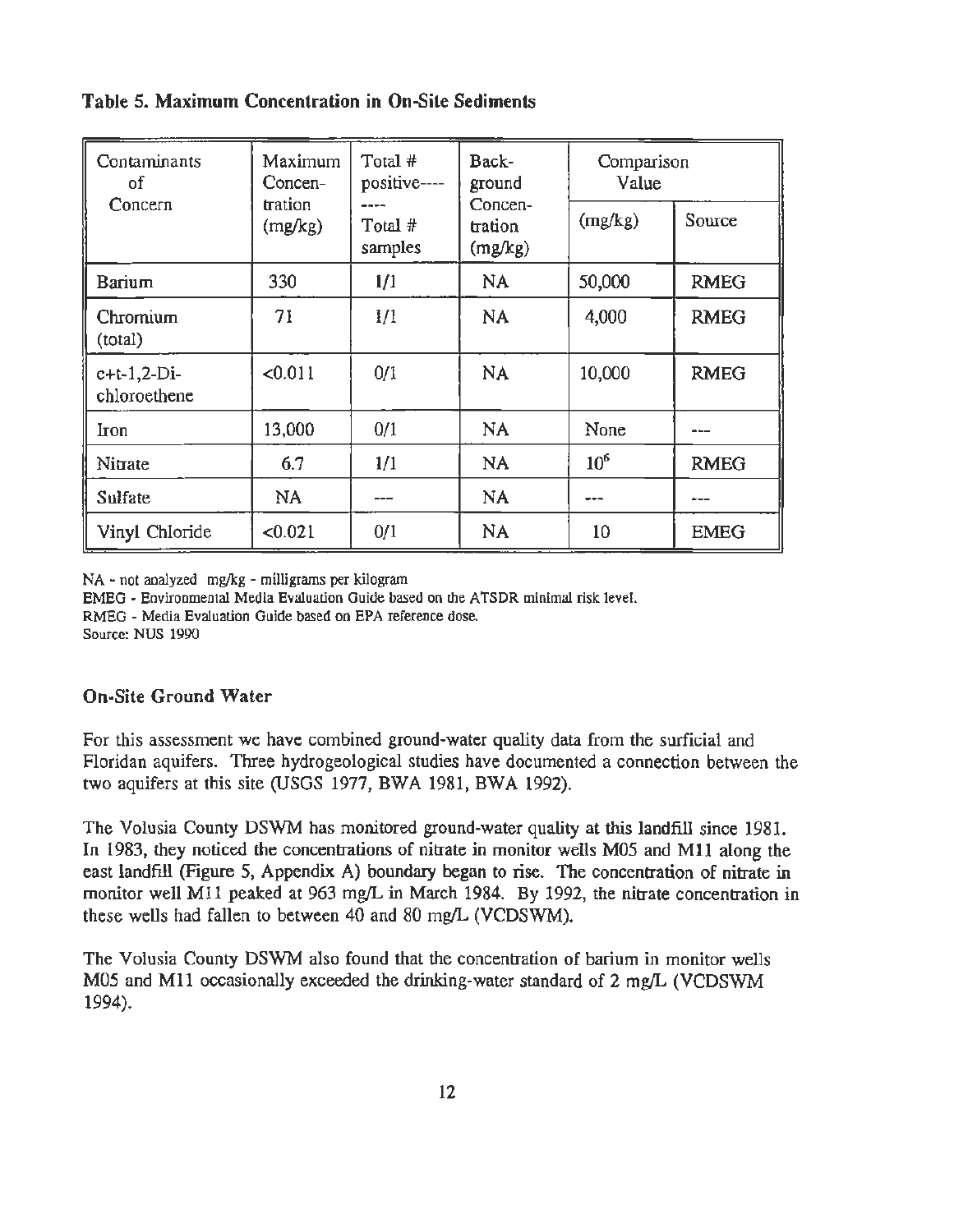**Table 5. Maximum Concentration in On-Site Sediments**

| Contaminants of Concern | Maximum Concentration (mg/kg) | Total # positive -------- Total # samples | Background Concentration (mg/kg) | Comparison Value | |
|---|---|---|---|---|---|
| | | | | (mg/kg) | Source |
| Barium | 330 | 1/1 | NA | 50,000 | RMEG |
| Chromium (total) | 71 | 1/1 | NA | 4,000 | RMEG |
| c+t-1,2-Dichloroethene | <0.011 | 0/1 | NA | 10,000 | RMEG |
| Iron | 13,000 | 0/1 | NA | None | --- |
| Nitrate | 6.7 | 1/1 | NA | $10^6$ | RMEG |
| Sulfate | NA | --- | NA | --- | --- |
| Vinyl Chloride | <0.021 | 0/1 | NA | 10 | EMEG |

NA - not analyzed mg/kg - milligrams per kilogram
EMEG - Environmental Media Evaluation Guide based on the ATSDR minimal risk level.
RMEG - Media Evaluation Guide based on EPA reference dose.
Source: NUS 1990

### On-Site Ground Water

For this assessment we have combined ground-water quality data from the surficial and Floridan aquifers. Three hydrogeological studies have documented a connection between the two aquifers at this site (USGS 1977, BWA 1981, BWA 1992).

The Volusia County DSWM has monitored ground-water quality at this landfill since 1981. In 1983, they noticed the concentrations of nitrate in monitor wells M05 and M11 along the east landfill (Figure 5, Appendix A) boundary began to rise. The concentration of nitrate in monitor well M11 peaked at 963 mg/L in March 1984. By 1992, the nitrate concentration in these wells had fallen to between 40 and 80 mg/L (VCDSWM).

The Volusia County DSWM also found that the concentration of barium in monitor wells M05 and M11 occasionally exceeded the drinking-water standard of 2 mg/L (VCDSWM 1994).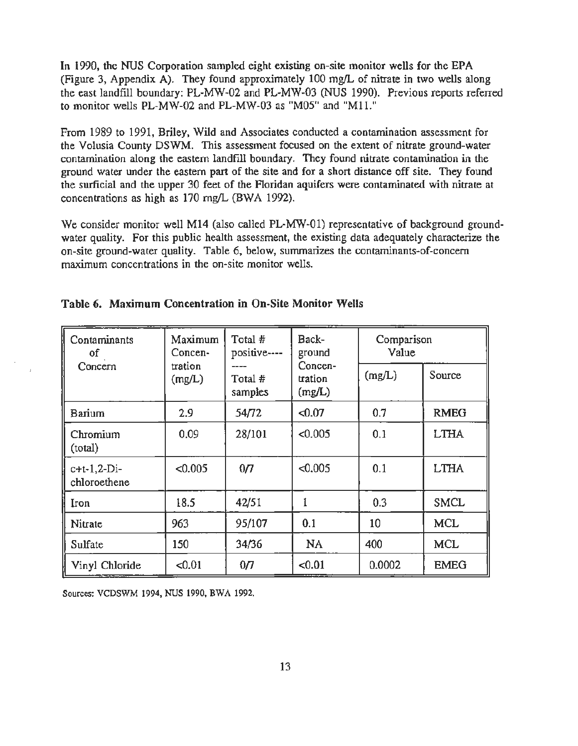In 1990, the NUS Corporation sampled eight existing on-site monitor wells for the EPA (Figure 3, Appendix A). They found approximately 100 mg/L of nitrate in two wells along the east landfill boundary: PL-MW-02 and PL-MW-03 (NUS 1990). Previous reports referred to monitor wells PL-MW-02 and PL-MW-03 as "M05" and "M11."

From 1989 to 1991, Briley, Wild and Associates conducted a contamination assessment for the Volusia County DSWM. This assessment focused on the extent of nitrate ground-water contamination along the eastern landfill boundary. They found nitrate contamination in the ground water under the eastern part of the site and for a short distance off site. They found the surficial and the upper 30 feet of the Floridan aquifers were contaminated with nitrate at concentrations as high as 170 mg/L (BWA 1992).

We consider monitor well M14 (also called PL-MW-01) representative of background ground-water quality. For this public health assessment, the existing data adequately characterize the on-site ground-water quality. Table 6, below, summarizes the contaminants-of-concern maximum concentrations in the on-site monitor wells.

**Table 6. Maximum Concentration in On-Site Monitor Wells**

| Contaminants of Concern | Maximum Concentration (mg/L) | Total # positive---- ---- Total # samples | Background Concentration (mg/L) | Comparison Value | |
|---|---|---|---|---|---|
| | | | | (mg/L) | Source |
| Barium | 2.9 | 54/72 | <0.07 | 0.7 | RMEG |
| Chromium (total) | 0.09 | 28/101 | <0.005 | 0.1 | LTHA |
| c+t-1,2-Dichloroethene | <0.005 | 0/7 | <0.005 | 0.1 | LTHA |
| Iron | 18.5 | 42/51 | 1 | 0.3 | SMCL |
| Nitrate | 963 | 95/107 | 0.1 | 10 | MCL |
| Sulfate | 150 | 34/36 | NA | 400 | MCL |
| Vinyl Chloride | <0.01 | 0/7 | <0.01 | 0.0002 | EMEG |

Sources: VCDSWM 1994, NUS 1990, BWA 1992.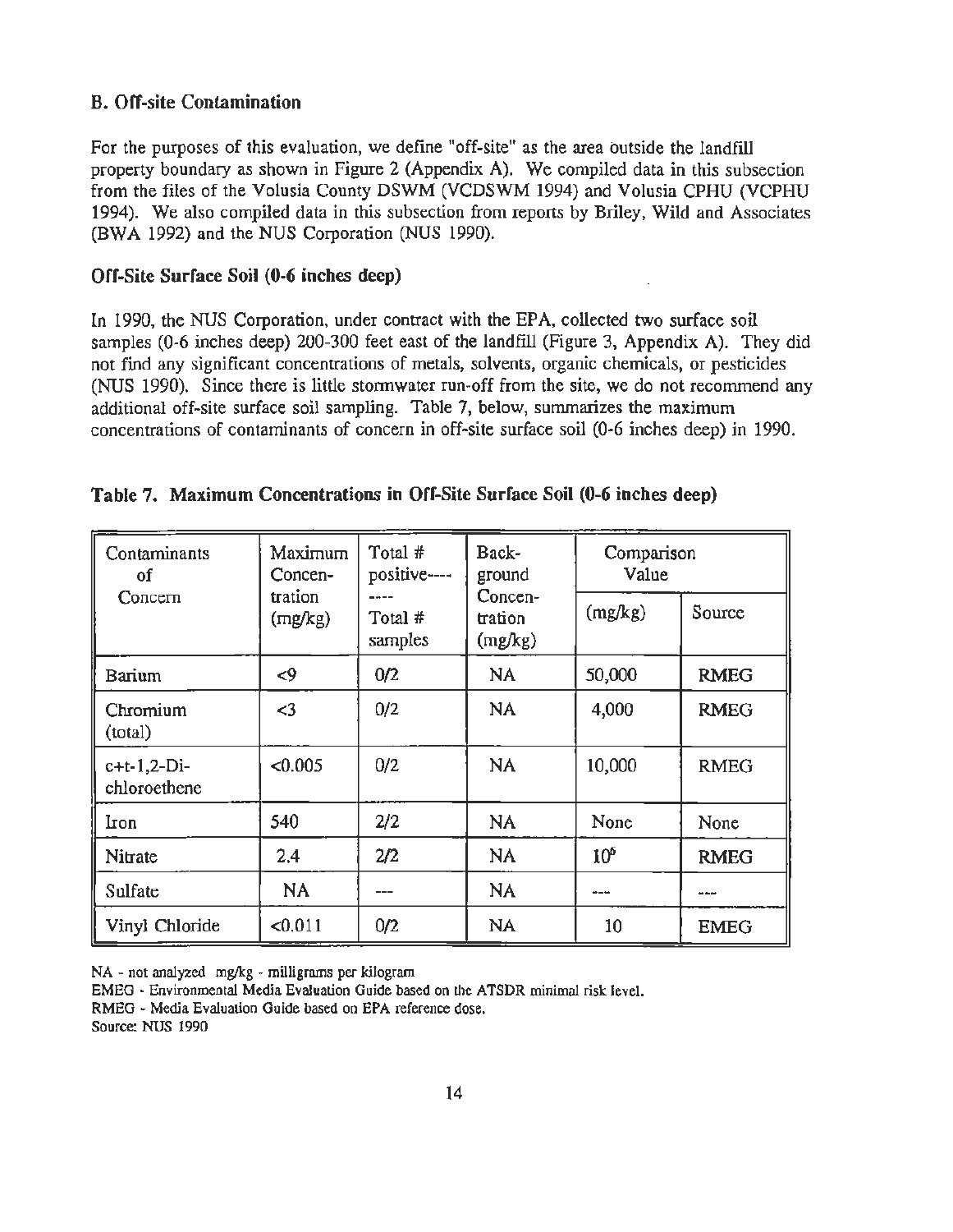## B. Off-site Contamination

For the purposes of this evaluation, we define "off-site" as the area outside the landfill property boundary as shown in Figure 2 (Appendix A). We compiled data in this subsection from the files of the Volusia County DSWM (VCDSWM 1994) and Volusia CPHU (VCPHU 1994). We also compiled data in this subsection from reports by Briley, Wild and Associates (BWA 1992) and the NUS Corporation (NUS 1990).

### Off-Site Surface Soil (0-6 inches deep)

In 1990, the NUS Corporation, under contract with the EPA, collected two surface soil samples (0-6 inches deep) 200-300 feet east of the landfill (Figure 3, Appendix A). They did not find any significant concentrations of metals, solvents, organic chemicals, or pesticides (NUS 1990). Since there is little stormwater run-off from the site, we do not recommend any additional off-site surface soil sampling. Table 7, below, summarizes the maximum concentrations of contaminants of concern in off-site surface soil (0-6 inches deep) in 1990.

**Table 7. Maximum Concentrations in Off-Site Surface Soil (0-6 inches deep)**

| Contaminants of Concern | Maximum Concentration (mg/kg) | Total # positive ---- Total # samples | Background Concentration (mg/kg) | Comparison Value | |
|---|---|---|---|---|---|
| | | | | (mg/kg) | Source |
| Barium | <9 | 0/2 | NA | 50,000 | RMEG |
| Chromium (total) | <3 | 0/2 | NA | 4,000 | RMEG |
| c+t-1,2-Dichloroethene | <0.005 | 0/2 | NA | 10,000 | RMEG |
| Iron | 540 | 2/2 | NA | None | None |
| Nitrate | 2.4 | 2/2 | NA | $10^6$ | RMEG |
| Sulfate | NA | --- | NA | --- | --- |
| Vinyl Chloride | <0.011 | 0/2 | NA | 10 | EMEG |

NA - not analyzed mg/kg - milligrams per kilogram
EMEG - Environmental Media Evaluation Guide based on the ATSDR minimal risk level.
RMEG - Media Evaluation Guide based on EPA reference dose.
Source: NUS 1990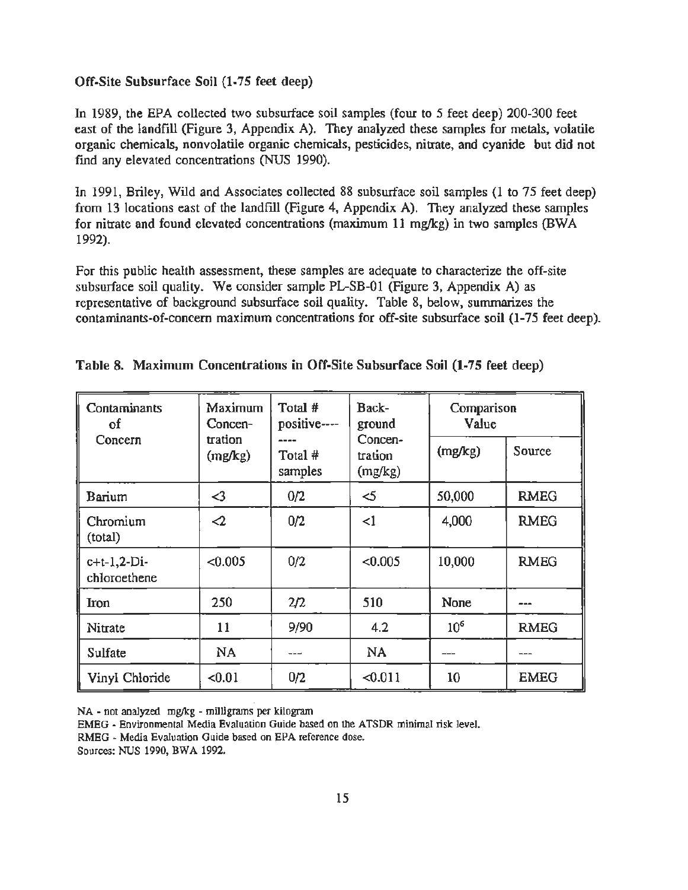**Off-Site Subsurface Soil (1-75 feet deep)**

In 1989, the EPA collected two subsurface soil samples (four to 5 feet deep) 200-300 feet east of the landfill (Figure 3, Appendix A). They analyzed these samples for metals, volatile organic chemicals, nonvolatile organic chemicals, pesticides, nitrate, and cyanide but did not find any elevated concentrations (NUS 1990).

In 1991, Briley, Wild and Associates collected 88 subsurface soil samples (1 to 75 feet deep) from 13 locations east of the landfill (Figure 4, Appendix A). They analyzed these samples for nitrate and found elevated concentrations (maximum 11 mg/kg) in two samples (BWA 1992).

For this public health assessment, these samples are adequate to characterize the off-site subsurface soil quality. We consider sample PL-SB-01 (Figure 3, Appendix A) as representative of background subsurface soil quality. Table 8, below, summarizes the contaminants-of-concern maximum concentrations for off-site subsurface soil (1-75 feet deep).

**Table 8. Maximum Concentrations in Off-Site Subsurface Soil (1-75 feet deep)**

| Contaminants of Concern | Maximum Concentration (mg/kg) | Total # positive---- ---- Total # samples | Background Concentration (mg/kg) | Comparison Value | |
|---|---|---|---|---|---|
| | | | | (mg/kg) | Source |
| Barium | <3 | 0/2 | <5 | 50,000 | RMEG |
| Chromium (total) | <2 | 0/2 | <1 | 4,000 | RMEG |
| c+t-1,2-Dichloroethene | <0.005 | 0/2 | <0.005 | 10,000 | RMEG |
| Iron | 250 | 2/2 | 510 | None | --- |
| Nitrate | 11 | 9/90 | 4.2 | $10^6$ | RMEG |
| Sulfate | NA | --- | NA | --- | --- |
| Vinyl Chloride | <0.01 | 0/2 | <0.011 | 10 | EMEG |

NA - not analyzed mg/kg - milligrams per kilogram
EMEG - Environmental Media Evaluation Guide based on the ATSDR minimal risk level.
RMEG - Media Evaluation Guide based on EPA reference dose.
Sources: NUS 1990, BWA 1992.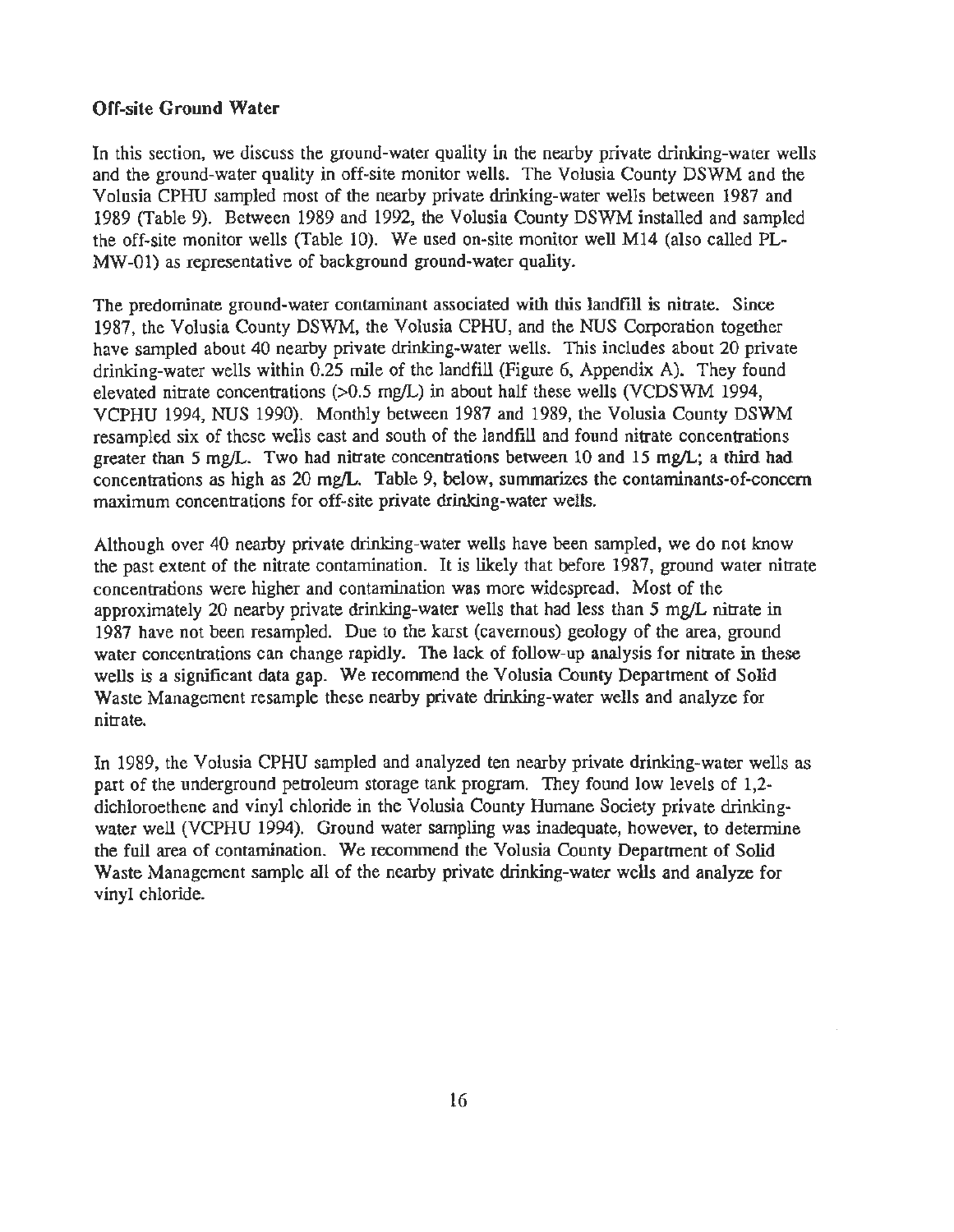### Off-site Ground Water

In this section, we discuss the ground-water quality in the nearby private drinking-water wells and the ground-water quality in off-site monitor wells. The Volusia County DSWM and the Volusia CPHU sampled most of the nearby private drinking-water wells between 1987 and 1989 (Table 9). Between 1989 and 1992, the Volusia County DSWM installed and sampled the off-site monitor wells (Table 10). We used on-site monitor well M14 (also called PL-MW-01) as representative of background ground-water quality.

The predominate ground-water contaminant associated with this landfill is nitrate. Since 1987, the Volusia County DSWM, the Volusia CPHU, and the NUS Corporation together have sampled about 40 nearby private drinking-water wells. This includes about 20 private drinking-water wells within 0.25 mile of the landfill (Figure 6, Appendix A). They found elevated nitrate concentrations (>0.5 mg/L) in about half these wells (VCDSWM 1994, VCPHU 1994, NUS 1990). Monthly between 1987 and 1989, the Volusia County DSWM resampled six of these wells east and south of the landfill and found nitrate concentrations greater than 5 mg/L. Two had nitrate concentrations between 10 and 15 mg/L; a third had concentrations as high as 20 mg/L. Table 9, below, summarizes the contaminants-of-concern maximum concentrations for off-site private drinking-water wells.

Although over 40 nearby private drinking-water wells have been sampled, we do not know the past extent of the nitrate contamination. It is likely that before 1987, ground water nitrate concentrations were higher and contamination was more widespread. Most of the approximately 20 nearby private drinking-water wells that had less than 5 mg/L nitrate in 1987 have not been resampled. Due to the karst (cavernous) geology of the area, ground water concentrations can change rapidly. The lack of follow-up analysis for nitrate in these wells is a significant data gap. We recommend the Volusia County Department of Solid Waste Management resample these nearby private drinking-water wells and analyze for nitrate.

In 1989, the Volusia CPHU sampled and analyzed ten nearby private drinking-water wells as part of the underground petroleum storage tank program. They found low levels of 1,2-dichloroethene and vinyl chloride in the Volusia County Humane Society private drinking-water well (VCPHU 1994). Ground water sampling was inadequate, however, to determine the full area of contamination. We recommend the Volusia County Department of Solid Waste Management sample all of the nearby private drinking-water wells and analyze for vinyl chloride.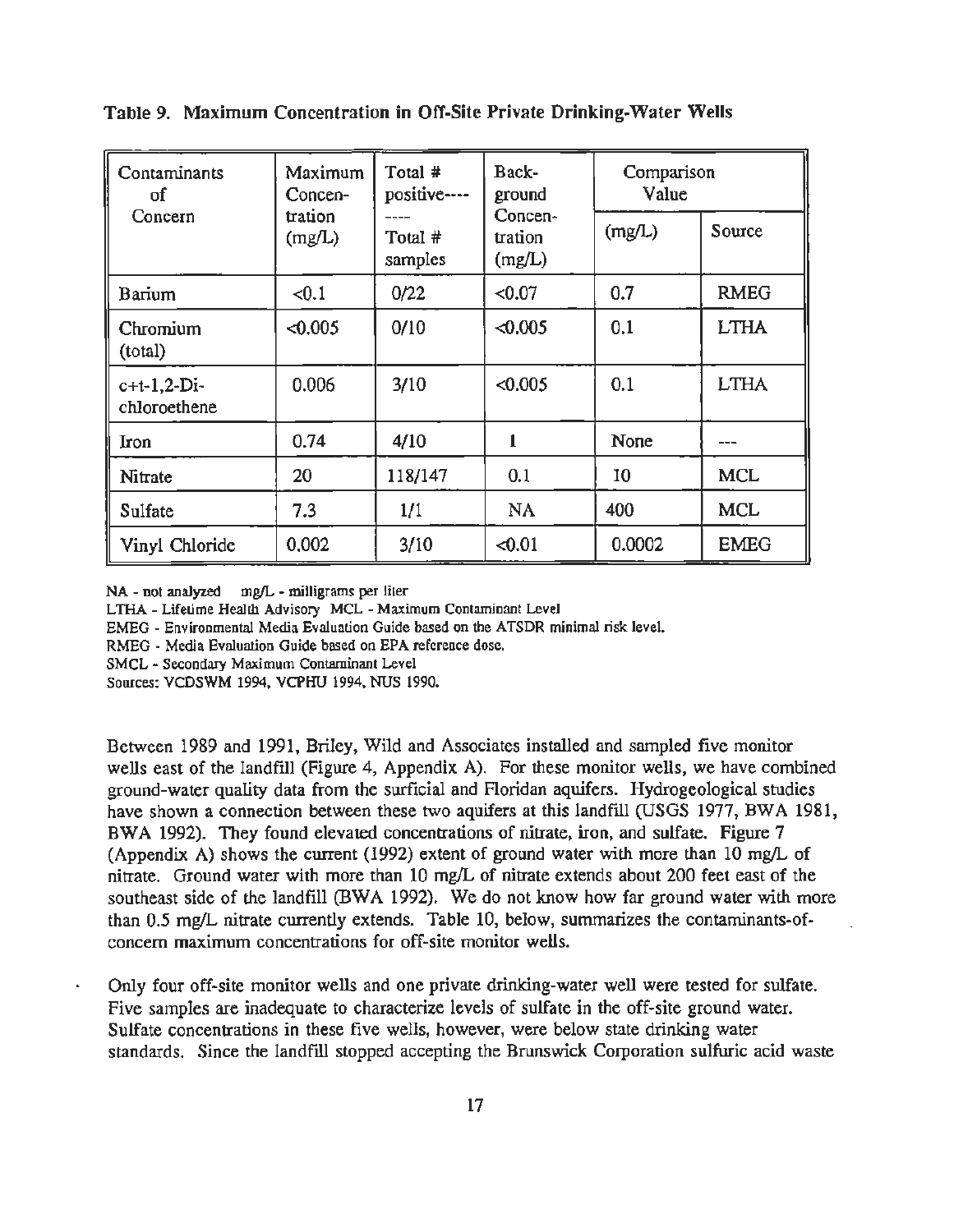**Table 9. Maximum Concentration in Off-Site Private Drinking-Water Wells**

| Contaminants of Concern | Maximum Concentration (mg/L) | Total # positive---- ---- Total # samples | Background Concentration (mg/L) | Comparison Value | |
|---|---|---|---|---|---|
| | | | | (mg/L) | Source |
| Barium | <0.1 | 0/22 | <0.07 | 0.7 | RMEG |
| Chromium (total) | <0.005 | 0/10 | <0.005 | 0.1 | LTHA |
| c+t-1,2-Dichloroethene | 0.006 | 3/10 | <0.005 | 0.1 | LTHA |
| Iron | 0.74 | 4/10 | 1 | None | --- |
| Nitrate | 20 | 118/147 | 0.1 | 10 | MCL |
| Sulfate | 7.3 | 1/1 | NA | 400 | MCL |
| Vinyl Chloride | 0.002 | 3/10 | <0.01 | 0.0002 | EMEG |

NA - not analyzed  mg/L - milligrams per liter
LTHA - Lifetime Health Advisory  MCL - Maximum Contaminant Level
EMEG - Environmental Media Evaluation Guide based on the ATSDR minimal risk level.
RMEG - Media Evaluation Guide based on EPA reference dose.
SMCL - Secondary Maximum Contaminant Level
Sources: VCDSWM 1994, VCPHU 1994, NUS 1990.

Between 1989 and 1991, Briley, Wild and Associates installed and sampled five monitor wells east of the landfill (Figure 4, Appendix A). For these monitor wells, we have combined ground-water quality data from the surficial and Floridan aquifers. Hydrogeological studies have shown a connection between these two aquifers at this landfill (USGS 1977, BWA 1981, BWA 1992). They found elevated concentrations of nitrate, iron, and sulfate. Figure 7 (Appendix A) shows the current (1992) extent of ground water with more than 10 mg/L of nitrate. Ground water with more than 10 mg/L of nitrate extends about 200 feet east of the southeast side of the landfill (BWA 1992). We do not know how far ground water with more than 0.5 mg/L nitrate currently extends. Table 10, below, summarizes the contaminants-of-concern maximum concentrations for off-site monitor wells.

Only four off-site monitor wells and one private drinking-water well were tested for sulfate. Five samples are inadequate to characterize levels of sulfate in the off-site ground water. Sulfate concentrations in these five wells, however, were below state drinking water standards. Since the landfill stopped accepting the Brunswick Corporation sulfuric acid waste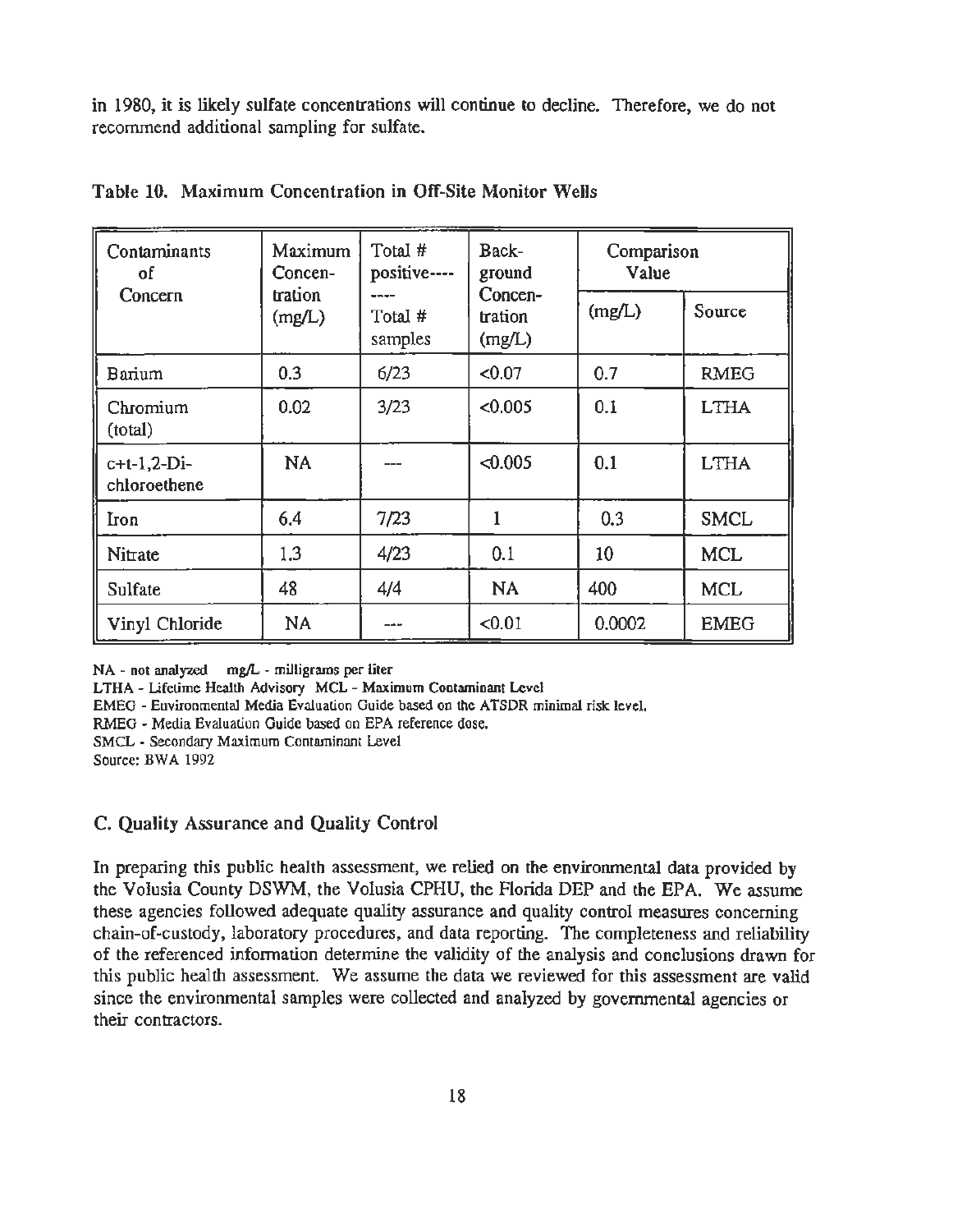in 1980, it is likely sulfate concentrations will continue to decline. Therefore, we do not recommend additional sampling for sulfate.

**Table 10. Maximum Concentration in Off-Site Monitor Wells**

| Contaminants of Concern | Maximum Concentration (mg/L) | Total # positive ---- Total # samples | Background Concentration (mg/L) | Comparison Value | |
|---|---|---|---|---|---|
| | | | | (mg/L) | Source |
| Barium | 0.3 | 6/23 | <0.07 | 0.7 | RMEG |
| Chromium (total) | 0.02 | 3/23 | <0.005 | 0.1 | LTHA |
| c+t-1,2-Dichloroethene | NA | --- | <0.005 | 0.1 | LTHA |
| Iron | 6.4 | 7/23 | 1 | 0.3 | SMCL |
| Nitrate | 1.3 | 4/23 | 0.1 | 10 | MCL |
| Sulfate | 48 | 4/4 | NA | 400 | MCL |
| Vinyl Chloride | NA | --- | <0.01 | 0.0002 | EMEG |

NA - not analyzed mg/L - milligrams per liter
LTHA - Lifetime Health Advisory MCL - Maximum Contaminant Level
EMEG - Environmental Media Evaluation Guide based on the ATSDR minimal risk level.
RMEG - Media Evaluation Guide based on EPA reference dose.
SMCL - Secondary Maximum Contaminant Level
Source: BWA 1992

## C. Quality Assurance and Quality Control

In preparing this public health assessment, we relied on the environmental data provided by the Volusia County DSWM, the Volusia CPHU, the Florida DEP and the EPA. We assume these agencies followed adequate quality assurance and quality control measures concerning chain-of-custody, laboratory procedures, and data reporting. The completeness and reliability of the referenced information determine the validity of the analysis and conclusions drawn for this public health assessment. We assume the data we reviewed for this assessment are valid since the environmental samples were collected and analyzed by governmental agencies or their contractors.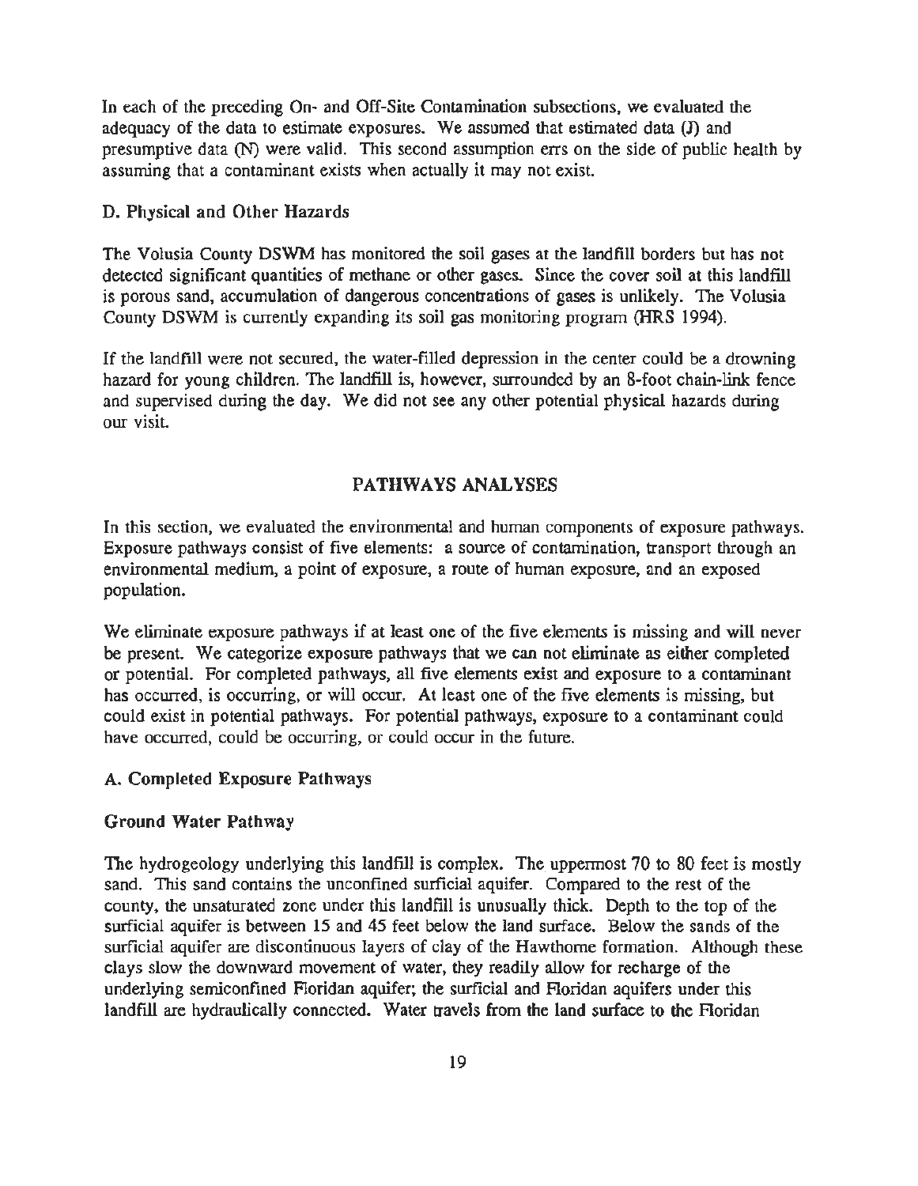In each of the preceding On- and Off-Site Contamination subsections, we evaluated the adequacy of the data to estimate exposures. We assumed that estimated data (J) and presumptive data (N) were valid. This second assumption errs on the side of public health by assuming that a contaminant exists when actually it may not exist.

### D. Physical and Other Hazards

The Volusia County DSWM has monitored the soil gases at the landfill borders but has not detected significant quantities of methane or other gases. Since the cover soil at this landfill is porous sand, accumulation of dangerous concentrations of gases is unlikely. The Volusia County DSWM is currently expanding its soil gas monitoring program (HRS 1994).

If the landfill were not secured, the water-filled depression in the center could be a drowning hazard for young children. The landfill is, however, surrounded by an 8-foot chain-link fence and supervised during the day. We did not see any other potential physical hazards during our visit.

## PATHWAYS ANALYSES

In this section, we evaluated the environmental and human components of exposure pathways. Exposure pathways consist of five elements: a source of contamination, transport through an environmental medium, a point of exposure, a route of human exposure, and an exposed population.

We eliminate exposure pathways if at least one of the five elements is missing and will never be present. We categorize exposure pathways that we can not eliminate as either completed or potential. For completed pathways, all five elements exist and exposure to a contaminant has occurred, is occurring, or will occur. At least one of the five elements is missing, but could exist in potential pathways. For potential pathways, exposure to a contaminant could have occurred, could be occurring, or could occur in the future.

### A. Completed Exposure Pathways

#### Ground Water Pathway

The hydrogeology underlying this landfill is complex. The uppermost 70 to 80 feet is mostly sand. This sand contains the unconfined surficial aquifer. Compared to the rest of the county, the unsaturated zone under this landfill is unusually thick. Depth to the top of the surficial aquifer is between 15 and 45 feet below the land surface. Below the sands of the surficial aquifer are discontinuous layers of clay of the Hawthorne formation. Although these clays slow the downward movement of water, they readily allow for recharge of the underlying semiconfined Floridan aquifer; the surficial and Floridan aquifers under this landfill are hydraulically connected. Water travels from the land surface to the Floridan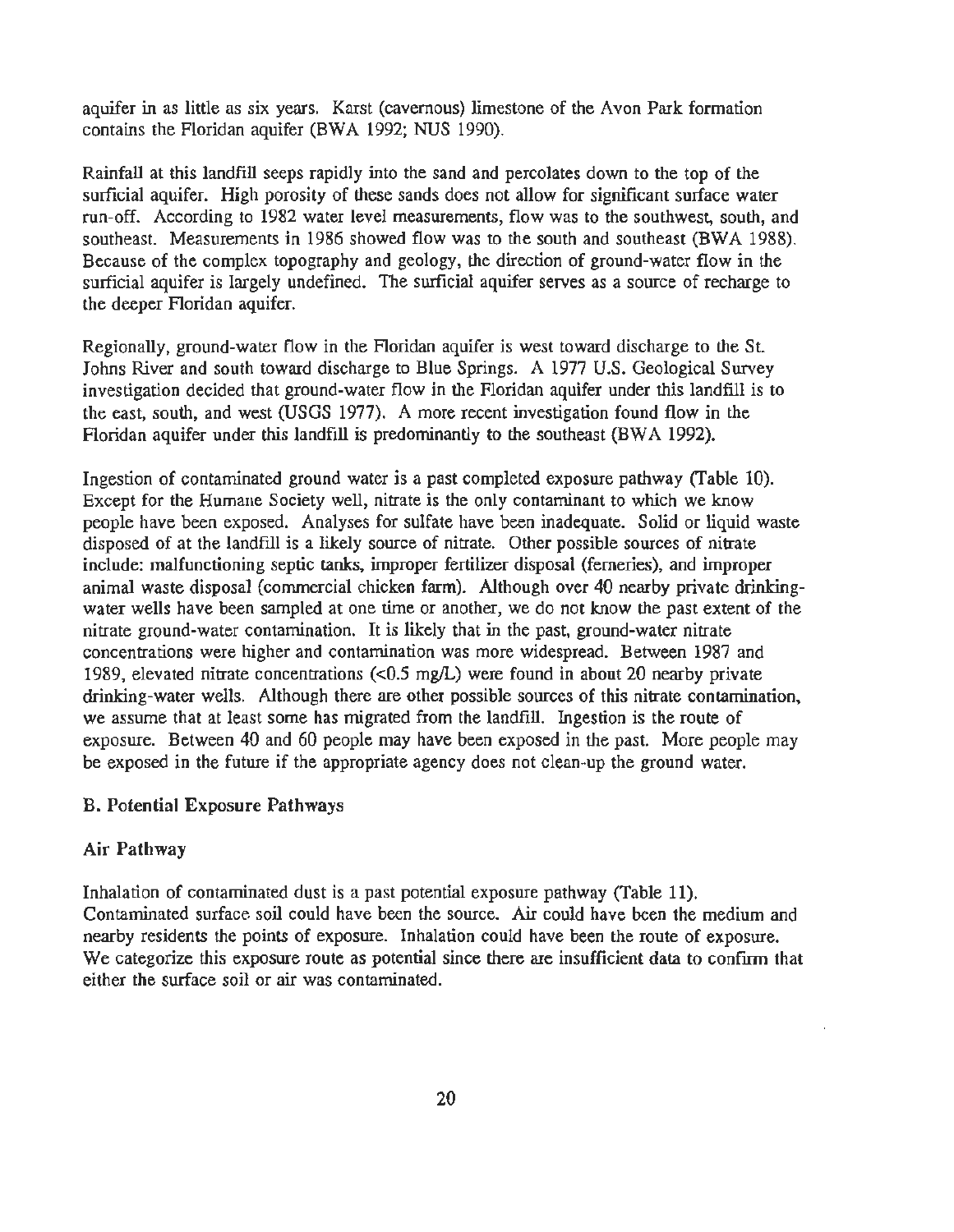aquifer in as little as six years. Karst (cavernous) limestone of the Avon Park formation contains the Floridan aquifer (BWA 1992; NUS 1990).

Rainfall at this landfill seeps rapidly into the sand and percolates down to the top of the surficial aquifer. High porosity of these sands does not allow for significant surface water run-off. According to 1982 water level measurements, flow was to the southwest, south, and southeast. Measurements in 1986 showed flow was to the south and southeast (BWA 1988). Because of the complex topography and geology, the direction of ground-water flow in the surficial aquifer is largely undefined. The surficial aquifer serves as a source of recharge to the deeper Floridan aquifer.

Regionally, ground-water flow in the Floridan aquifer is west toward discharge to the St. Johns River and south toward discharge to Blue Springs. A 1977 U.S. Geological Survey investigation decided that ground-water flow in the Floridan aquifer under this landfill is to the east, south, and west (USGS 1977). A more recent investigation found flow in the Floridan aquifer under this landfill is predominantly to the southeast (BWA 1992).

Ingestion of contaminated ground water is a past completed exposure pathway (Table 10). Except for the Humane Society well, nitrate is the only contaminant to which we know people have been exposed. Analyses for sulfate have been inadequate. Solid or liquid waste disposed of at the landfill is a likely source of nitrate. Other possible sources of nitrate include: malfunctioning septic tanks, improper fertilizer disposal (ferneries), and improper animal waste disposal (commercial chicken farm). Although over 40 nearby private drinking-water wells have been sampled at one time or another, we do not know the past extent of the nitrate ground-water contamination. It is likely that in the past, ground-water nitrate concentrations were higher and contamination was more widespread. Between 1987 and 1989, elevated nitrate concentrations (<0.5 mg/L) were found in about 20 nearby private drinking-water wells. Although there are other possible sources of this nitrate contamination, we assume that at least some has migrated from the landfill. Ingestion is the route of exposure. Between 40 and 60 people may have been exposed in the past. More people may be exposed in the future if the appropriate agency does not clean-up the ground water.

## B. Potential Exposure Pathways

### Air Pathway

Inhalation of contaminated dust is a past potential exposure pathway (Table 11). Contaminated surface soil could have been the source. Air could have been the medium and nearby residents the points of exposure. Inhalation could have been the route of exposure. We categorize this exposure route as potential since there are insufficient data to confirm that either the surface soil or air was contaminated.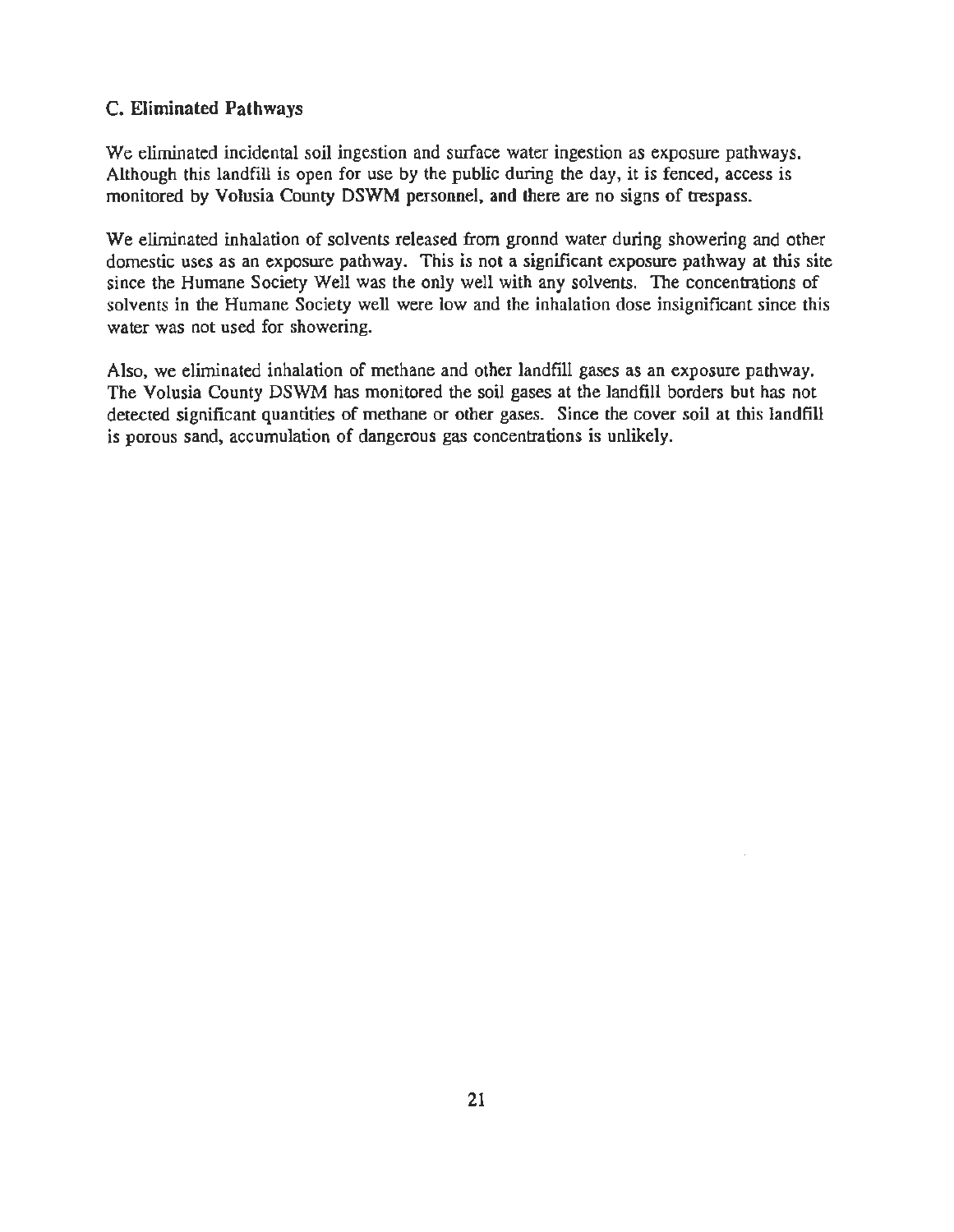### C. Eliminated Pathways

We eliminated incidental soil ingestion and surface water ingestion as exposure pathways. Although this landfill is open for use by the public during the day, it is fenced, access is monitored by Volusia County DSWM personnel, and there are no signs of trespass.

We eliminated inhalation of solvents released from gronnd water during showering and other domestic uses as an exposure pathway. This is not a significant exposure pathway at this site since the Humane Society Well was the only well with any solvents. The concentrations of solvents in the Humane Society well were low and the inhalation dose insignificant since this water was not used for showering.

Also, we eliminated inhalation of methane and other landfill gases as an exposure pathway. The Volusia County DSWM has monitored the soil gases at the landfill borders but has not detected significant quantities of methane or other gases. Since the cover soil at this landfill is porous sand, accumulation of dangerous gas concentrations is unlikely.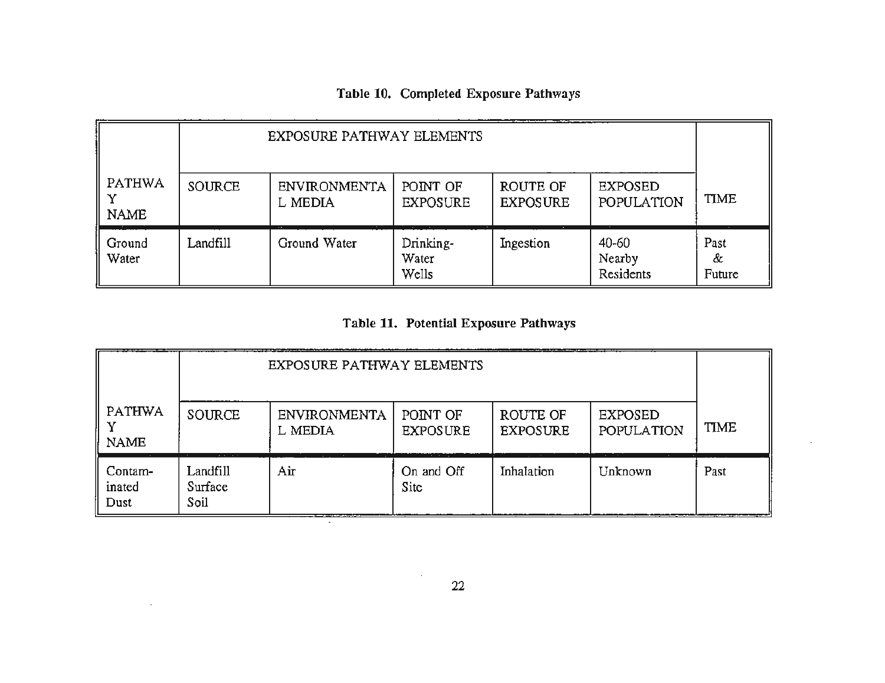**Table 10. Completed Exposure Pathways**

| PATHWAY NAME | EXPOSURE PATHWAY ELEMENTS | | | | | TIME |
|---|---|---|---|---|---|---|
| | SOURCE | ENVIRONMENTAL MEDIA | POINT OF EXPOSURE | ROUTE OF EXPOSURE | EXPOSED POPULATION | |
| Ground Water | Landfill | Ground Water | Drinking-Water Wells | Ingestion | 40-60 Nearby Residents | Past & Future |

**Table 11. Potential Exposure Pathways**

| PATHWAY NAME | EXPOSURE PATHWAY ELEMENTS | | | | | TIME |
|---|---|---|---|---|---|---|
| | SOURCE | ENVIRONMENTAL MEDIA | POINT OF EXPOSURE | ROUTE OF EXPOSURE | EXPOSED POPULATION | |
| Contaminated Dust | Landfill Surface Soil | Air | On and Off Site | Inhalation | Unknown | Past |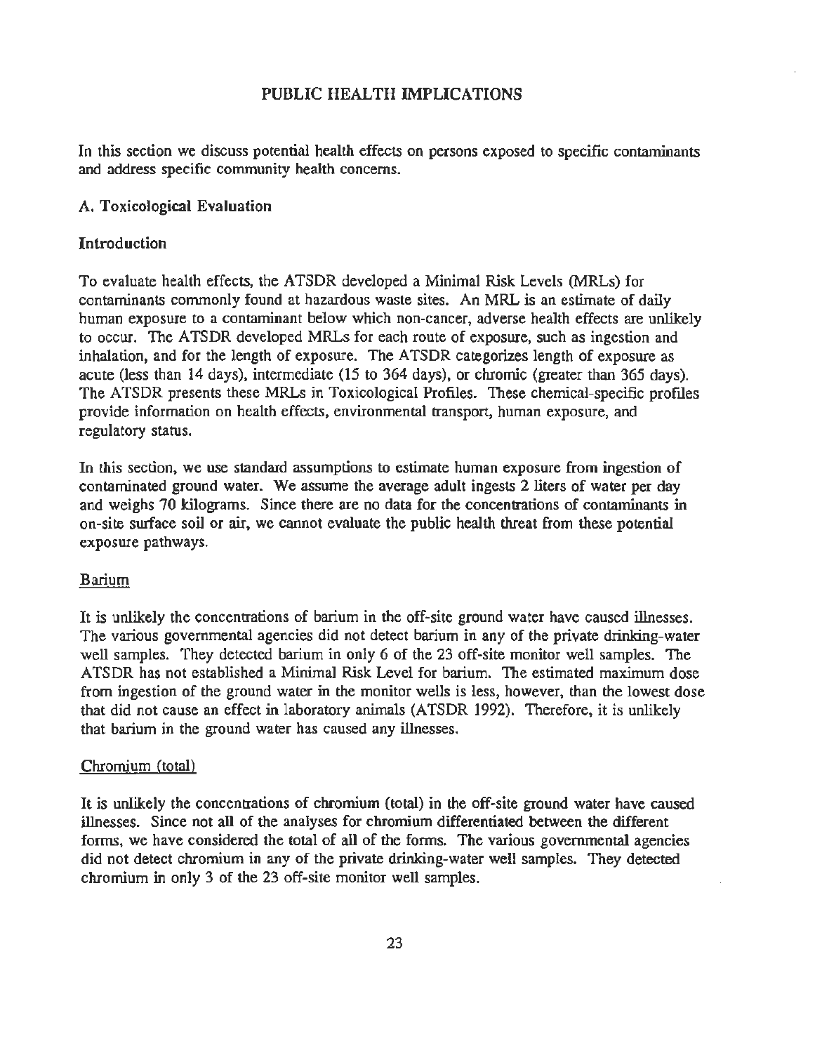# PUBLIC HEALTH IMPLICATIONS

In this section we discuss potential health effects on persons exposed to specific contaminants and address specific community health concerns.

## A. Toxicological Evaluation

### Introduction

To evaluate health effects, the ATSDR developed a Minimal Risk Levels (MRLs) for contaminants commonly found at hazardous waste sites. An MRL is an estimate of daily human exposure to a contaminant below which non-cancer, adverse health effects are unlikely to occur. The ATSDR developed MRLs for each route of exposure, such as ingestion and inhalation, and for the length of exposure. The ATSDR categorizes length of exposure as acute (less than 14 days), intermediate (15 to 364 days), or chromic (greater than 365 days). The ATSDR presents these MRLs in Toxicological Profiles. These chemical-specific profiles provide information on health effects, environmental transport, human exposure, and regulatory status.

In this section, we use standard assumptions to estimate human exposure from ingestion of contaminated ground water. We assume the average adult ingests 2 liters of water per day and weighs 70 kilograms. Since there are no data for the concentrations of contaminants in on-site surface soil or air, we cannot evaluate the public health threat from these potential exposure pathways.

#### Barium

It is unlikely the concentrations of barium in the off-site ground water have caused illnesses. The various governmental agencies did not detect barium in any of the private drinking-water well samples. They detected barium in only 6 of the 23 off-site monitor well samples. The ATSDR has not established a Minimal Risk Level for barium. The estimated maximum dose from ingestion of the ground water in the monitor wells is less, however, than the lowest dose that did not cause an effect in laboratory animals (ATSDR 1992). Therefore, it is unlikely that barium in the ground water has caused any illnesses.

#### Chromium (total)

It is unlikely the concentrations of chromium (total) in the off-site ground water have caused illnesses. Since not all of the analyses for chromium differentiated between the different forms, we have considered the total of all of the forms. The various governmental agencies did not detect chromium in any of the private drinking-water well samples. They detected chromium in only 3 of the 23 off-site monitor well samples.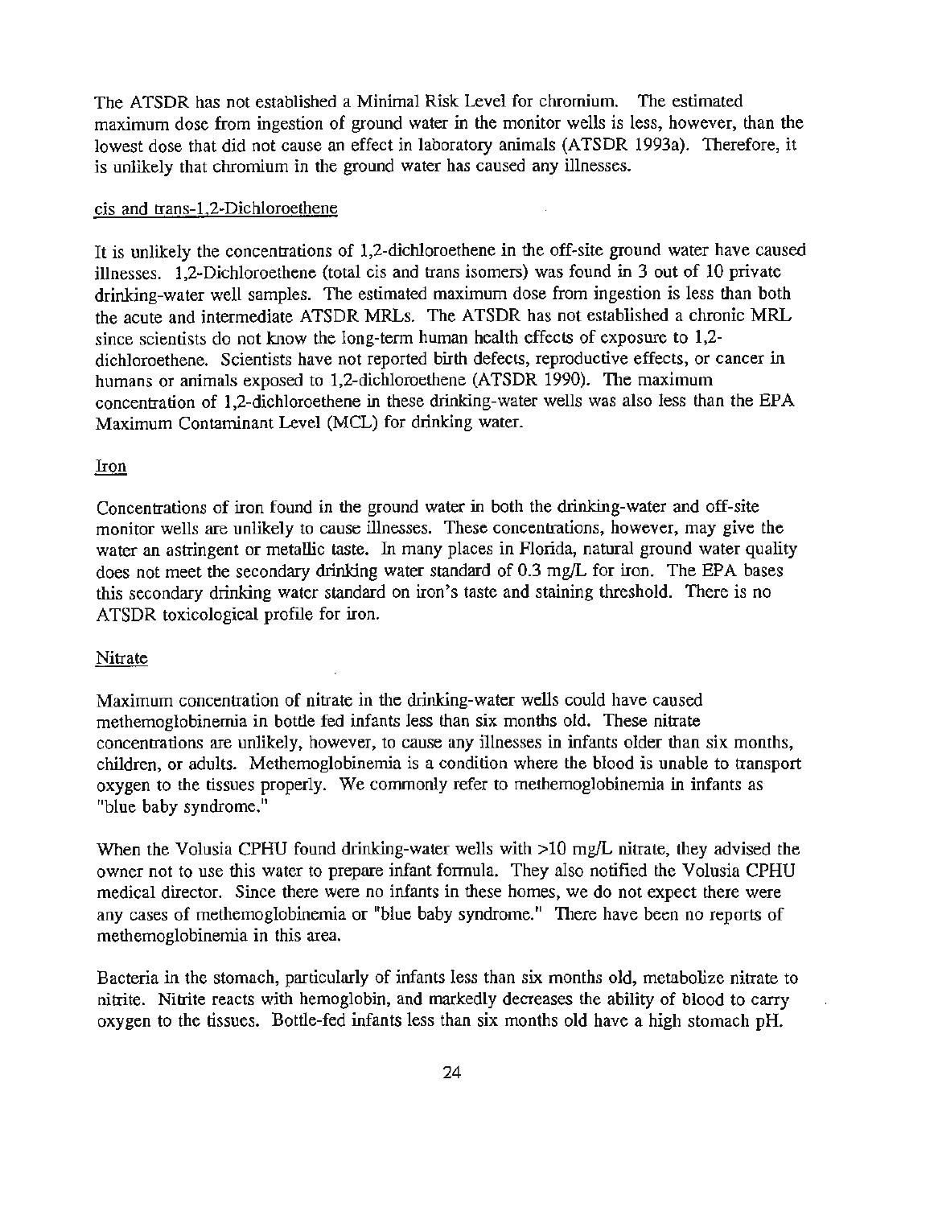The ATSDR has not established a Minimal Risk Level for chromium. The estimated maximum dose from ingestion of ground water in the monitor wells is less, however, than the lowest dose that did not cause an effect in laboratory animals (ATSDR 1993a). Therefore, it is unlikely that chromium in the ground water has caused any illnesses.

### cis and trans-1,2-Dichloroethene

It is unlikely the concentrations of 1,2-dichloroethene in the off-site ground water have caused illnesses. 1,2-Dichloroethene (total cis and trans isomers) was found in 3 out of 10 private drinking-water well samples. The estimated maximum dose from ingestion is less than both the acute and intermediate ATSDR MRLs. The ATSDR has not established a chronic MRL since scientists do not know the long-term human health effects of exposure to 1,2-dichloroethene. Scientists have not reported birth defects, reproductive effects, or cancer in humans or animals exposed to 1,2-dichloroethene (ATSDR 1990). The maximum concentration of 1,2-dichloroethene in these drinking-water wells was also less than the EPA Maximum Contaminant Level (MCL) for drinking water.

### Iron

Concentrations of iron found in the ground water in both the drinking-water and off-site monitor wells are unlikely to cause illnesses. These concentrations, however, may give the water an astringent or metallic taste. In many places in Florida, natural ground water quality does not meet the secondary drinking water standard of 0.3 mg/L for iron. The EPA bases this secondary drinking water standard on iron's taste and staining threshold. There is no ATSDR toxicological profile for iron.

### Nitrate

Maximum concentration of nitrate in the drinking-water wells could have caused methemoglobinemia in bottle fed infants less than six months old. These nitrate concentrations are unlikely, however, to cause any illnesses in infants older than six months, children, or adults. Methemoglobinemia is a condition where the blood is unable to transport oxygen to the tissues properly. We commonly refer to methemoglobinemia in infants as "blue baby syndrome."

When the Volusia CPHU found drinking-water wells with >10 mg/L nitrate, they advised the owner not to use this water to prepare infant formula. They also notified the Volusia CPHU medical director. Since there were no infants in these homes, we do not expect there were any cases of methemoglobinemia or "blue baby syndrome." There have been no reports of methemoglobinemia in this area.

Bacteria in the stomach, particularly of infants less than six months old, metabolize nitrate to nitrite. Nitrite reacts with hemoglobin, and markedly decreases the ability of blood to carry oxygen to the tissues. Bottle-fed infants less than six months old have a high stomach pH.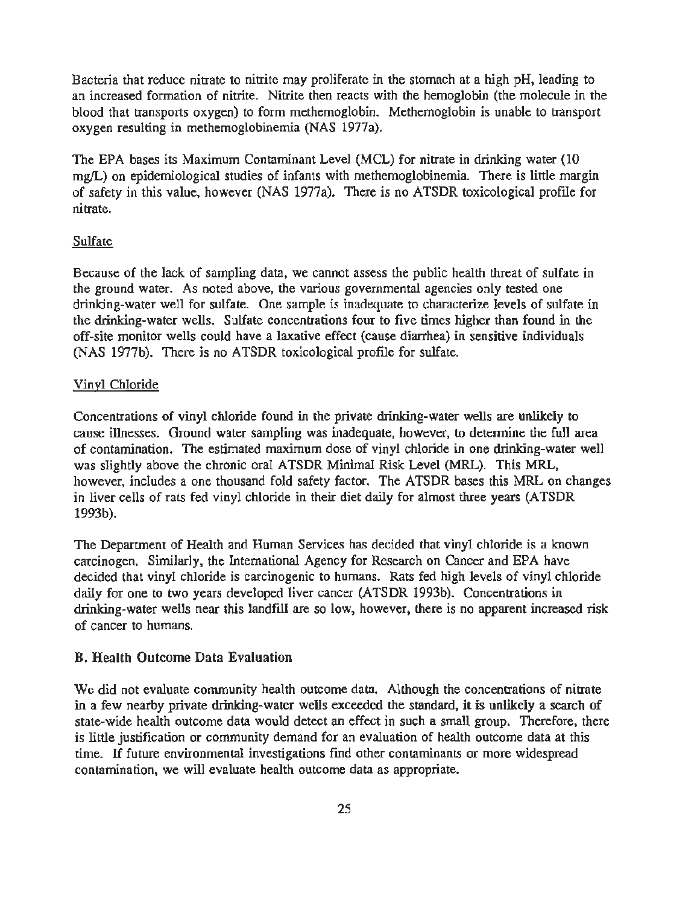Bacteria that reduce nitrate to nitrite may proliferate in the stomach at a high pH, leading to an increased formation of nitrite. Nitrite then reacts with the hemoglobin (the molecule in the blood that transports oxygen) to form methemoglobin. Methemoglobin is unable to transport oxygen resulting in methemoglobinemia (NAS 1977a).

The EPA bases its Maximum Contaminant Level (MCL) for nitrate in drinking water (10 mg/L) on epidemiological studies of infants with methemoglobinemia. There is little margin of safety in this value, however (NAS 1977a). There is no ATSDR toxicological profile for nitrate.

Sulfate

Because of the lack of sampling data, we cannot assess the public health threat of sulfate in the ground water. As noted above, the various governmental agencies only tested one drinking-water well for sulfate. One sample is inadequate to characterize levels of sulfate in the drinking-water wells. Sulfate concentrations four to five times higher than found in the off-site monitor wells could have a laxative effect (cause diarrhea) in sensitive individuals (NAS 1977b). There is no ATSDR toxicological profile for sulfate.

Vinyl Chloride

Concentrations of vinyl chloride found in the private drinking-water wells are unlikely to cause illnesses. Ground water sampling was inadequate, however, to determine the full area of contamination. The estimated maximum dose of vinyl chloride in one drinking-water well was slightly above the chronic oral ATSDR Minimal Risk Level (MRL). This MRL, however, includes a one thousand fold safety factor. The ATSDR bases this MRL on changes in liver cells of rats fed vinyl chloride in their diet daily for almost three years (ATSDR 1993b).

The Department of Health and Human Services has decided that vinyl chloride is a known carcinogen. Similarly, the International Agency for Research on Cancer and EPA have decided that vinyl chloride is carcinogenic to humans. Rats fed high levels of vinyl chloride daily for one to two years developed liver cancer (ATSDR 1993b). Concentrations in drinking-water wells near this landfill are so low, however, there is no apparent increased risk of cancer to humans.

## B. Health Outcome Data Evaluation

We did not evaluate community health outcome data. Although the concentrations of nitrate in a few nearby private drinking-water wells exceeded the standard, it is unlikely a search of state-wide health outcome data would detect an effect in such a small group. Therefore, there is little justification or community demand for an evaluation of health outcome data at this time. If future environmental investigations find other contaminants or more widespread contamination, we will evaluate health outcome data as appropriate.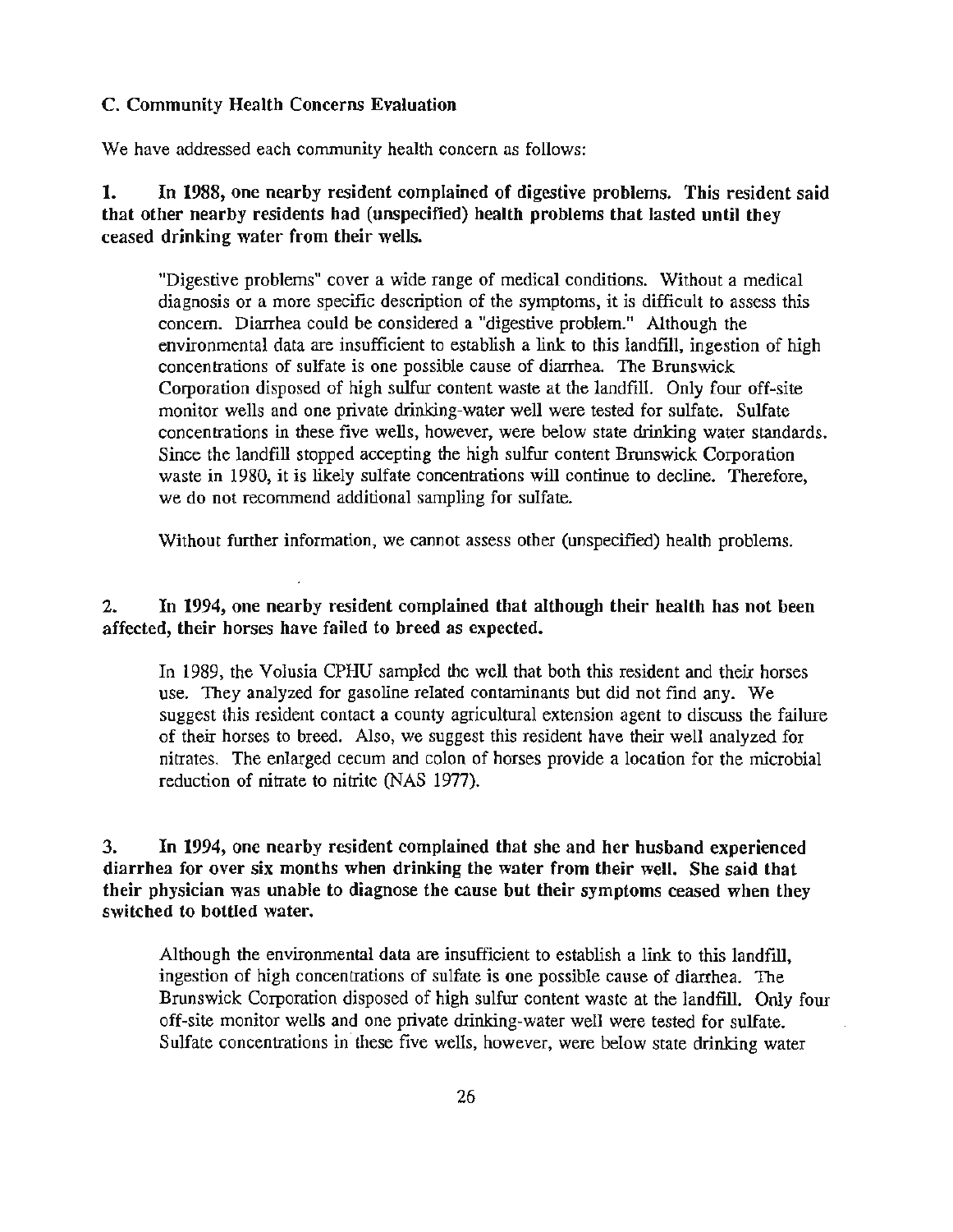### C. Community Health Concerns Evaluation

We have addressed each community health concern as follows:

**1. In 1988, one nearby resident complained of digestive problems. This resident said that other nearby residents had (unspecified) health problems that lasted until they ceased drinking water from their wells.**

"Digestive problems" cover a wide range of medical conditions. Without a medical diagnosis or a more specific description of the symptoms, it is difficult to assess this concern. Diarrhea could be considered a "digestive problem." Although the environmental data are insufficient to establish a link to this landfill, ingestion of high concentrations of sulfate is one possible cause of diarrhea. The Brunswick Corporation disposed of high sulfur content waste at the landfill. Only four off-site monitor wells and one private drinking-water well were tested for sulfate. Sulfate concentrations in these five wells, however, were below state drinking water standards. Since the landfill stopped accepting the high sulfur content Brunswick Corporation waste in 1980, it is likely sulfate concentrations will continue to decline. Therefore, we do not recommend additional sampling for sulfate.

Without further information, we cannot assess other (unspecified) health problems.

**2. In 1994, one nearby resident complained that although their health has not been affected, their horses have failed to breed as expected.**

In 1989, the Volusia CPHU sampled the well that both this resident and their horses use. They analyzed for gasoline related contaminants but did not find any. We suggest this resident contact a county agricultural extension agent to discuss the failure of their horses to breed. Also, we suggest this resident have their well analyzed for nitrates. The enlarged cecum and colon of horses provide a location for the microbial reduction of nitrate to nitrite (NAS 1977).

**3. In 1994, one nearby resident complained that she and her husband experienced diarrhea for over six months when drinking the water from their well. She said that their physician was unable to diagnose the cause but their symptoms ceased when they switched to bottled water.**

Although the environmental data are insufficient to establish a link to this landfill, ingestion of high concentrations of sulfate is one possible cause of diarrhea. The Brunswick Corporation disposed of high sulfur content waste at the landfill. Only four off-site monitor wells and one private drinking-water well were tested for sulfate. Sulfate concentrations in these five wells, however, were below state drinking water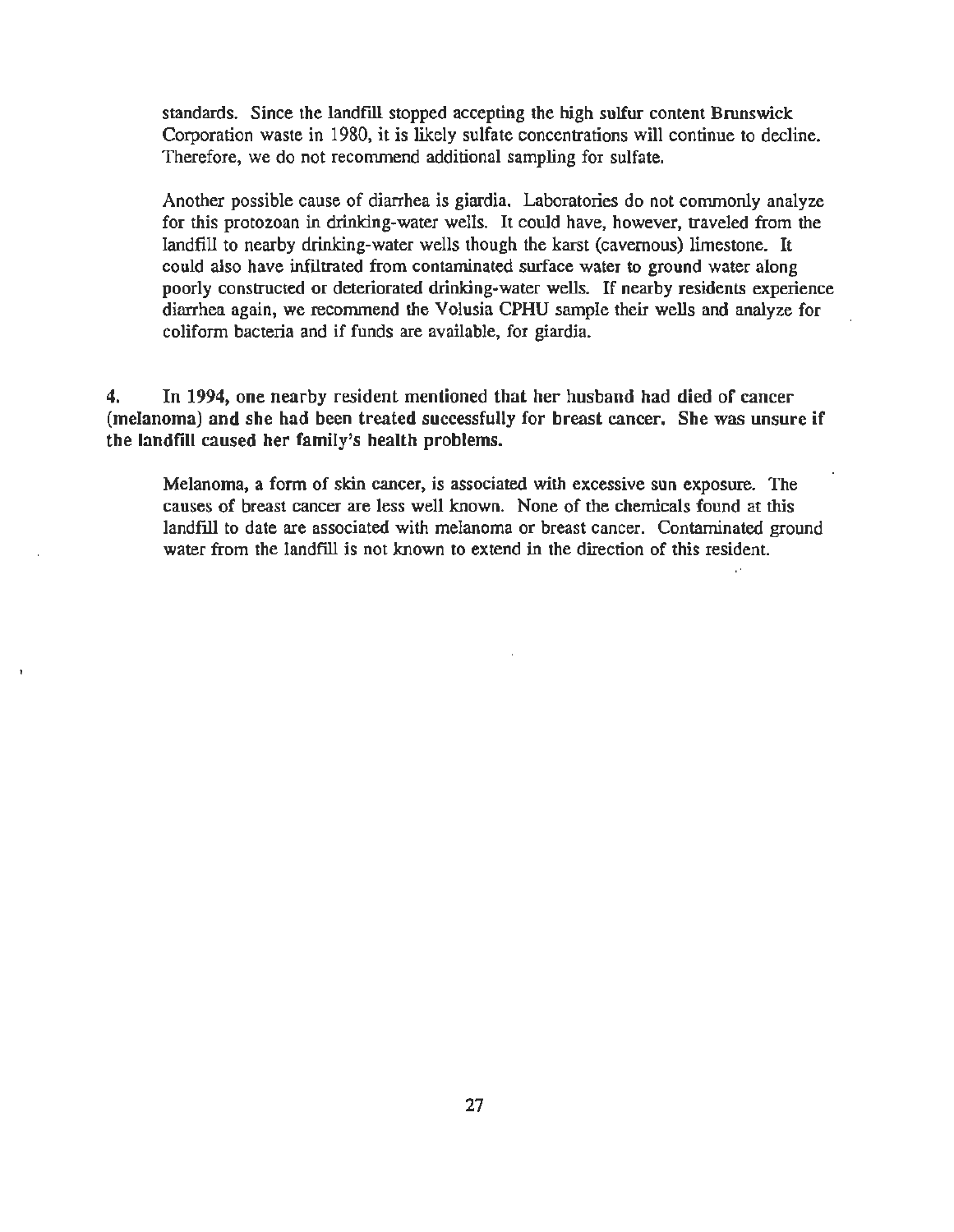standards. Since the landfill stopped accepting the high sulfur content Brunswick Corporation waste in 1980, it is likely sulfate concentrations will continue to decline. Therefore, we do not recommend additional sampling for sulfate.

Another possible cause of diarrhea is giardia. Laboratories do not commonly analyze for this protozoan in drinking-water wells. It could have, however, traveled from the landfill to nearby drinking-water wells though the karst (cavernous) limestone. It could also have infiltrated from contaminated surface water to ground water along poorly constructed or deteriorated drinking-water wells. If nearby residents experience diarrhea again, we recommend the Volusia CPHU sample their wells and analyze for coliform bacteria and if funds are available, for giardia.

**4. In 1994, one nearby resident mentioned that her husband had died of cancer (melanoma) and she had been treated successfully for breast cancer. She was unsure if the landfill caused her family's health problems.**

Melanoma, a form of skin cancer, is associated with excessive sun exposure. The causes of breast cancer are less well known. None of the chemicals found at this landfill to date are associated with melanoma or breast cancer. Contaminated ground water from the landfill is not known to extend in the direction of this resident.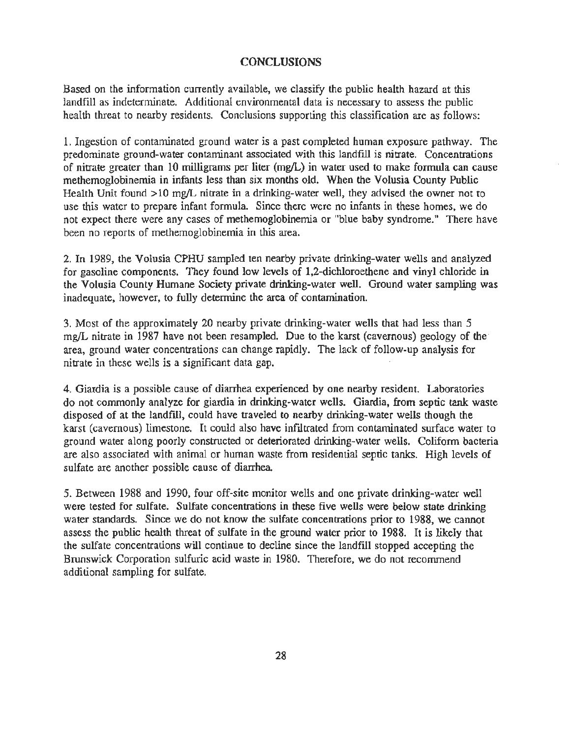## CONCLUSIONS

Based on the information currently available, we classify the public health hazard at this landfill as indeterminate. Additional environmental data is necessary to assess the public health threat to nearby residents. Conclusions supporting this classification are as follows:

1. Ingestion of contaminated ground water is a past completed human exposure pathway. The predominate ground-water contaminant associated with this landfill is nitrate. Concentrations of nitrate greater than 10 milligrams per liter (mg/L) in water used to make formula can cause methemoglobinemia in infants less than six months old. When the Volusia County Public Health Unit found >10 mg/L nitrate in a drinking-water well, they advised the owner not to use this water to prepare infant formula. Since there were no infants in these homes, we do not expect there were any cases of methemoglobinemia or "blue baby syndrome." There have been no reports of methemoglobinemia in this area.

2. In 1989, the Volusia CPHU sampled ten nearby private drinking-water wells and analyzed for gasoline components. They found low levels of 1,2-dichloroethene and vinyl chloride in the Volusia County Humane Society private drinking-water well. Ground water sampling was inadequate, however, to fully determine the area of contamination.

3. Most of the approximately 20 nearby private drinking-water wells that had less than 5 mg/L nitrate in 1987 have not been resampled. Due to the karst (cavernous) geology of the area, ground water concentrations can change rapidly. The lack of follow-up analysis for nitrate in these wells is a significant data gap.

4. Giardia is a possible cause of diarrhea experienced by one nearby resident. Laboratories do not commonly analyze for giardia in drinking-water wells. Giardia, from septic tank waste disposed of at the landfill, could have traveled to nearby drinking-water wells though the karst (cavernous) limestone. It could also have infiltrated from contaminated surface water to ground water along poorly constructed or deteriorated drinking-water wells. Coliform bacteria are also associated with animal or human waste from residential septic tanks. High levels of sulfate are another possible cause of diarrhea.

5. Between 1988 and 1990, four off-site monitor wells and one private drinking-water well were tested for sulfate. Sulfate concentrations in these five wells were below state drinking water standards. Since we do not know the sulfate concentrations prior to 1988, we cannot assess the public health threat of sulfate in the ground water prior to 1988. It is likely that the sulfate concentrations will continue to decline since the landfill stopped accepting the Brunswick Corporation sulfuric acid waste in 1980. Therefore, we do not recommend additional sampling for sulfate.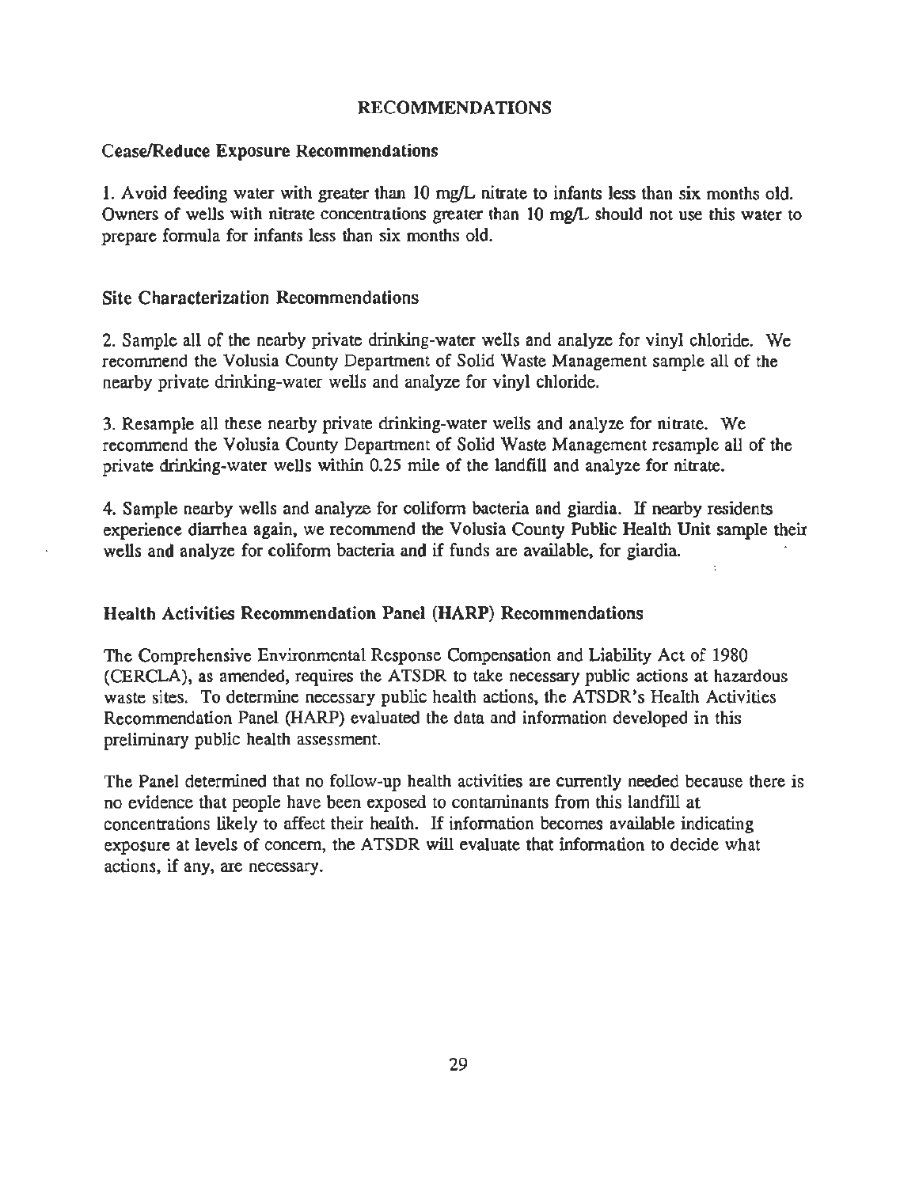# RECOMMENDATIONS

## Cease/Reduce Exposure Recommendations

1. Avoid feeding water with greater than 10 mg/L nitrate to infants less than six months old. Owners of wells with nitrate concentrations greater than 10 mg/L should not use this water to prepare formula for infants less than six months old.

## Site Characterization Recommendations

2. Sample all of the nearby private drinking-water wells and analyze for vinyl chloride. We recommend the Volusia County Department of Solid Waste Management sample all of the nearby private drinking-water wells and analyze for vinyl chloride.

3. Resample all these nearby private drinking-water wells and analyze for nitrate. We recommend the Volusia County Department of Solid Waste Management resample all of the private drinking-water wells within 0.25 mile of the landfill and analyze for nitrate.

4. Sample nearby wells and analyze for coliform bacteria and giardia. If nearby residents experience diarrhea again, we recommend the Volusia County Public Health Unit sample their wells and analyze for coliform bacteria and if funds are available, for giardia.

## Health Activities Recommendation Panel (HARP) Recommendations

The Comprehensive Environmental Response Compensation and Liability Act of 1980 (CERCLA), as amended, requires the ATSDR to take necessary public actions at hazardous waste sites. To determine necessary public health actions, the ATSDR's Health Activities Recommendation Panel (HARP) evaluated the data and information developed in this preliminary public health assessment.

The Panel determined that no follow-up health activities are currently needed because there is no evidence that people have been exposed to contaminants from this landfill at concentrations likely to affect their health. If information becomes available indicating exposure at levels of concern, the ATSDR will evaluate that information to decide what actions, if any, are necessary.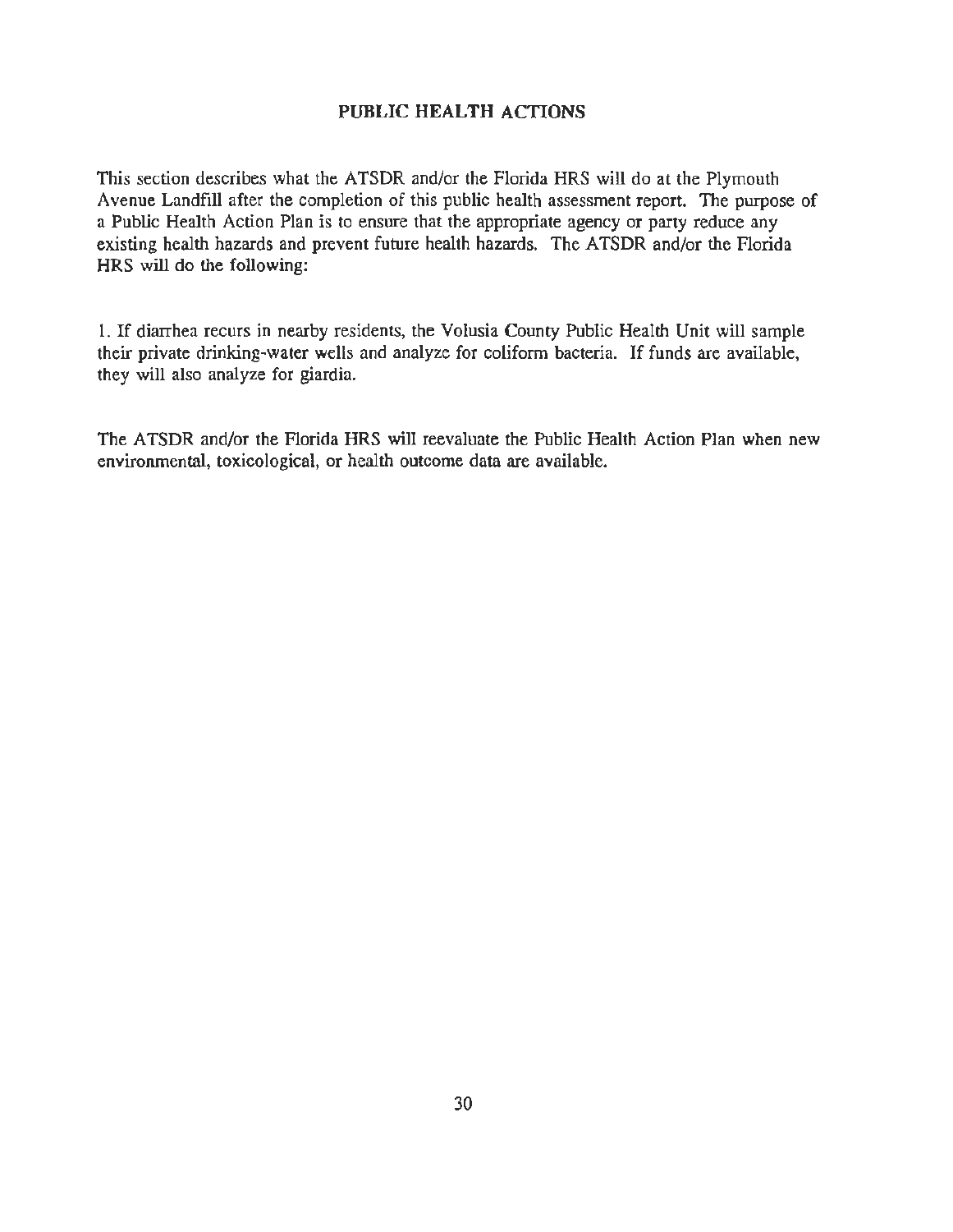## PUBLIC HEALTH ACTIONS

This section describes what the ATSDR and/or the Florida HRS will do at the Plymouth Avenue Landfill after the completion of this public health assessment report. The purpose of a Public Health Action Plan is to ensure that the appropriate agency or party reduce any existing health hazards and prevent future health hazards. The ATSDR and/or the Florida HRS will do the following:

1. If diarrhea recurs in nearby residents, the Volusia County Public Health Unit will sample their private drinking-water wells and analyze for coliform bacteria. If funds are available, they will also analyze for giardia.

The ATSDR and/or the Florida HRS will reevaluate the Public Health Action Plan when new environmental, toxicological, or health outcome data are available.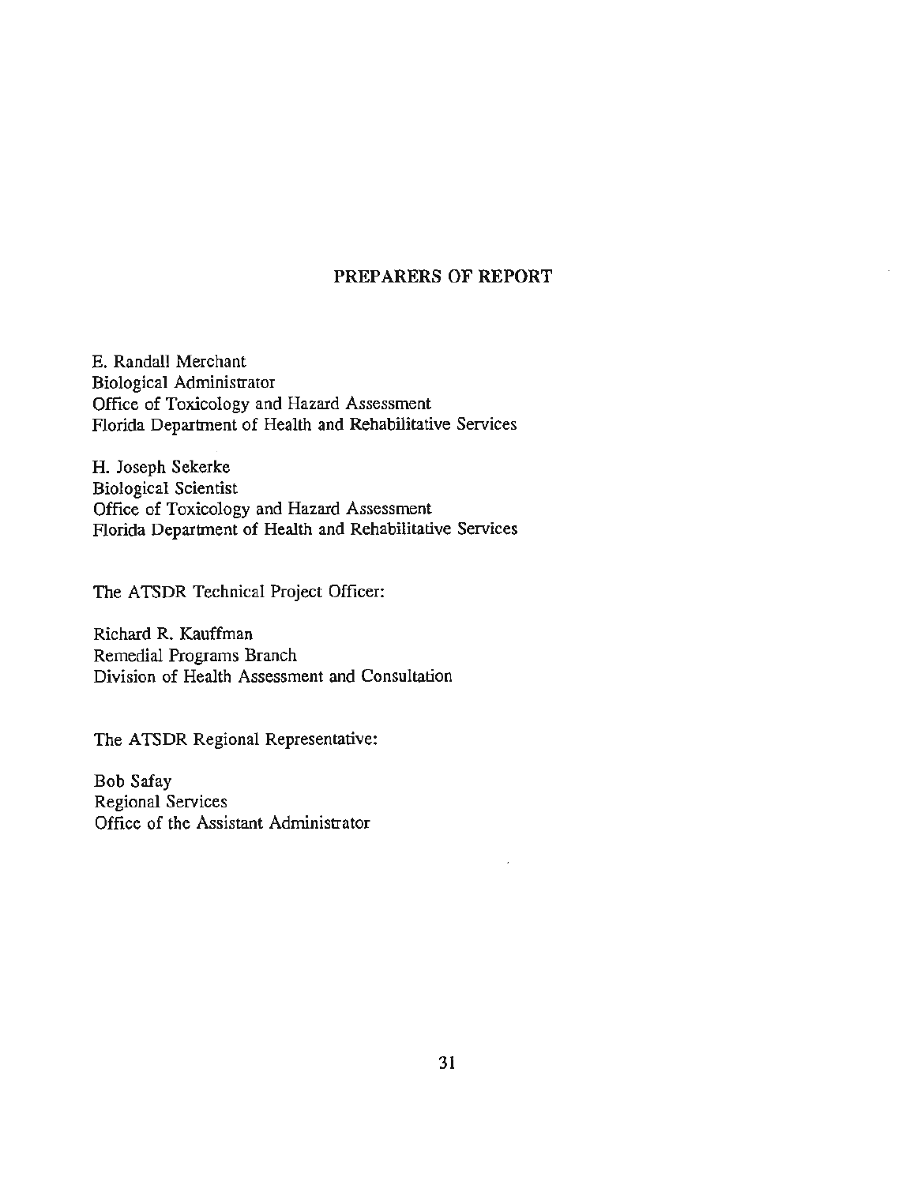## PREPARERS OF REPORT

E. Randall Merchant
Biological Administrator
Office of Toxicology and Hazard Assessment
Florida Department of Health and Rehabilitative Services

H. Joseph Sekerke
Biological Scientist
Office of Toxicology and Hazard Assessment
Florida Department of Health and Rehabilitative Services

The ATSDR Technical Project Officer:

Richard R. Kauffman
Remedial Programs Branch
Division of Health Assessment and Consultation

The ATSDR Regional Representative:

Bob Safay
Regional Services
Office of the Assistant Administrator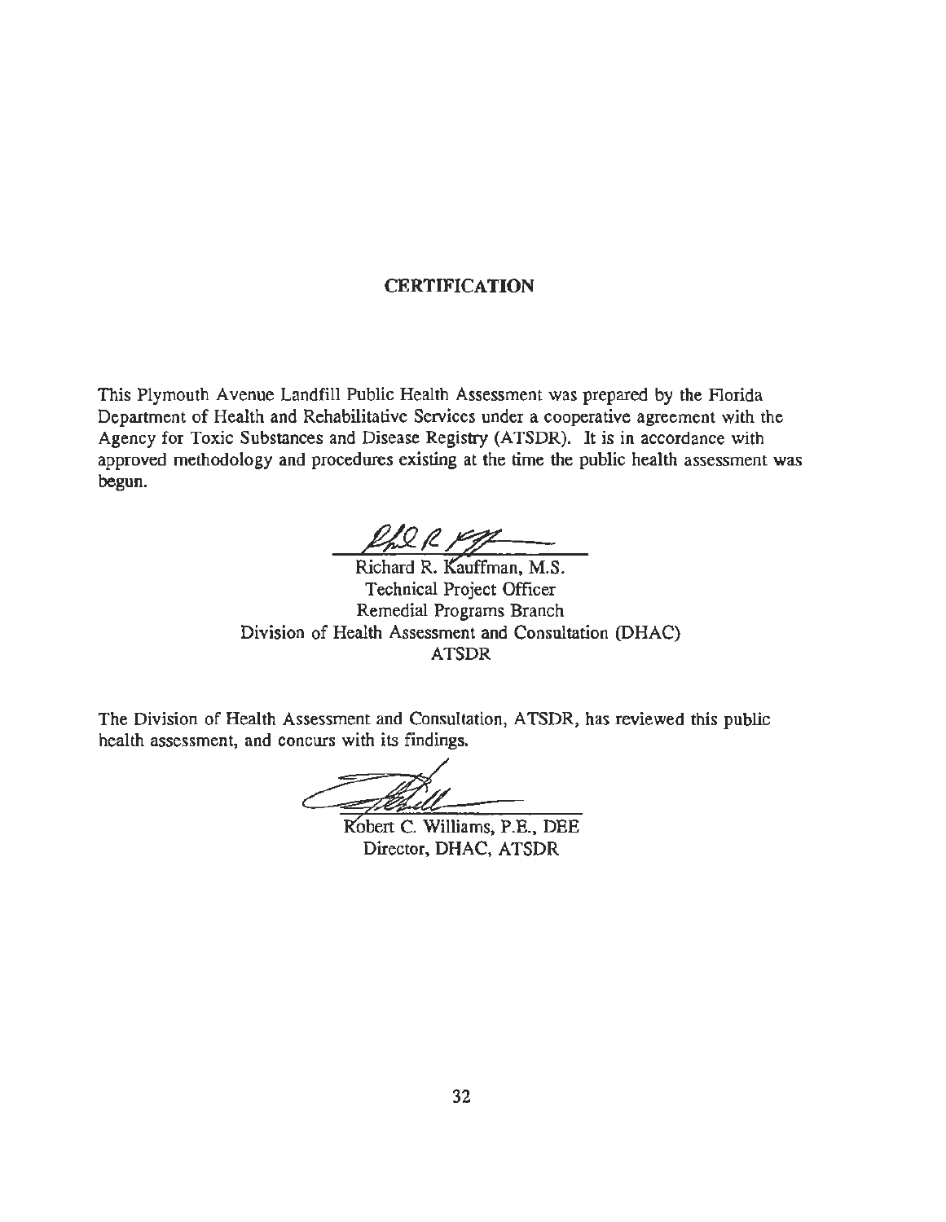## CERTIFICATION

This Plymouth Avenue Landfill Public Health Assessment was prepared by the Florida Department of Health and Rehabilitative Services under a cooperative agreement with the Agency for Toxic Substances and Disease Registry (ATSDR). It is in accordance with approved methodology and procedures existing at the time the public health assessment was begun.

Richard R. Kauffman, M.S.
Technical Project Officer
Remedial Programs Branch
Division of Health Assessment and Consultation (DHAC)
ATSDR

The Division of Health Assessment and Consultation, ATSDR, has reviewed this public health assessment, and concurs with its findings.

Robert C. Williams, P.E., DEE
Director, DHAC, ATSDR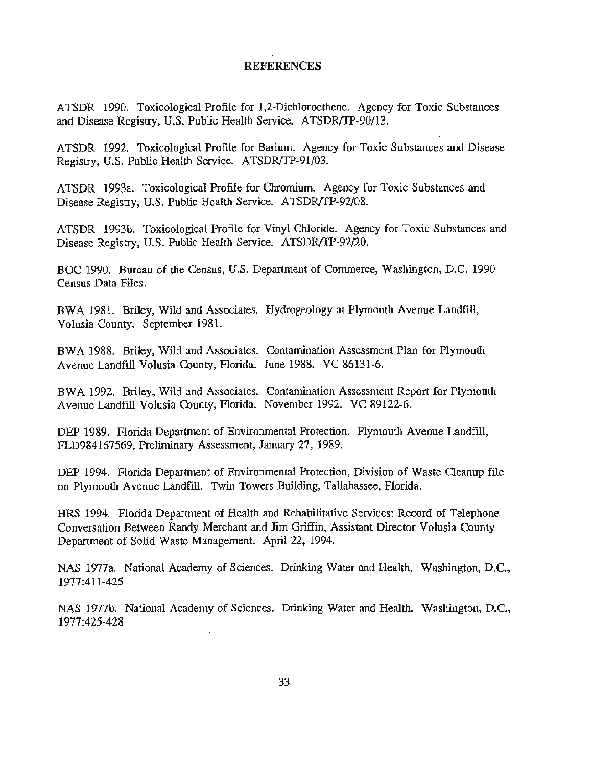## REFERENCES

ATSDR 1990. Toxicological Profile for 1,2-Dichloroethene. Agency for Toxic Substances and Disease Registry, U.S. Public Health Service. ATSDR/TP-90/13.

ATSDR 1992. Toxicological Profile for Barium. Agency for Toxic Substances and Disease Registry, U.S. Public Health Service. ATSDR/TP-91/03.

ATSDR 1993a. Toxicological Profile for Chromium. Agency for Toxic Substances and Disease Registry, U.S. Public Health Service. ATSDR/TP-92/08.

ATSDR 1993b. Toxicological Profile for Vinyl Chloride. Agency for Toxic Substances and Disease Registry, U.S. Public Health Service. ATSDR/TP-92/20.

BOC 1990. Bureau of the Census, U.S. Department of Commerce, Washington, D.C. 1990 Census Data Files.

BWA 1981. Briley, Wild and Associates. Hydrogeology at Plymouth Avenue Landfill, Volusia County. September 1981.

BWA 1988. Briley, Wild and Associates. Contamination Assessment Plan for Plymouth Avenue Landfill Volusia County, Florida. June 1988. VC 86131-6.

BWA 1992. Briley, Wild and Associates. Contamination Assessment Report for Plymouth Avenue Landfill Volusia County, Florida. November 1992. VC 89122-6.

DEP 1989. Florida Department of Environmental Protection. Plymouth Avenue Landfill, FLD984167569, Preliminary Assessment, January 27, 1989.

DEP 1994. Florida Department of Environmental Protection, Division of Waste Cleanup file on Plymouth Avenue Landfill. Twin Towers Building, Tallahassee, Florida.

HRS 1994. Florida Department of Health and Rehabilitative Services: Record of Telephone Conversation Between Randy Merchant and Jim Griffin, Assistant Director Volusia County Department of Solid Waste Management. April 22, 1994.

NAS 1977a. National Academy of Sciences. Drinking Water and Health. Washington, D.C., 1977:411-425

NAS 1977b. National Academy of Sciences. Drinking Water and Health. Washington, D.C., 1977:425-428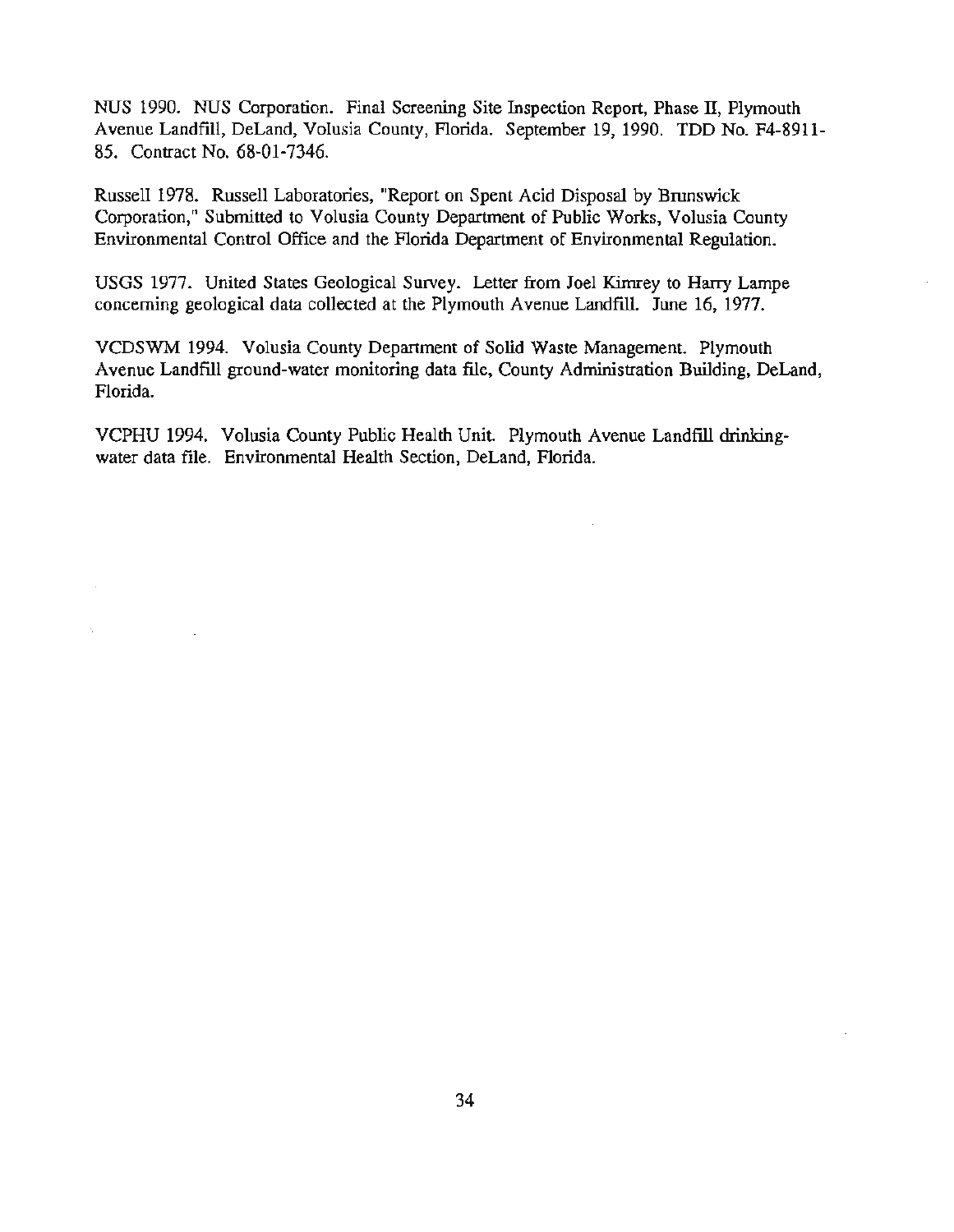NUS 1990. NUS Corporation. Final Screening Site Inspection Report, Phase II, Plymouth Avenue Landfill, DeLand, Volusia County, Florida. September 19, 1990. TDD No. F4-8911-85. Contract No. 68-01-7346.

Russell 1978. Russell Laboratories, "Report on Spent Acid Disposal by Brunswick Corporation," Submitted to Volusia County Department of Public Works, Volusia County Environmental Control Office and the Florida Department of Environmental Regulation.

USGS 1977. United States Geological Survey. Letter from Joel Kimrey to Harry Lampe concerning geological data collected at the Plymouth Avenue Landfill. June 16, 1977.

VCDSWM 1994. Volusia County Department of Solid Waste Management. Plymouth Avenue Landfill ground-water monitoring data file, County Administration Building, DeLand, Florida.

VCPHU 1994. Volusia County Public Health Unit. Plymouth Avenue Landfill drinking-water data file. Environmental Health Section, DeLand, Florida.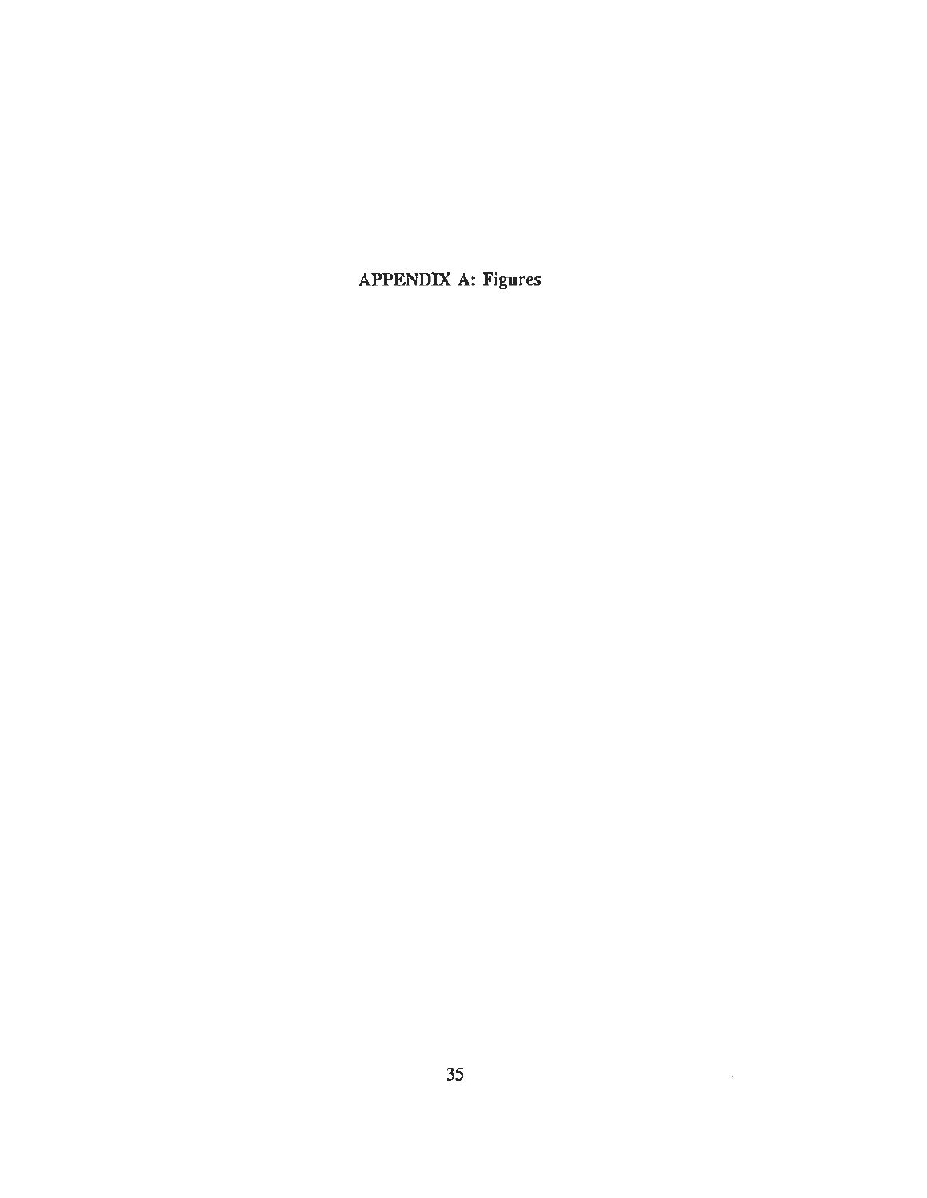# APPENDIX A: Figures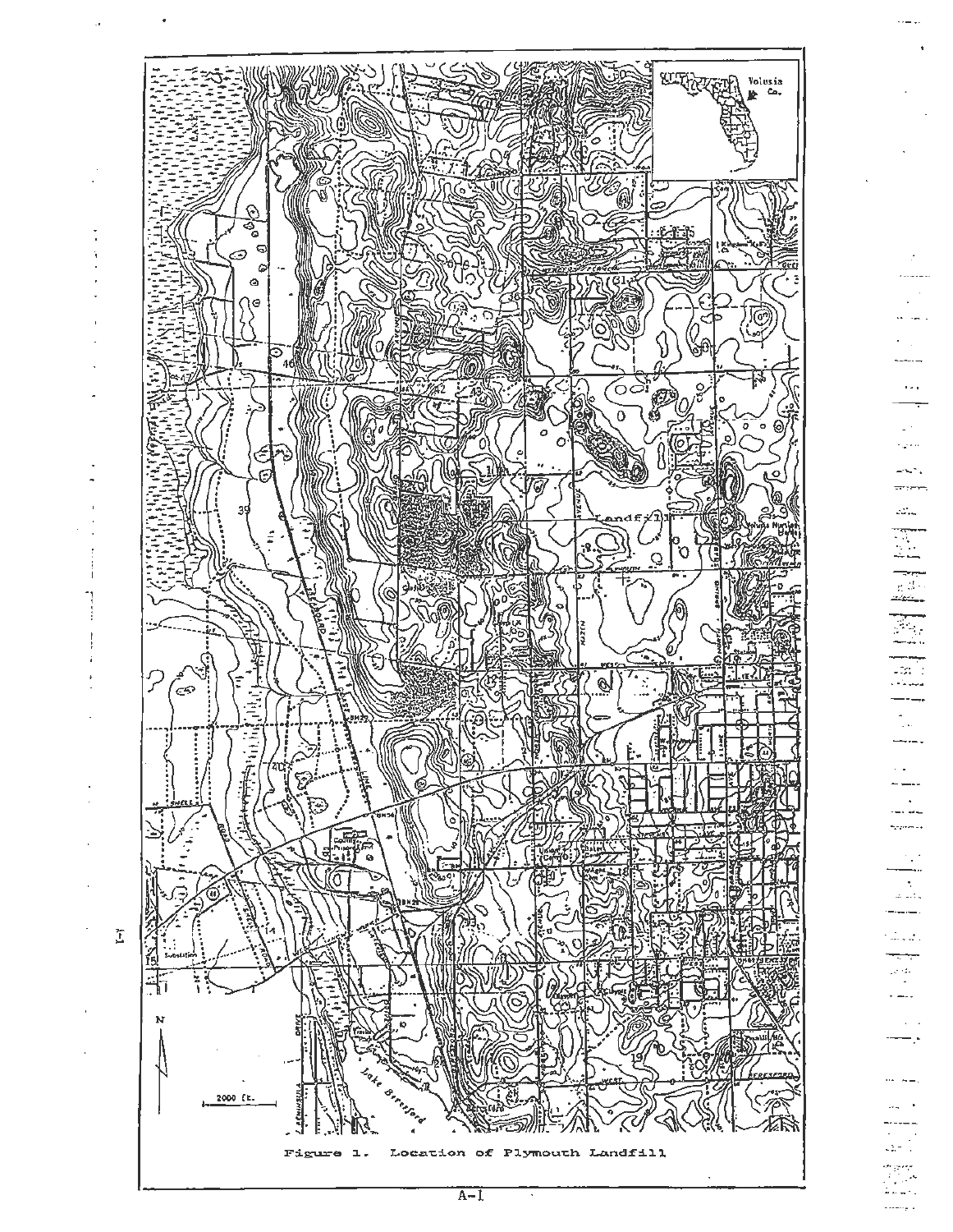Figure 1. Location of Plymouth Landfill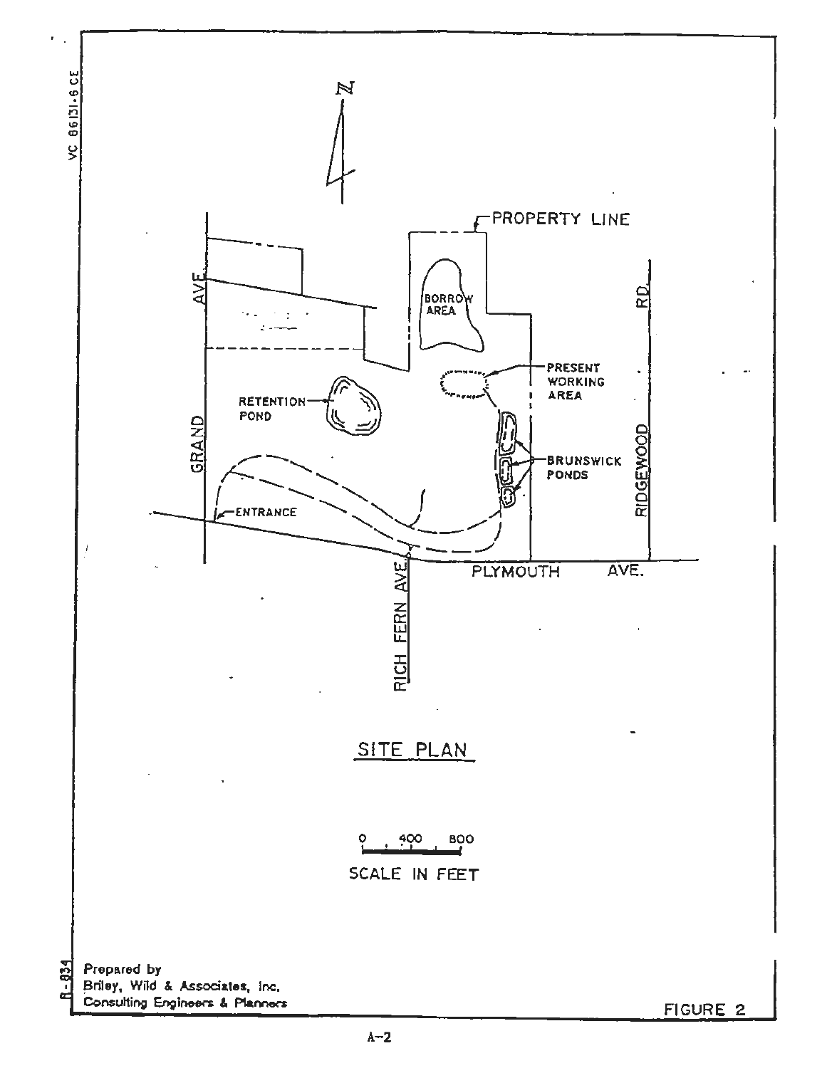VC 86131.6 CE

N

PROPERTY LINE

BORROW AREA

PRESENT WORKING AREA

RETENTION POND

BRUNSWICK PONDS

GRAND AVE.

RIDGEWOOD RD.

ENTRANCE

RICH FERN AVE.

PLYMOUTH AVE.

SITE PLAN

0 400 800

SCALE IN FEET

R-834

Prepared by
Briley, Wild & Associates, Inc.
Consulting Engineers & Planners

FIGURE 2

A-2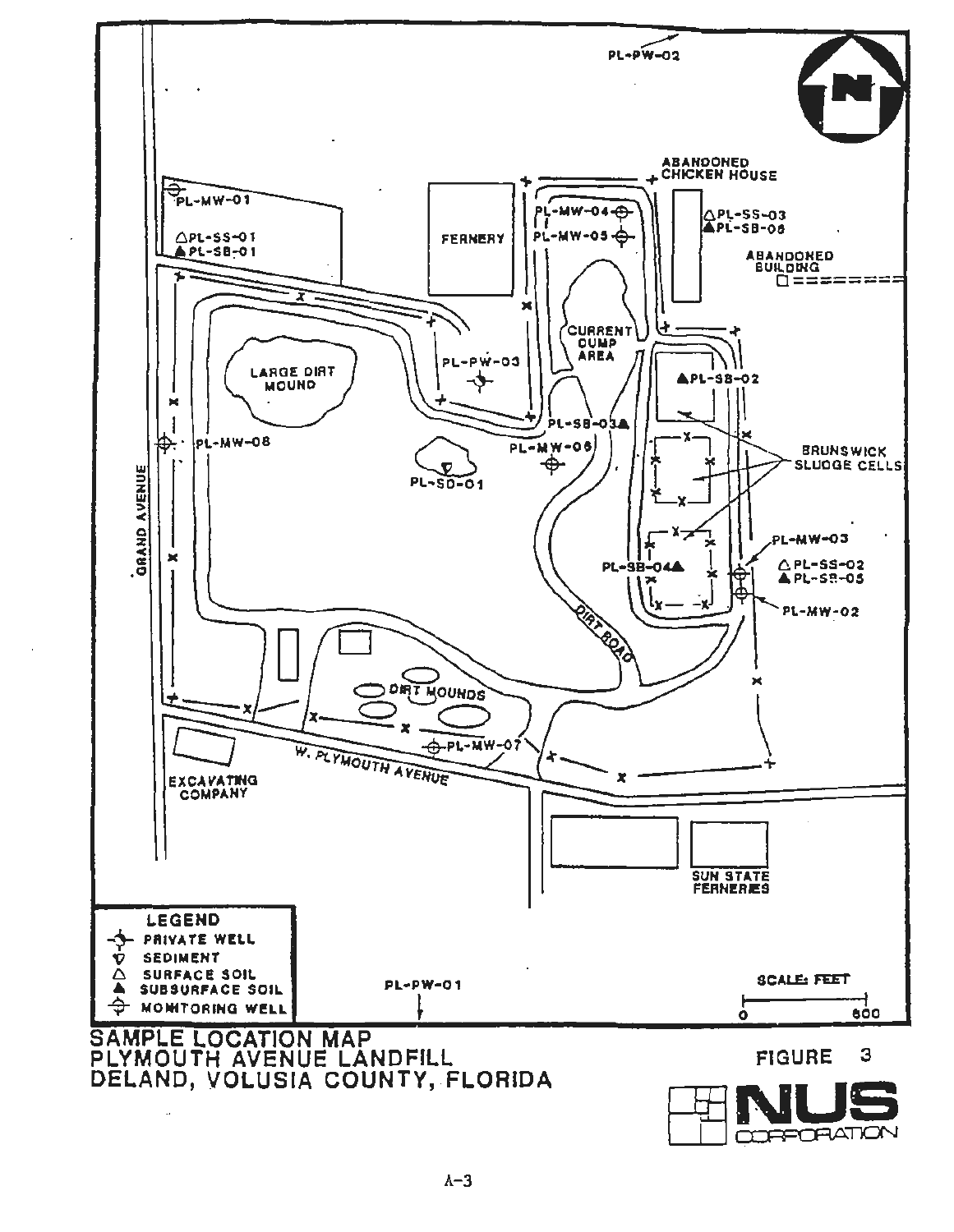PL-PW-02

ABANDONED CHICKEN HOUSE

PL-MW-01

△PL-SS-01
▲PL-SB-01

FERNERY

PL-MW-04
PL-MW-05

△PL-SS-03
▲PL-SB-06

ABANDONED BUILDING

CURRENT DUMP AREA

LARGE DIRT MOUND

PL-PW-03

▲PL-SB-02

PL-SB-03▲

PL-MW-08

PL-MW-06

PL-SD-01

BRUNSWICK SLUDGE CELLS

GRAND AVENUE

PL-MW-03

PL-SB-04▲

△PL-SS-02
▲PL-SB-05

PL-MW-02

DIRT ROAD

DIRT MOUNDS

PL-MW-07

W. PLYMOUTH AVENUE

EXCAVATING COMPANY

SUN STATE FERNERIES

| LEGEND |
| --- |
| PRIVATE WELL |
| ▽ SEDIMENT |
| △ SURFACE SOIL |
| ▲ SUBSURFACE SOIL |
| MONITORING WELL |

PL-PW-01

SCALE: FEET
0 600

SAMPLE LOCATION MAP
PLYMOUTH AVENUE LANDFILL
DELAND, VOLUSIA COUNTY, FLORIDA

FIGURE 3

NUS CORPORATION

A-3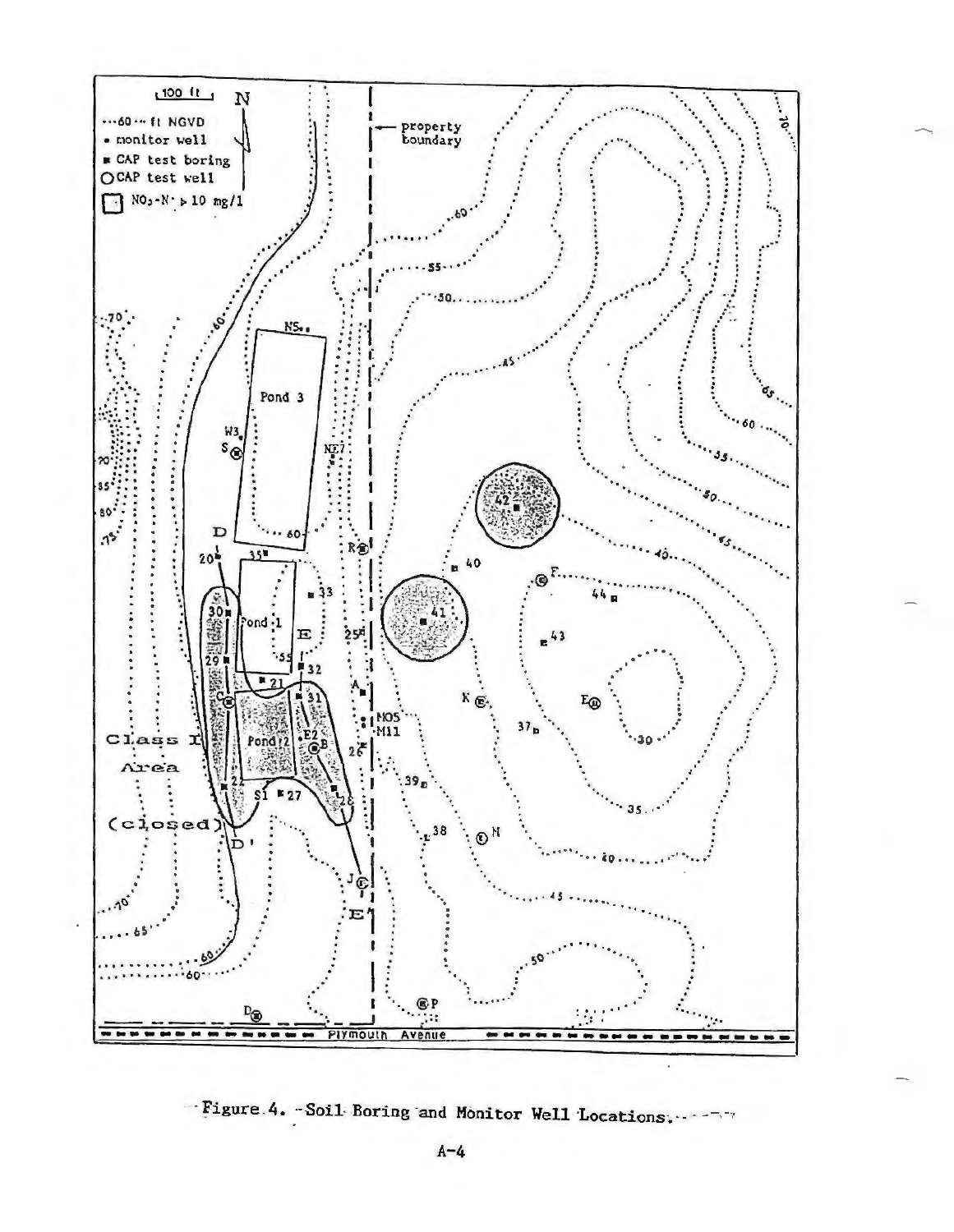Figure 4. -Soil Boring and Monitor Well Locations.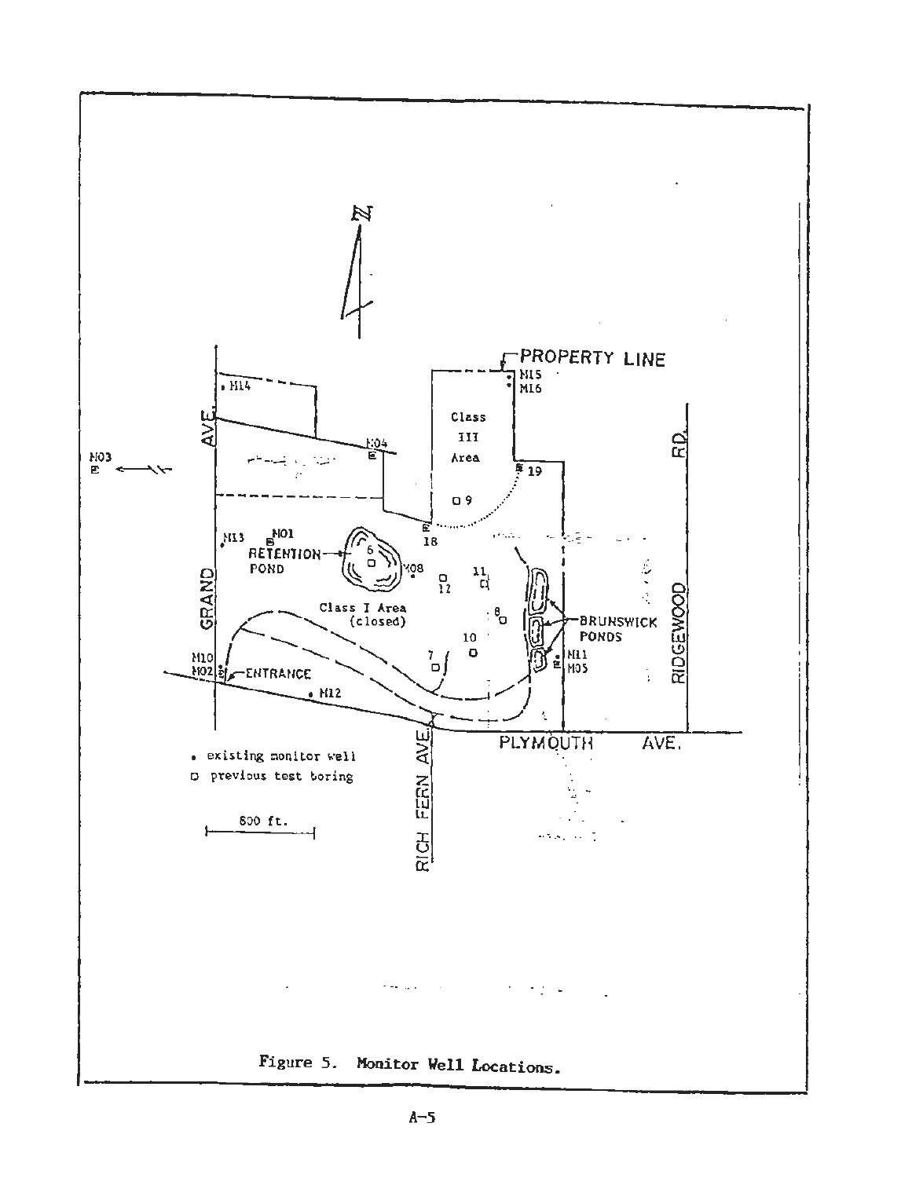Figure 5. Monitor Well Locations.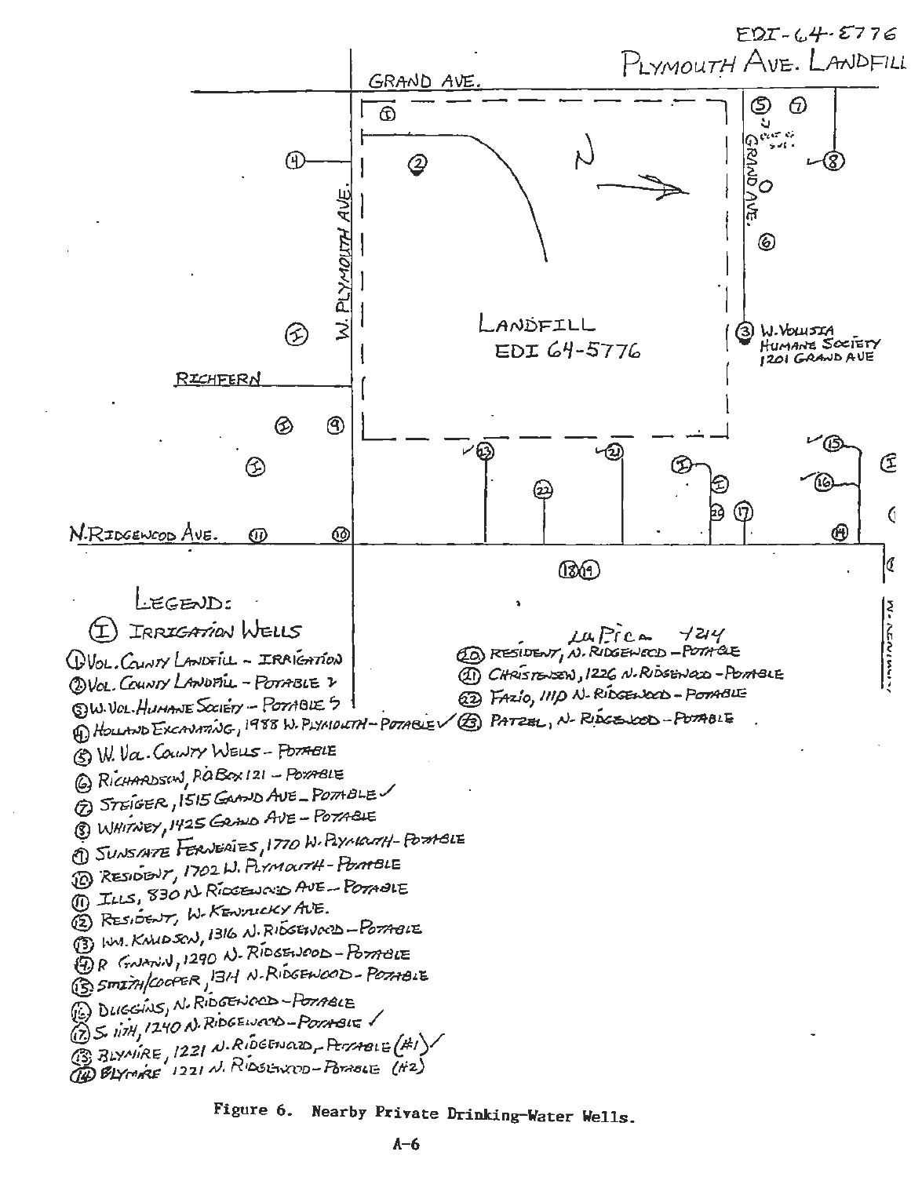EDI-64-5776

PLYMOUTH AVE. LANDFILL

GRAND AVE.

W. PLYMOUTH AVE.

GRAND AVE.

N

LANDFILL
EDI 64-5776

③ W. VOLUSIA HUMANE SOCIETY 1201 GRAND AVE

RICHFERN

N. RIDGEWOOD AVE.

LEGEND:

Ⓘ IRRIGATION WELLS

1. VOL. COUNTY LANDFILL - IRRIGATION
2. VOL. COUNTY LANDFILL - POTABLE
3. W. VOL. HUMANE SOCIETY - POTABLE
4. HOLLAND EXCAVATING, 1988 W. PLYMOUTH - POTABLE ✓
5. W. VOL. COUNTY WELLS - POTABLE
6. RICHARDSON, P.O. BOX 121 - POTABLE
7. STEIGER, 1515 GRAND AVE - POTABLE ✓
8. WHITNEY, 1425 GRAND AVE - POTABLE
9. SUNSTATE FERNERIES, 1770 W. PLYMOUTH - POTABLE
10. RESIDENT, 1702 W. PLYMOUTH - POTABLE
11. ILLS, 830 N. RIDGEWOOD AVE - POTABLE
12. RESIDENT, W. KENTUCKY AVE.
13. WM. KNUDSON, 1316 N. RIDGEWOOD - POTABLE
14. R. GNANN, 1290 N. RIDGEWOOD - POTABLE
15. SMITH/COOPER, 1314 N. RIDGEWOOD - POTABLE
16. DUGGINS, N. RIDGEWOOD - POTABLE
17. SMITH, 1240 N. RIDGEWOOD - POTABLE ✓
18. BLYMIRE, 1221 N. RIDGEWOOD - POTABLE (#1) ✓
19. BLYMIRE 1221 N. RIDGEWOOD - POTABLE (#2)
20. RESIDENT, N. RIDGEWOOD - POTABLE (La Pica 1214)
21. CHRISTENSEN, 1226 N. RIDGEWOOD - POTABLE
22. FAZIO, 1110 N. RIDGEWOOD - POTABLE
23. PATZEL, N. RIDGEWOOD - POTABLE

Figure 6. Nearby Private Drinking-Water Wells.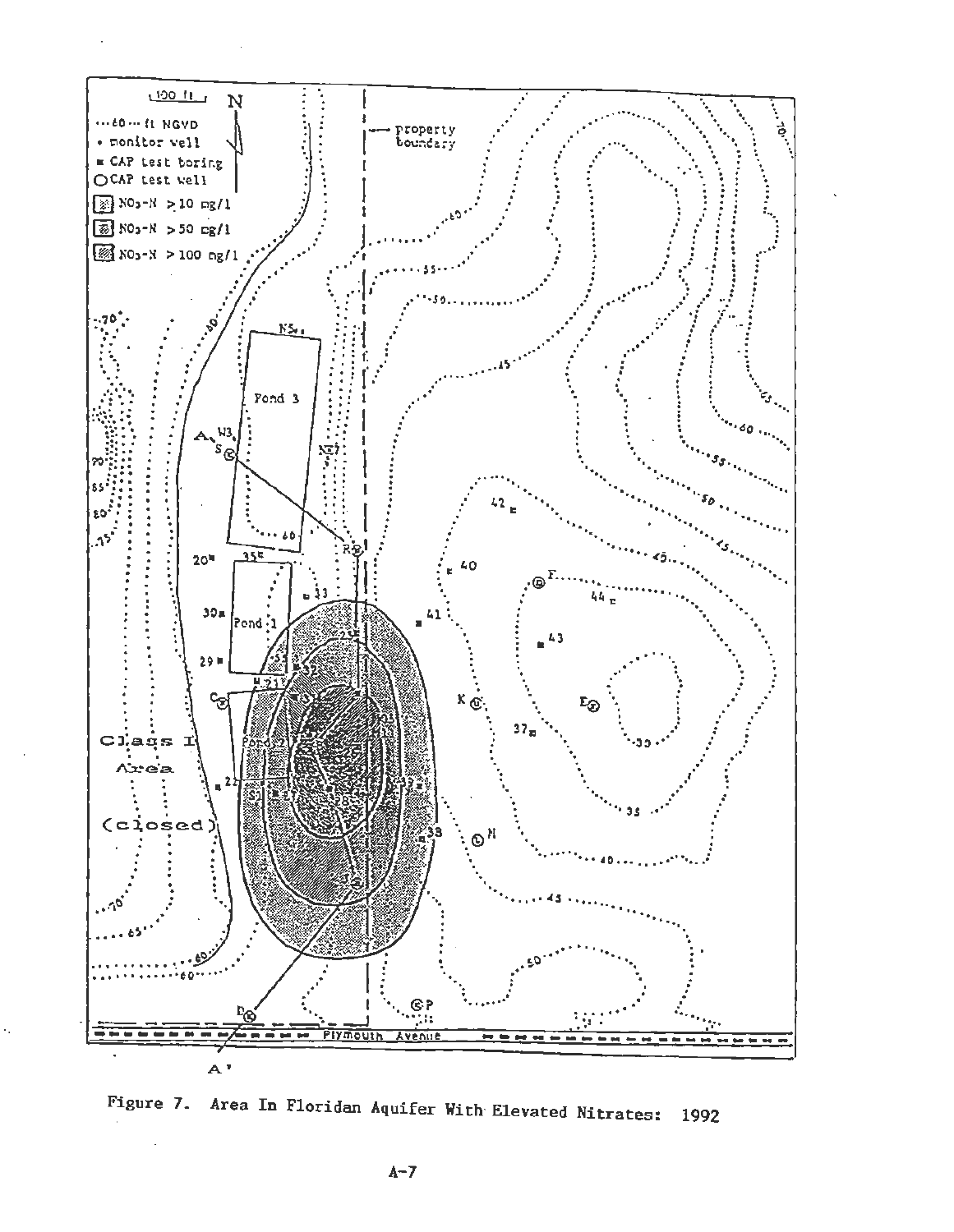100 ft

N

···60··· ft NGVD

• monitor well

▪ CAP test boring

○ CAP test well

$NO_3$-N > 10 mg/l

$NO_3$-N > 50 mg/l

$NO_3$-N > 100 mg/l

property boundary

Pond 3

Pond 1

Pond 2

Class I Area (closed)

Plymouth Avenue

A

A'

Figure 7. Area In Floridan Aquifer With Elevated Nitrates: 1992

A-7